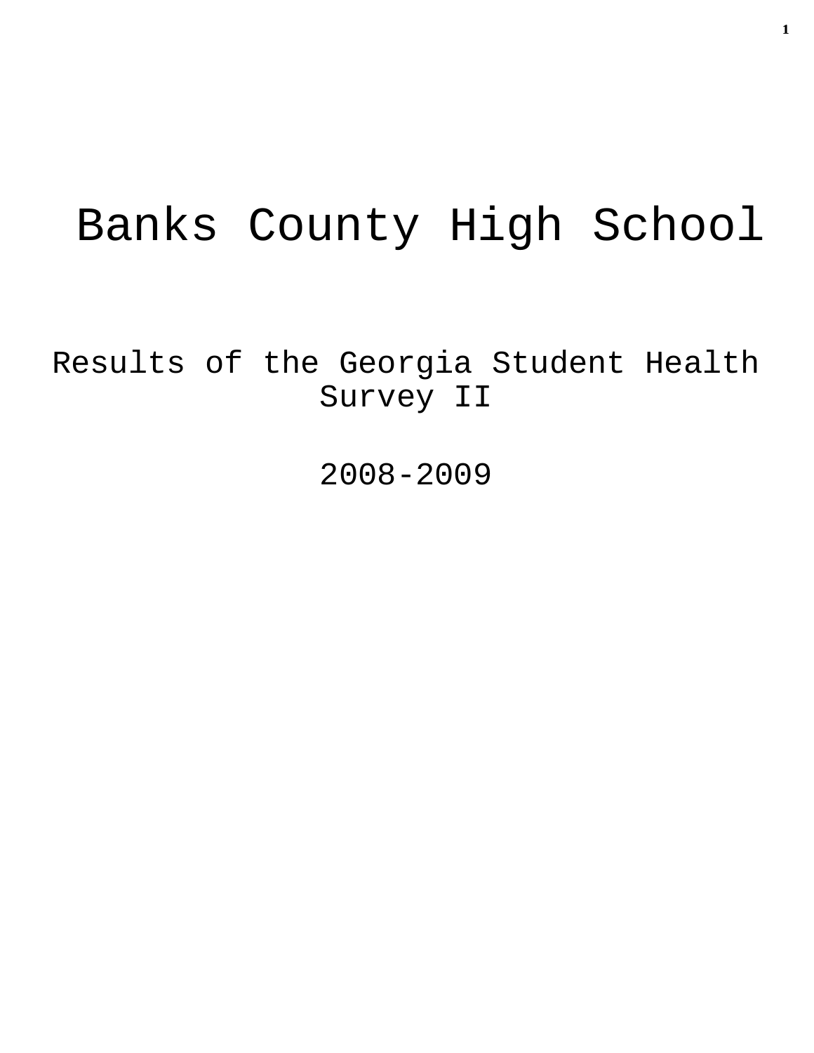# Banks County High School

## Results of the Georgia Student Health Survey II

## 2008-2009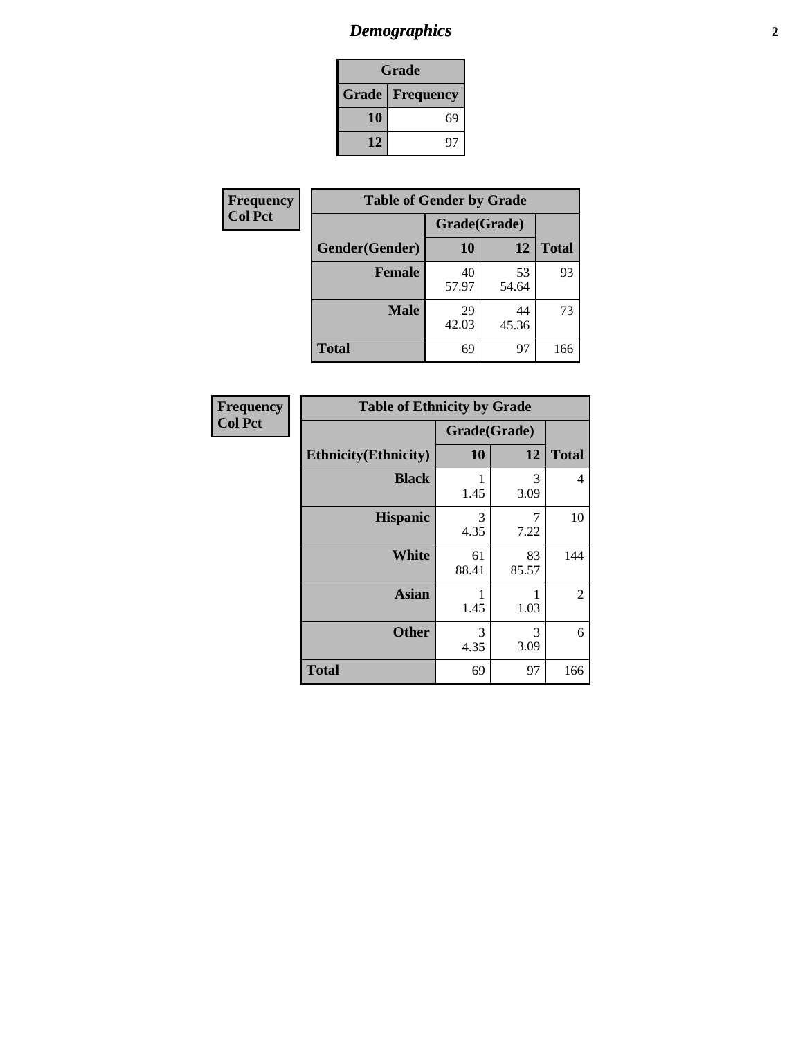## *Demographics*

| Grade | |
|---|---|
| **Grade** | **Frequency** |
| 10 | 69 |
| 12 | 97 |

**Frequency**
**Col Pct**

| Table of Gender by Grade | | | |
|---|---|---|---|
| | Grade(Grade) | | |
| **Gender(Gender)** | **10** | **12** | **Total** |
| **Female** | 40<br>57.97 | 53<br>54.64 | 93 |
| **Male** | 29<br>42.03 | 44<br>45.36 | 73 |
| **Total** | 69 | 97 | 166 |

**Frequency**
**Col Pct**

| Table of Ethnicity by Grade | | | |
|---|---|---|---|
| | Grade(Grade) | | |
| **Ethnicity(Ethnicity)** | **10** | **12** | **Total** |
| **Black** | 1<br>1.45 | 3<br>3.09 | 4 |
| **Hispanic** | 3<br>4.35 | 7<br>7.22 | 10 |
| **White** | 61<br>88.41 | 83<br>85.57 | 144 |
| **Asian** | 1<br>1.45 | 1<br>1.03 | 2 |
| **Other** | 3<br>4.35 | 3<br>3.09 | 6 |
| **Total** | 69 | 97 | 166 |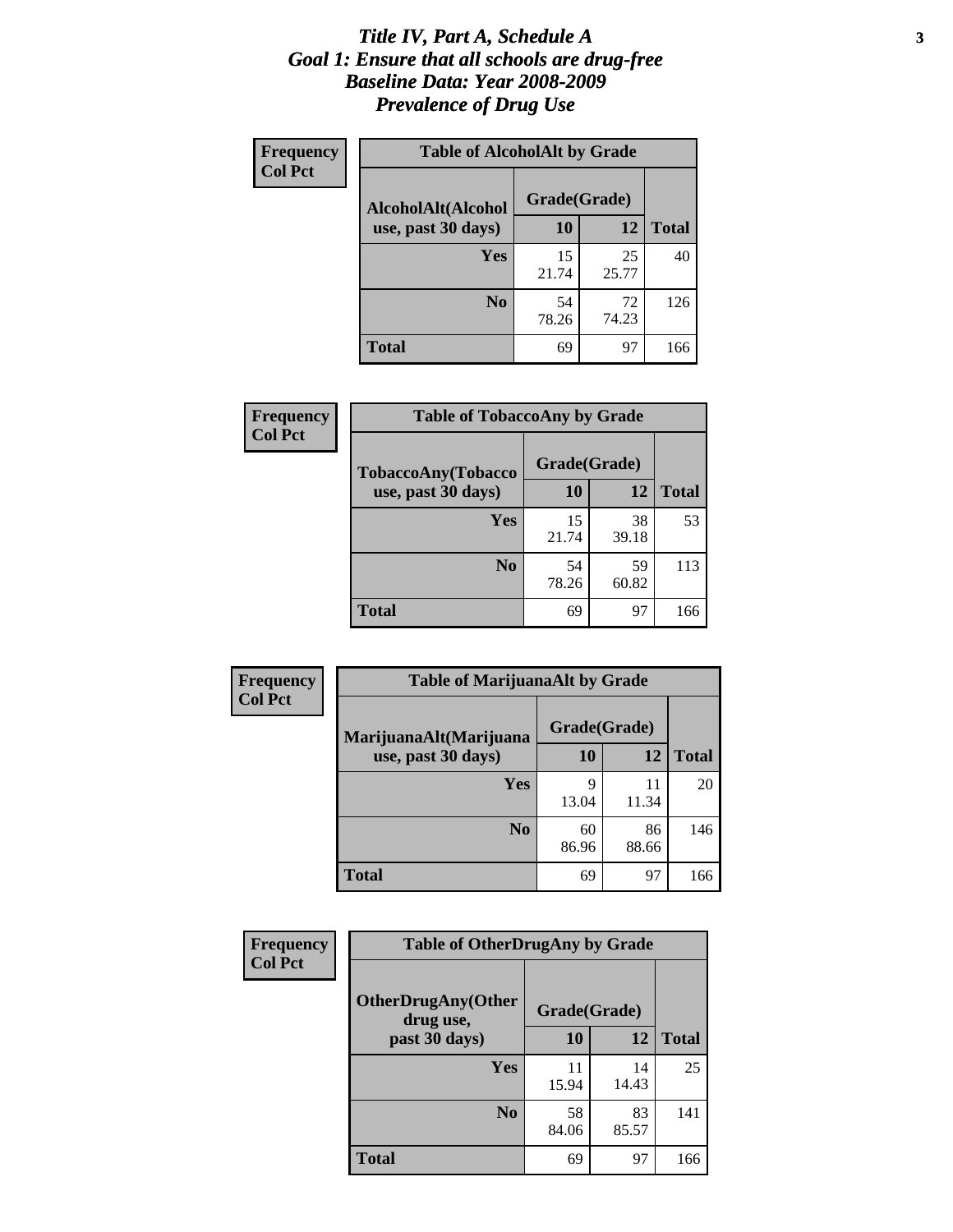# *Title IV, Part A, Schedule A*
## *Goal 1: Ensure that all schools are drug-free*
## *Baseline Data: Year 2008-2009*
## *Prevalence of Drug Use*

**Frequency**
**Col Pct**

**Table of AlcoholAlt by Grade**

| AlcoholAlt(Alcohol use, past 30 days) | Grade(Grade) 10 | 12 | Total |
|---|---|---|---|
| **Yes** | 15<br>21.74 | 25<br>25.77 | 40 |
| **No** | 54<br>78.26 | 72<br>74.23 | 126 |
| **Total** | 69 | 97 | 166 |

**Frequency**
**Col Pct**

**Table of TobaccoAny by Grade**

| TobaccoAny(Tobacco use, past 30 days) | Grade(Grade) 10 | 12 | Total |
|---|---|---|---|
| **Yes** | 15<br>21.74 | 38<br>39.18 | 53 |
| **No** | 54<br>78.26 | 59<br>60.82 | 113 |
| **Total** | 69 | 97 | 166 |

**Frequency**
**Col Pct**

**Table of MarijuanaAlt by Grade**

| MarijuanaAlt(Marijuana use, past 30 days) | Grade(Grade) 10 | 12 | Total |
|---|---|---|---|
| **Yes** | 9<br>13.04 | 11<br>11.34 | 20 |
| **No** | 60<br>86.96 | 86<br>88.66 | 146 |
| **Total** | 69 | 97 | 166 |

**Frequency**
**Col Pct**

**Table of OtherDrugAny by Grade**

| OtherDrugAny(Other drug use, past 30 days) | Grade(Grade) 10 | 12 | Total |
|---|---|---|---|
| **Yes** | 11<br>15.94 | 14<br>14.43 | 25 |
| **No** | 58<br>84.06 | 83<br>85.57 | 141 |
| **Total** | 69 | 97 | 166 |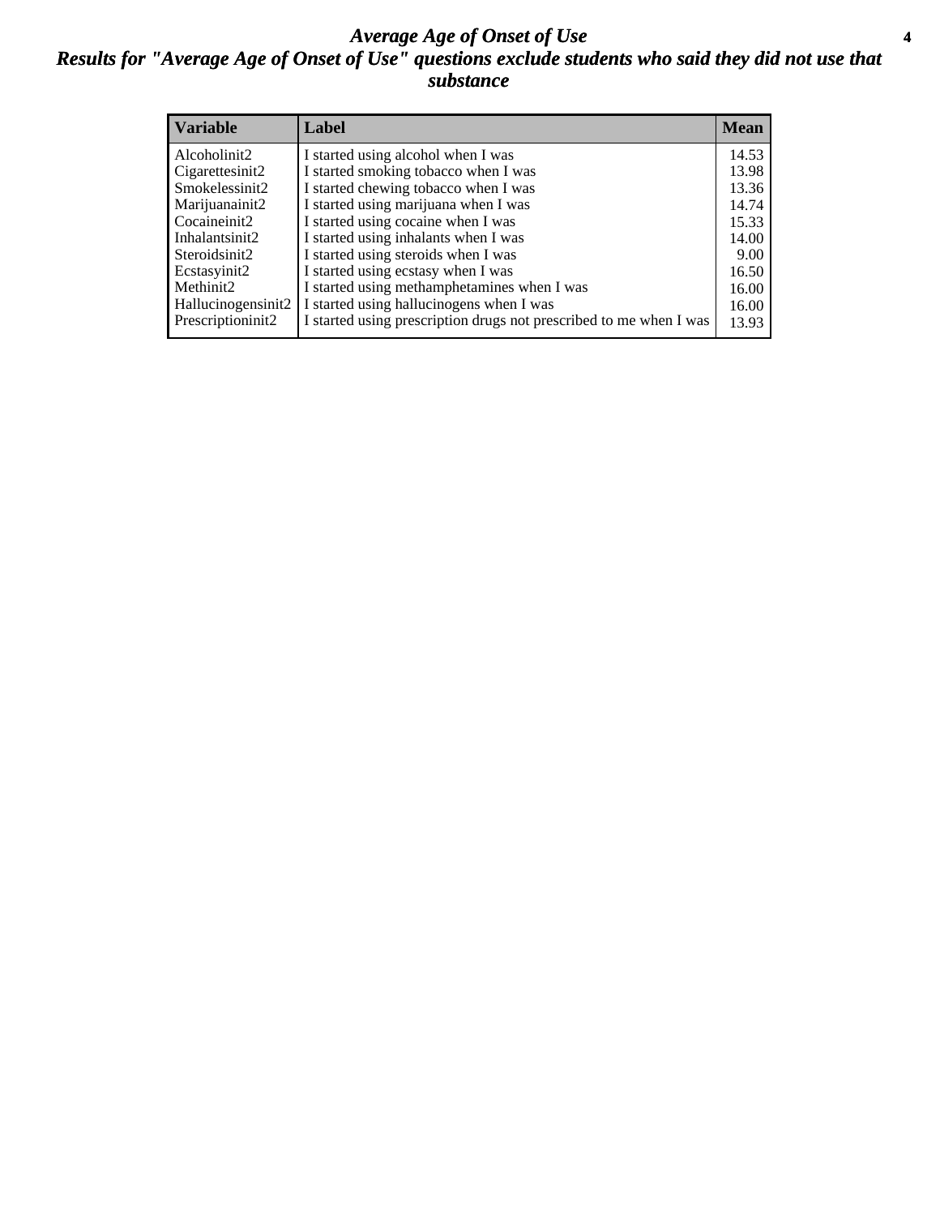# *Average Age of Onset of Use*

## *Results for "Average Age of Onset of Use" questions exclude students who said they did not use that substance*

| Variable | Label | Mean |
|---|---|---|
| Alcoholinit2 | I started using alcohol when I was | 14.53 |
| Cigarettesinit2 | I started smoking tobacco when I was | 13.98 |
| Smokelessinit2 | I started chewing tobacco when I was | 13.36 |
| Marijuanainit2 | I started using marijuana when I was | 14.74 |
| Cocaineinit2 | I started using cocaine when I was | 15.33 |
| Inhalantsinit2 | I started using inhalants when I was | 14.00 |
| Steroidsinit2 | I started using steroids when I was | 9.00 |
| Ecstasyinit2 | I started using ecstasy when I was | 16.50 |
| Methinit2 | I started using methamphetamines when I was | 16.00 |
| Hallucinogensinit2 | I started using hallucinogens when I was | 16.00 |
| Prescriptioninit2 | I started using prescription drugs not prescribed to me when I was | 13.93 |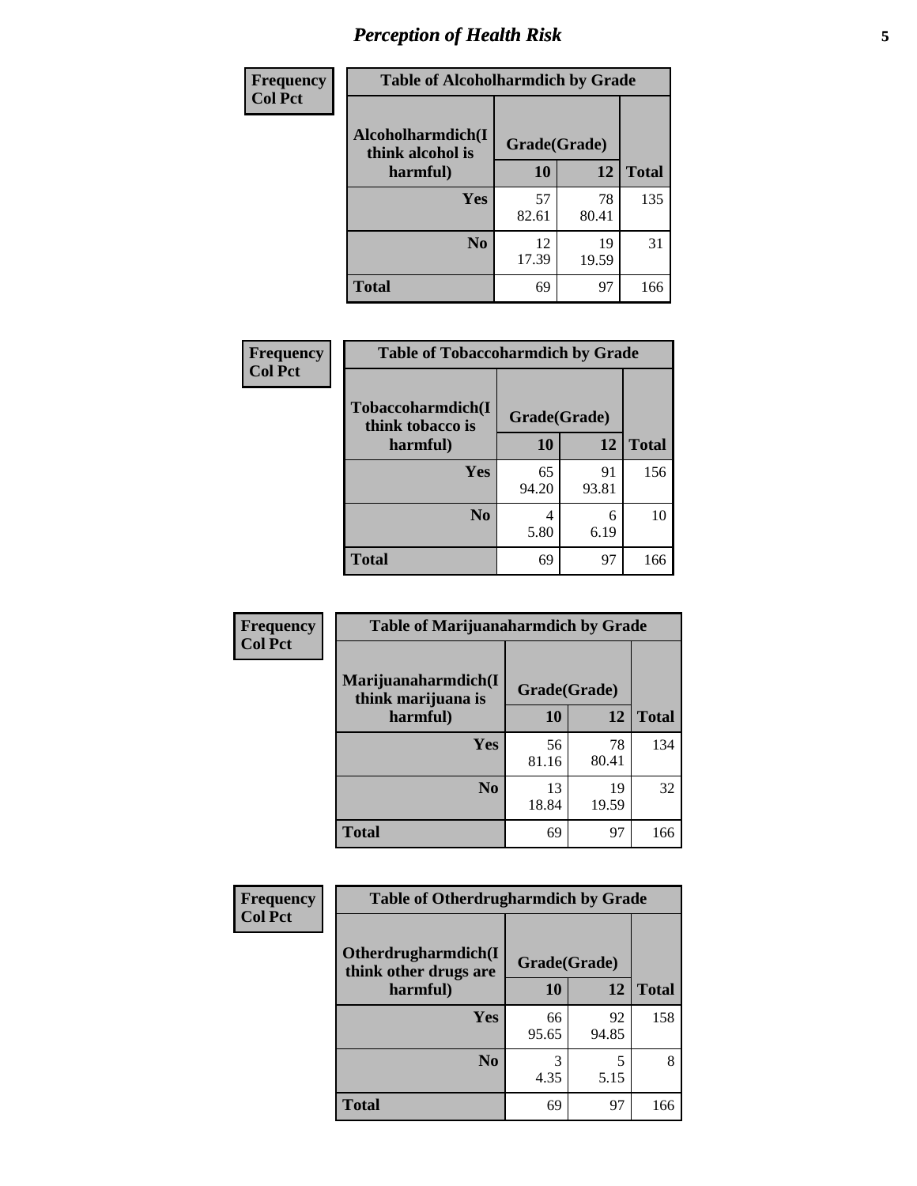# Perception of Health Risk

**Frequency**
**Col Pct**

| Table of Alcoholharmdich by Grade | | | |
|---|---|---|---|
| Alcoholharmdich(I think alcohol is harmful) | Grade(Grade) | | Total |
| | 10 | 12 | |
| Yes | 57<br>82.61 | 78<br>80.41 | 135 |
| No | 12<br>17.39 | 19<br>19.59 | 31 |
| Total | 69 | 97 | 166 |

**Frequency**
**Col Pct**

| Table of Tobaccoharmdich by Grade | | | |
|---|---|---|---|
| Tobaccoharmdich(I think tobacco is harmful) | Grade(Grade) | | Total |
| | 10 | 12 | |
| Yes | 65<br>94.20 | 91<br>93.81 | 156 |
| No | 4<br>5.80 | 6<br>6.19 | 10 |
| Total | 69 | 97 | 166 |

**Frequency**
**Col Pct**

| Table of Marijuanaharmdich by Grade | | | |
|---|---|---|---|
| Marijuanaharmdich(I think marijuana is harmful) | Grade(Grade) | | Total |
| | 10 | 12 | |
| Yes | 56<br>81.16 | 78<br>80.41 | 134 |
| No | 13<br>18.84 | 19<br>19.59 | 32 |
| Total | 69 | 97 | 166 |

**Frequency**
**Col Pct**

| Table of Otherdrugharmdich by Grade | | | |
|---|---|---|---|
| Otherdrugharmdich(I think other drugs are harmful) | Grade(Grade) | | Total |
| | 10 | 12 | |
| Yes | 66<br>95.65 | 92<br>94.85 | 158 |
| No | 3<br>4.35 | 5<br>5.15 | 8 |
| Total | 69 | 97 | 166 |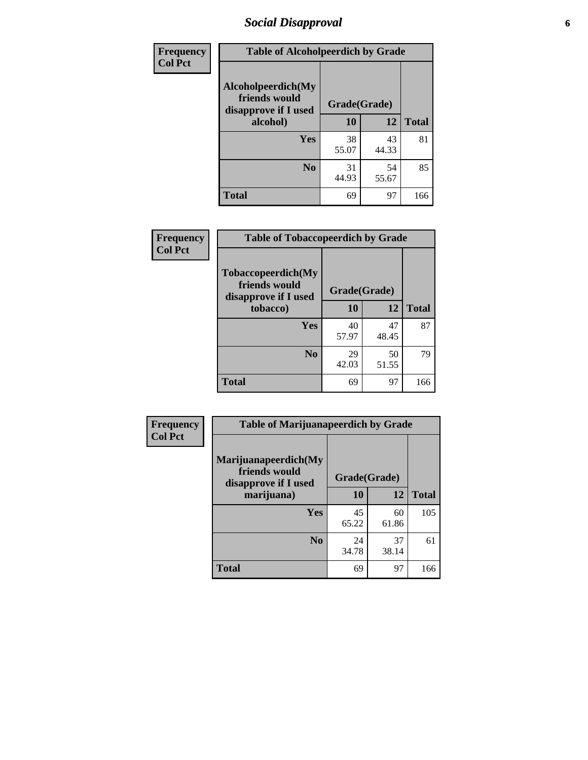# Social Disapproval

**Frequency**
**Col Pct**

**Table of Alcoholpeerdich by Grade**

| Alcoholpeerdich(My friends would disapprove if I used alcohol) | Grade(Grade) | | Total |
|---|---|---|---|
| | 10 | 12 | |
| Yes | 38<br>55.07 | 43<br>44.33 | 81 |
| No | 31<br>44.93 | 54<br>55.67 | 85 |
| Total | 69 | 97 | 166 |

**Frequency**
**Col Pct**

**Table of Tobaccopeerdich by Grade**

| Tobaccopeerdich(My friends would disapprove if I used tobacco) | Grade(Grade) | | Total |
|---|---|---|---|
| | 10 | 12 | |
| Yes | 40<br>57.97 | 47<br>48.45 | 87 |
| No | 29<br>42.03 | 50<br>51.55 | 79 |
| Total | 69 | 97 | 166 |

**Frequency**
**Col Pct**

**Table of Marijuanapeerdich by Grade**

| Marijuanapeerdich(My friends would disapprove if I used marijuana) | Grade(Grade) | | Total |
|---|---|---|---|
| | 10 | 12 | |
| Yes | 45<br>65.22 | 60<br>61.86 | 105 |
| No | 24<br>34.78 | 37<br>38.14 | 61 |
| Total | 69 | 97 | 166 |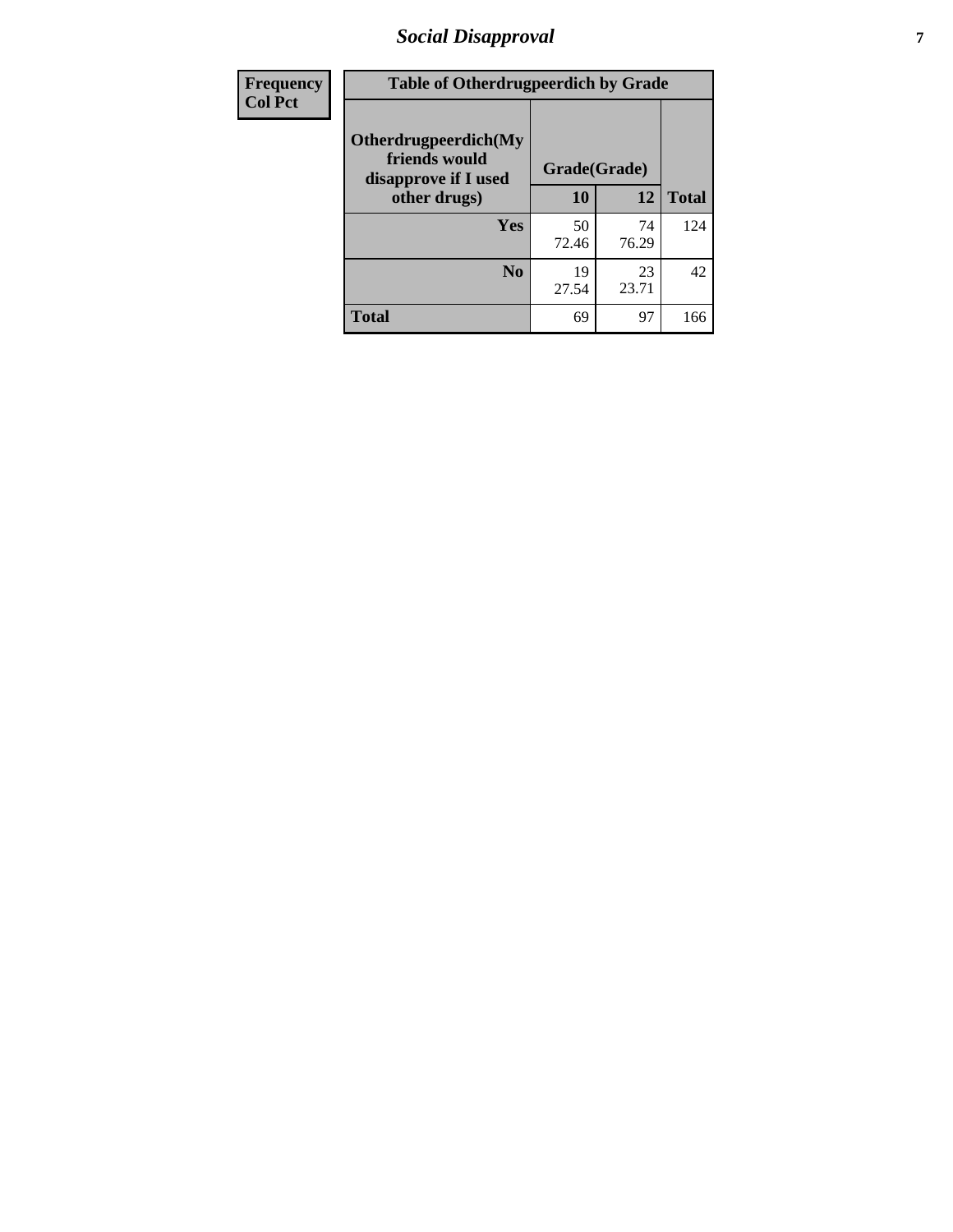| Frequency<br>Col Pct | Table of Otherdrugpeerdich by Grade | | | |
|---|---|---|---|---|
| | Otherdrugpeerdich(My friends would disapprove if I used other drugs) | Grade(Grade) | | |
| | | 10 | 12 | Total |
| | Yes | 50<br>72.46 | 74<br>76.29 | 124 |
| | No | 19<br>27.54 | 23<br>23.71 | 42 |
| | Total | 69 | 97 | 166 |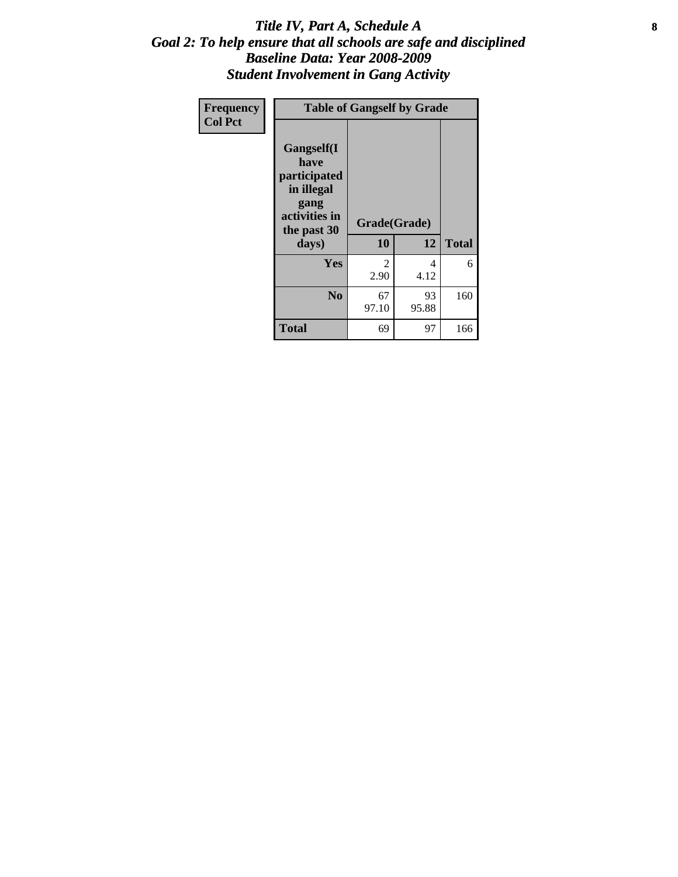# *Title IV, Part A, Schedule A*
## *Goal 2: To help ensure that all schools are safe and disciplined*
## *Baseline Data: Year 2008-2009*
## *Student Involvement in Gang Activity*

| Frequency<br>Col Pct | Table of Gangself by Grade | | |
|---|---|---|---|
| **Gangself(I have participated in illegal gang activities in the past 30 days)** | **Grade(Grade)** | | |
| | **10** | **12** | **Total** |
| **Yes** | 2<br>2.90 | 4<br>4.12 | 6 |
| **No** | 67<br>97.10 | 93<br>95.88 | 160 |
| **Total** | 69 | 97 | 166 |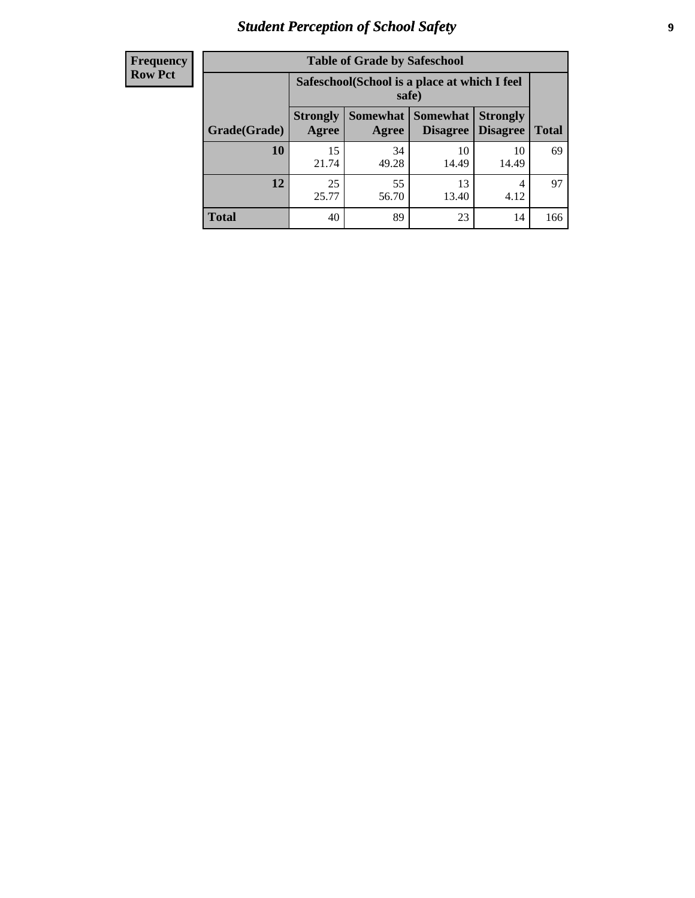| Frequency<br>Row Pct |
|---|

**Table of Grade by Safeschool**

| Grade(Grade) | Safeschool(School is a place at which I feel safe) | | | | Total |
|---|---|---|---|---|---|
| | Strongly Agree | Somewhat Agree | Somewhat Disagree | Strongly Disagree | |
| **10** | 15<br>21.74 | 34<br>49.28 | 10<br>14.49 | 10<br>14.49 | 69 |
| **12** | 25<br>25.77 | 55<br>56.70 | 13<br>13.40 | 4<br>4.12 | 97 |
| **Total** | 40 | 89 | 23 | 14 | 166 |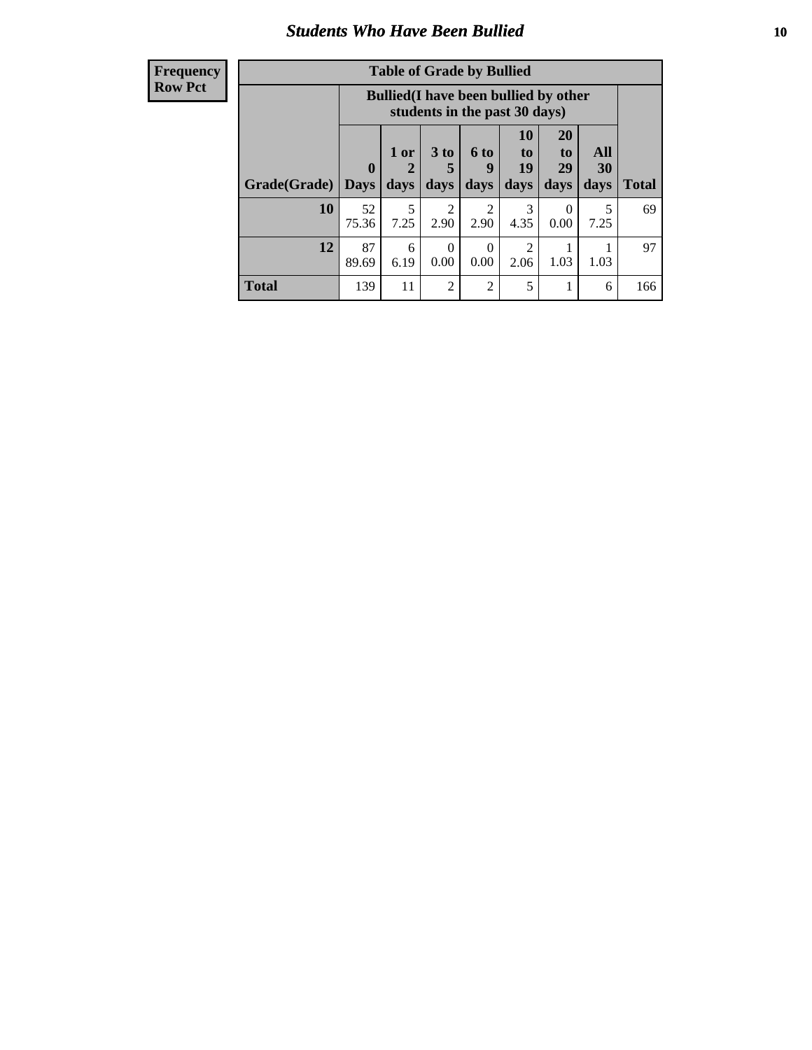## Students Who Have Been Bullied

| Frequency Row Pct |
|---|

| Table of Grade by Bullied | | | | | | | | |
|---|---|---|---|---|---|---|---|---|
| | Bullied(I have been bullied by other students in the past 30 days) | | | | | | | |
| Grade(Grade) | 0 Days | 1 or 2 days | 3 to 5 days | 6 to 9 days | 10 to 19 days | 20 to 29 days | All 30 days | Total |
| 10 | 52<br>75.36 | 5<br>7.25 | 2<br>2.90 | 2<br>2.90 | 3<br>4.35 | 0<br>0.00 | 5<br>7.25 | 69 |
| 12 | 87<br>89.69 | 6<br>6.19 | 0<br>0.00 | 0<br>0.00 | 2<br>2.06 | 1<br>1.03 | 1<br>1.03 | 97 |
| Total | 139 | 11 | 2 | 2 | 5 | 1 | 6 | 166 |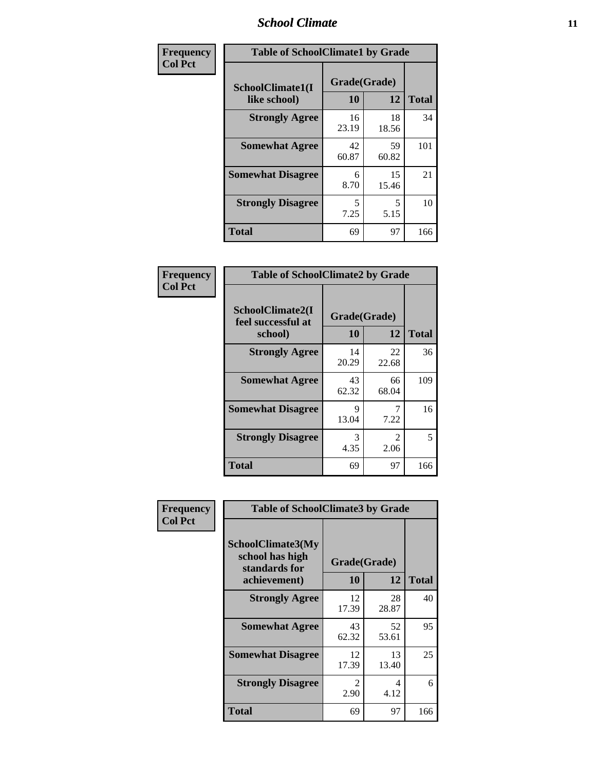| Frequency Col Pct | Table of SchoolClimate1 by Grade | | |
|---|---|---|---|
| SchoolClimate1(I like school) | Grade(Grade) | | |
| | 10 | 12 | Total |
| Strongly Agree | 16<br>23.19 | 18<br>18.56 | 34 |
| Somewhat Agree | 42<br>60.87 | 59<br>60.82 | 101 |
| Somewhat Disagree | 6<br>8.70 | 15<br>15.46 | 21 |
| Strongly Disagree | 5<br>7.25 | 5<br>5.15 | 10 |
| Total | 69 | 97 | 166 |

| Frequency Col Pct | Table of SchoolClimate2 by Grade | | |
|---|---|---|---|
| SchoolClimate2(I feel successful at school) | Grade(Grade) | | |
| | 10 | 12 | Total |
| Strongly Agree | 14<br>20.29 | 22<br>22.68 | 36 |
| Somewhat Agree | 43<br>62.32 | 66<br>68.04 | 109 |
| Somewhat Disagree | 9<br>13.04 | 7<br>7.22 | 16 |
| Strongly Disagree | 3<br>4.35 | 2<br>2.06 | 5 |
| Total | 69 | 97 | 166 |

| Frequency Col Pct | Table of SchoolClimate3 by Grade | | |
|---|---|---|---|
| SchoolClimate3(My school has high standards for achievement) | Grade(Grade) | | |
| | 10 | 12 | Total |
| Strongly Agree | 12<br>17.39 | 28<br>28.87 | 40 |
| Somewhat Agree | 43<br>62.32 | 52<br>53.61 | 95 |
| Somewhat Disagree | 12<br>17.39 | 13<br>13.40 | 25 |
| Strongly Disagree | 2<br>2.90 | 4<br>4.12 | 6 |
| Total | 69 | 97 | 166 |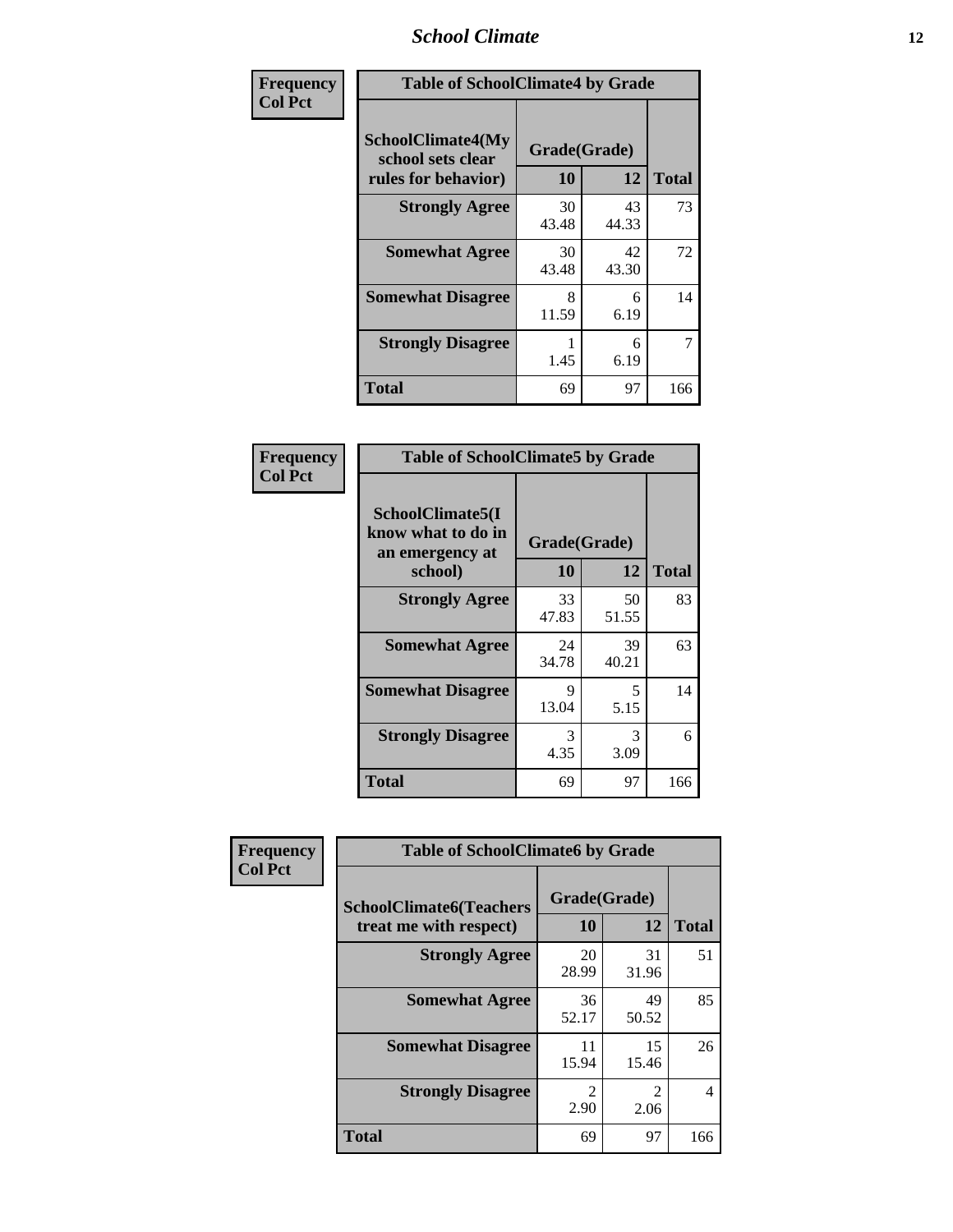| Frequency<br>Col Pct | Table of SchoolClimate4 by Grade | | |
|---|---|---|---|
| SchoolClimate4(My school sets clear rules for behavior) | Grade(Grade) | | |
| | 10 | 12 | Total |
| Strongly Agree | 30<br>43.48 | 43<br>44.33 | 73 |
| Somewhat Agree | 30<br>43.48 | 42<br>43.30 | 72 |
| Somewhat Disagree | 8<br>11.59 | 6<br>6.19 | 14 |
| Strongly Disagree | 1<br>1.45 | 6<br>6.19 | 7 |
| Total | 69 | 97 | 166 |

| Frequency<br>Col Pct | Table of SchoolClimate5 by Grade | | |
|---|---|---|---|
| SchoolClimate5(I know what to do in an emergency at school) | Grade(Grade) | | |
| | 10 | 12 | Total |
| Strongly Agree | 33<br>47.83 | 50<br>51.55 | 83 |
| Somewhat Agree | 24<br>34.78 | 39<br>40.21 | 63 |
| Somewhat Disagree | 9<br>13.04 | 5<br>5.15 | 14 |
| Strongly Disagree | 3<br>4.35 | 3<br>3.09 | 6 |
| Total | 69 | 97 | 166 |

| Frequency<br>Col Pct | Table of SchoolClimate6 by Grade | | |
|---|---|---|---|
| SchoolClimate6(Teachers treat me with respect) | Grade(Grade) | | |
| | 10 | 12 | Total |
| Strongly Agree | 20<br>28.99 | 31<br>31.96 | 51 |
| Somewhat Agree | 36<br>52.17 | 49<br>50.52 | 85 |
| Somewhat Disagree | 11<br>15.94 | 15<br>15.46 | 26 |
| Strongly Disagree | 2<br>2.90 | 2<br>2.06 | 4 |
| Total | 69 | 97 | 166 |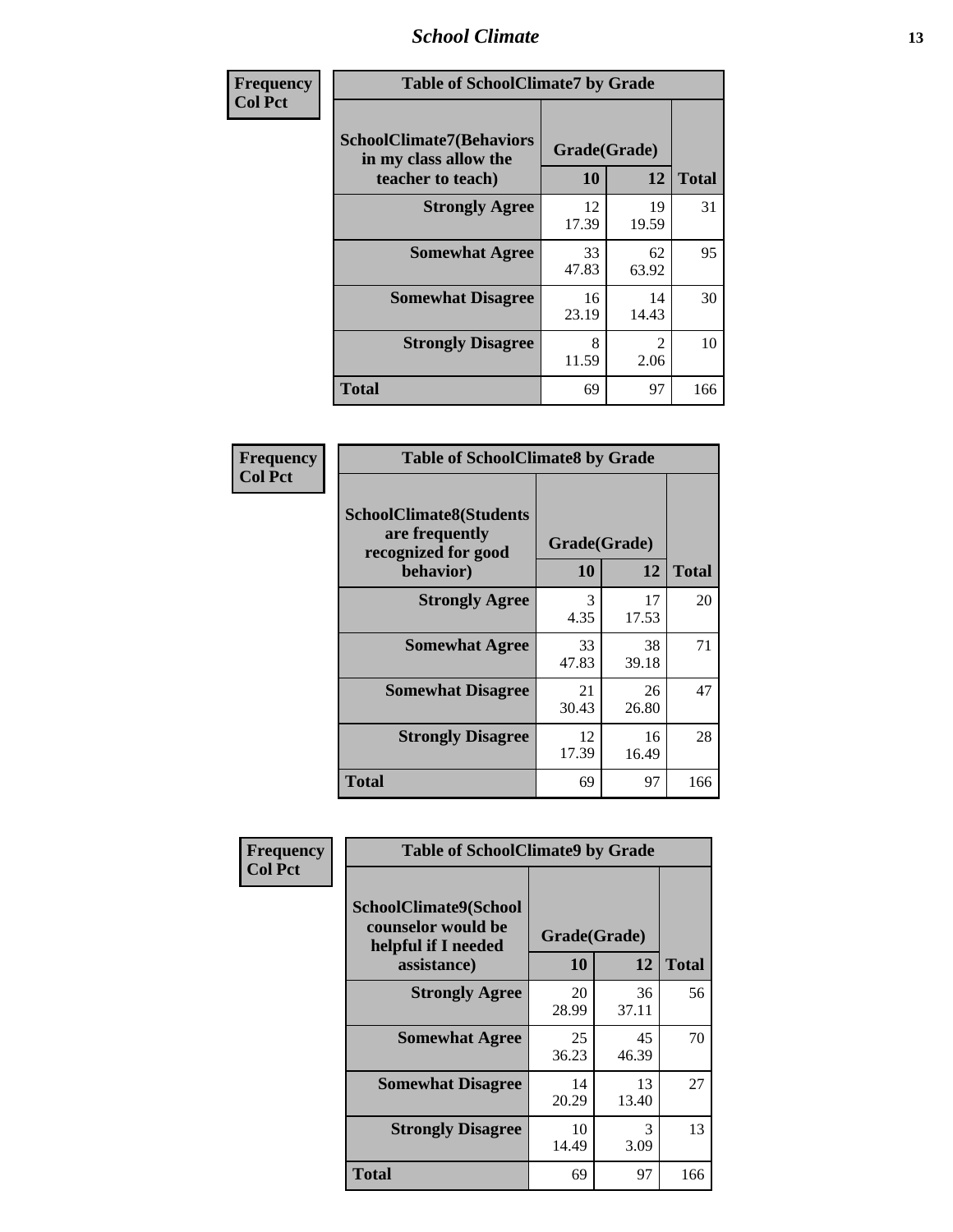| Frequency<br>Col Pct | Table of SchoolClimate7 by Grade | | |
|---|---|---|---|
| SchoolClimate7(Behaviors in my class allow the teacher to teach) | Grade(Grade) | | |
| | 10 | 12 | Total |
| Strongly Agree | 12<br>17.39 | 19<br>19.59 | 31 |
| Somewhat Agree | 33<br>47.83 | 62<br>63.92 | 95 |
| Somewhat Disagree | 16<br>23.19 | 14<br>14.43 | 30 |
| Strongly Disagree | 8<br>11.59 | 2<br>2.06 | 10 |
| Total | 69 | 97 | 166 |

| Frequency<br>Col Pct | Table of SchoolClimate8 by Grade | | |
|---|---|---|---|
| SchoolClimate8(Students are frequently recognized for good behavior) | Grade(Grade) | | |
| | 10 | 12 | Total |
| Strongly Agree | 3<br>4.35 | 17<br>17.53 | 20 |
| Somewhat Agree | 33<br>47.83 | 38<br>39.18 | 71 |
| Somewhat Disagree | 21<br>30.43 | 26<br>26.80 | 47 |
| Strongly Disagree | 12<br>17.39 | 16<br>16.49 | 28 |
| Total | 69 | 97 | 166 |

| Frequency<br>Col Pct | Table of SchoolClimate9 by Grade | | |
|---|---|---|---|
| SchoolClimate9(School counselor would be helpful if I needed assistance) | Grade(Grade) | | |
| | 10 | 12 | Total |
| Strongly Agree | 20<br>28.99 | 36<br>37.11 | 56 |
| Somewhat Agree | 25<br>36.23 | 45<br>46.39 | 70 |
| Somewhat Disagree | 14<br>20.29 | 13<br>13.40 | 27 |
| Strongly Disagree | 10<br>14.49 | 3<br>3.09 | 13 |
| Total | 69 | 97 | 166 |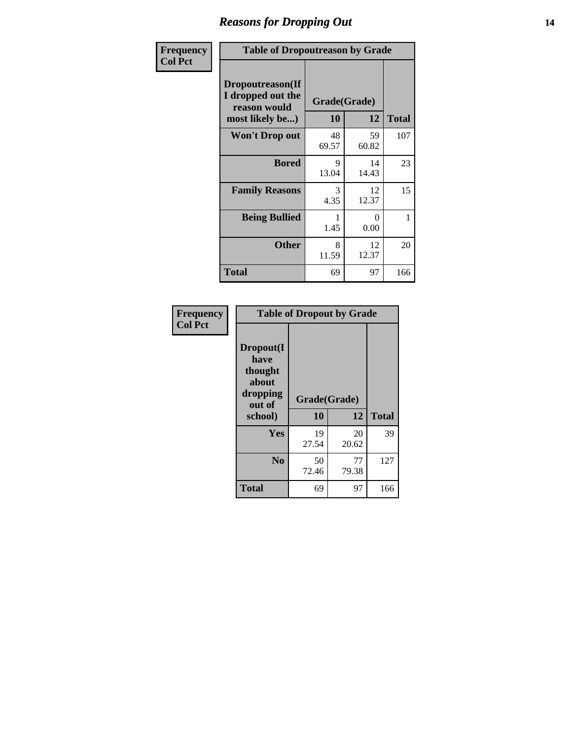# Reasons for Dropping Out

| Frequency<br>Col Pct | Table of Dropoutreason by Grade | | |
|---|---|---|---|
| **Dropoutreason(If I dropped out the reason would most likely be...)** | **Grade(Grade)** | | |
| | **10** | **12** | **Total** |
| **Won't Drop out** | 48<br>69.57 | 59<br>60.82 | 107 |
| **Bored** | 9<br>13.04 | 14<br>14.43 | 23 |
| **Family Reasons** | 3<br>4.35 | 12<br>12.37 | 15 |
| **Being Bullied** | 1<br>1.45 | 0<br>0.00 | 1 |
| **Other** | 8<br>11.59 | 12<br>12.37 | 20 |
| **Total** | 69 | 97 | 166 |

| Frequency<br>Col Pct | Table of Dropout by Grade | | |
|---|---|---|---|
| **Dropout(I have thought about dropping out of school)** | **Grade(Grade)** | | |
| | **10** | **12** | **Total** |
| **Yes** | 19<br>27.54 | 20<br>20.62 | 39 |
| **No** | 50<br>72.46 | 77<br>79.38 | 127 |
| **Total** | 69 | 97 | 166 |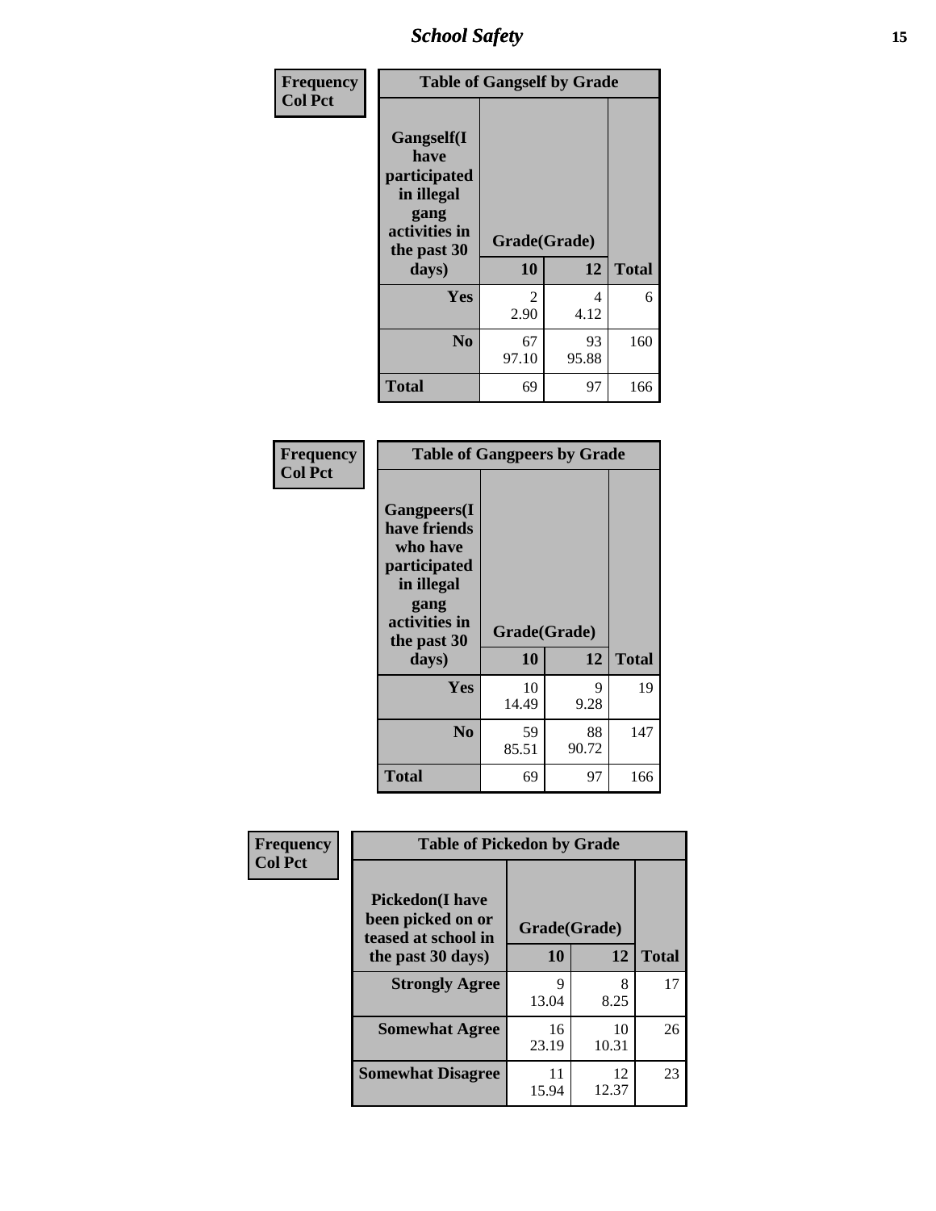| Frequency Col Pct | Table of Gangself by Grade | | |
|---|---|---|---|
| Gangself(I have participated in illegal gang activities in the past 30 days) | Grade(Grade) | | |
| | 10 | 12 | Total |
| Yes | 2<br>2.90 | 4<br>4.12 | 6 |
| No | 67<br>97.10 | 93<br>95.88 | 160 |
| Total | 69 | 97 | 166 |

| Frequency Col Pct | Table of Gangpeers by Grade | | |
|---|---|---|---|
| Gangpeers(I have friends who have participated in illegal gang activities in the past 30 days) | Grade(Grade) | | |
| | 10 | 12 | Total |
| Yes | 10<br>14.49 | 9<br>9.28 | 19 |
| No | 59<br>85.51 | 88<br>90.72 | 147 |
| Total | 69 | 97 | 166 |

| Frequency Col Pct | Table of Pickedon by Grade | | |
|---|---|---|---|
| Pickedon(I have been picked on or teased at school in the past 30 days) | Grade(Grade) | | |
| | 10 | 12 | Total |
| Strongly Agree | 9<br>13.04 | 8<br>8.25 | 17 |
| Somewhat Agree | 16<br>23.19 | 10<br>10.31 | 26 |
| Somewhat Disagree | 11<br>15.94 | 12<br>12.37 | 23 |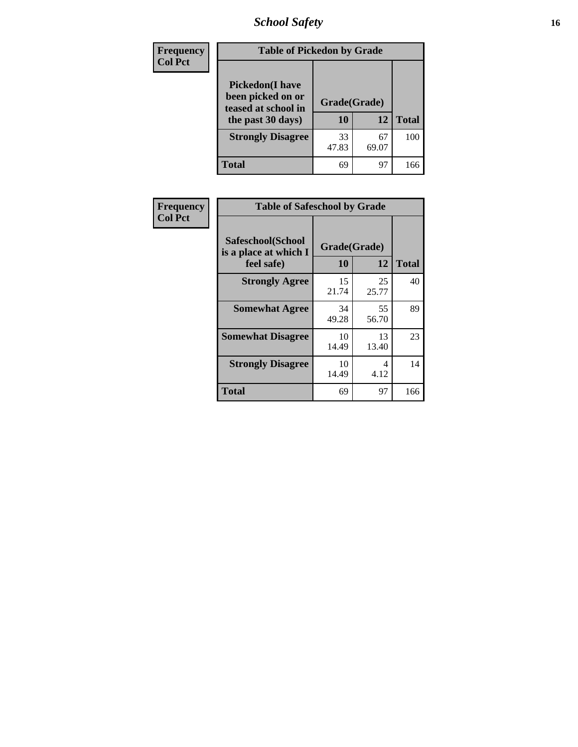| Frequency<br>Col Pct | Table of Pickedon by Grade | | |
|---|---|---|---|
| Pickedon(I have been picked on or teased at school in the past 30 days) | Grade(Grade) | | |
| | 10 | 12 | Total |
| Strongly Disagree | 33<br>47.83 | 67<br>69.07 | 100 |
| Total | 69 | 97 | 166 |

| Frequency<br>Col Pct | Table of Safeschool by Grade | | |
|---|---|---|---|
| Safeschool(School is a place at which I feel safe) | Grade(Grade) | | |
| | 10 | 12 | Total |
| Strongly Agree | 15<br>21.74 | 25<br>25.77 | 40 |
| Somewhat Agree | 34<br>49.28 | 55<br>56.70 | 89 |
| Somewhat Disagree | 10<br>14.49 | 13<br>13.40 | 23 |
| Strongly Disagree | 10<br>14.49 | 4<br>4.12 | 14 |
| Total | 69 | 97 | 166 |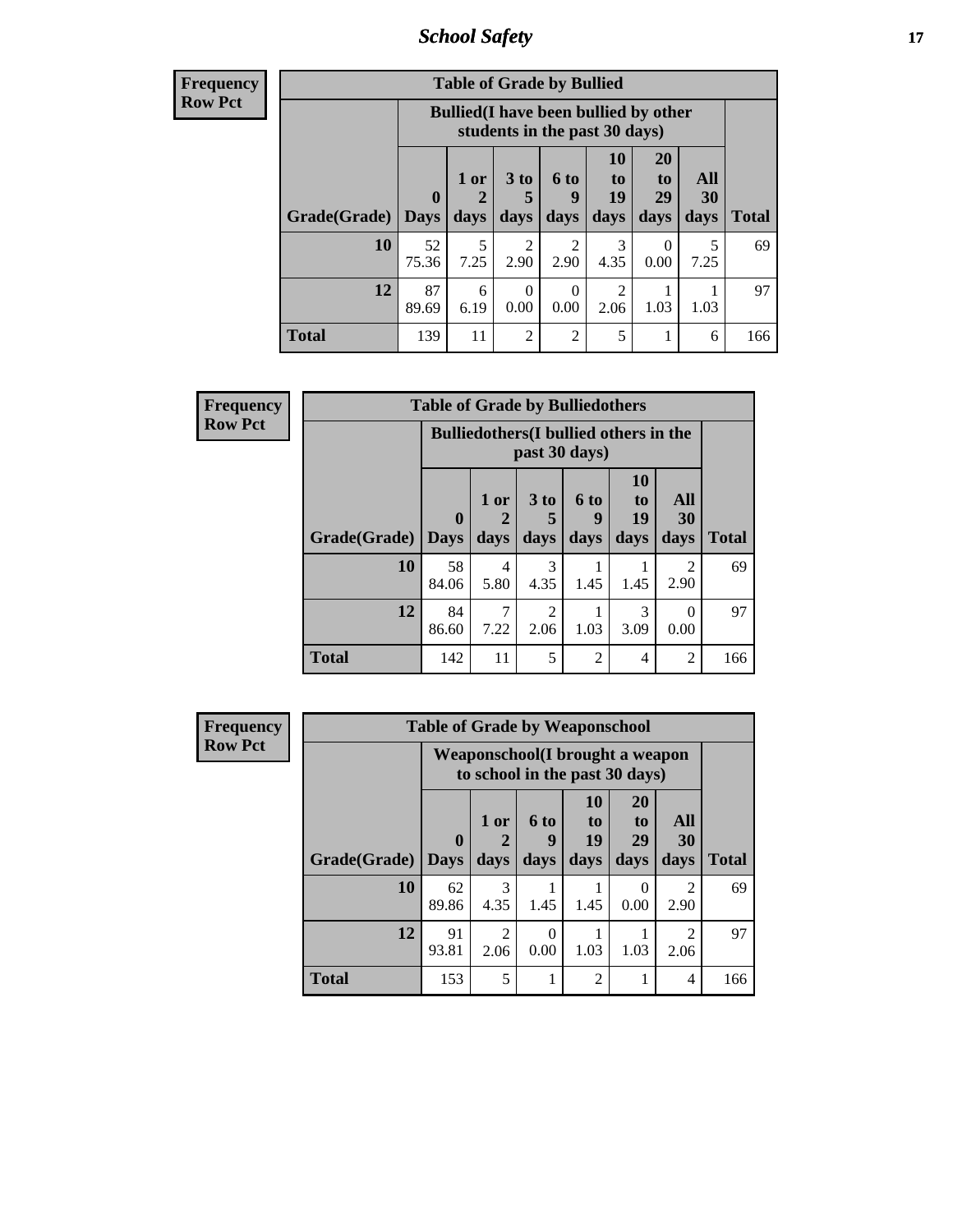## School Safety

**Frequency**
**Row Pct**

| Table of Grade by Bullied | | | | | | | | |
|---|---|---|---|---|---|---|---|---|
| | Bullied(I have been bullied by other students in the past 30 days) | | | | | | | |
| Grade(Grade) | 0 Days | 1 or 2 days | 3 to 5 days | 6 to 9 days | 10 to 19 days | 20 to 29 days | All 30 days | Total |
| 10 | 52<br>75.36 | 5<br>7.25 | 2<br>2.90 | 2<br>2.90 | 3<br>4.35 | 0<br>0.00 | 5<br>7.25 | 69 |
| 12 | 87<br>89.69 | 6<br>6.19 | 0<br>0.00 | 0<br>0.00 | 2<br>2.06 | 1<br>1.03 | 1<br>1.03 | 97 |
| Total | 139 | 11 | 2 | 2 | 5 | 1 | 6 | 166 |

**Frequency**
**Row Pct**

| Table of Grade by Bulliedothers | | | | | | | |
|---|---|---|---|---|---|---|---|
| | Bulliedothers(I bullied others in the past 30 days) | | | | | | |
| Grade(Grade) | 0 Days | 1 or 2 days | 3 to 5 days | 6 to 9 days | 10 to 19 days | All 30 days | Total |
| 10 | 58<br>84.06 | 4<br>5.80 | 3<br>4.35 | 1<br>1.45 | 1<br>1.45 | 2<br>2.90 | 69 |
| 12 | 84<br>86.60 | 7<br>7.22 | 2<br>2.06 | 1<br>1.03 | 3<br>3.09 | 0<br>0.00 | 97 |
| Total | 142 | 11 | 5 | 2 | 4 | 2 | 166 |

**Frequency**
**Row Pct**

| Table of Grade by Weaponschool | | | | | | | |
|---|---|---|---|---|---|---|---|
| | Weaponschool(I brought a weapon to school in the past 30 days) | | | | | | |
| Grade(Grade) | 0 Days | 1 or 2 days | 6 to 9 days | 10 to 19 days | 20 to 29 days | All 30 days | Total |
| 10 | 62<br>89.86 | 3<br>4.35 | 1<br>1.45 | 1<br>1.45 | 0<br>0.00 | 2<br>2.90 | 69 |
| 12 | 91<br>93.81 | 2<br>2.06 | 0<br>0.00 | 1<br>1.03 | 1<br>1.03 | 2<br>2.06 | 97 |
| Total | 153 | 5 | 1 | 2 | 1 | 4 | 166 |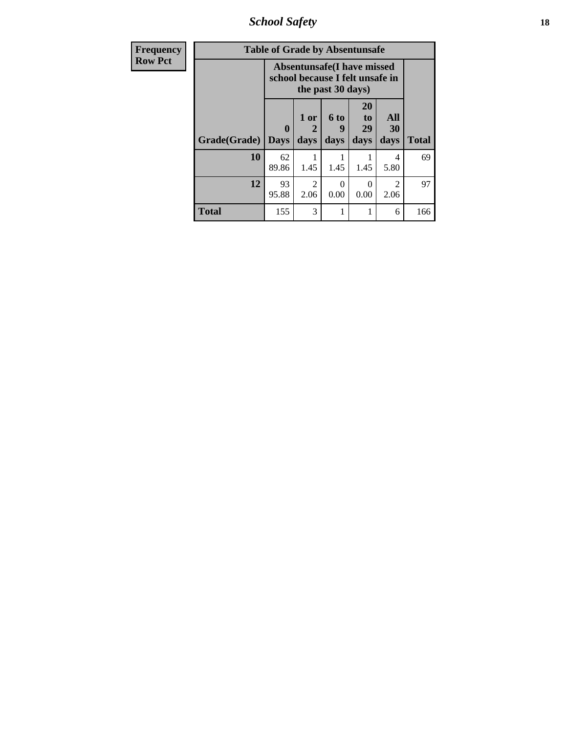| Frequency Row Pct | Table of Grade by Absentunsafe | | | | | |
|---|---|---|---|---|---|---|
| | Absentunsafe(I have missed school because I felt unsafe in the past 30 days) | | | | | |
| Grade(Grade) | 0 Days | 1 or 2 days | 6 to 9 days | 20 to 29 days | All 30 days | Total |
| 10 | 62 89.86 | 1 1.45 | 1 1.45 | 1 1.45 | 4 5.80 | 69 |
| 12 | 93 95.88 | 2 2.06 | 0 0.00 | 0 0.00 | 2 2.06 | 97 |
| Total | 155 | 3 | 1 | 1 | 6 | 166 |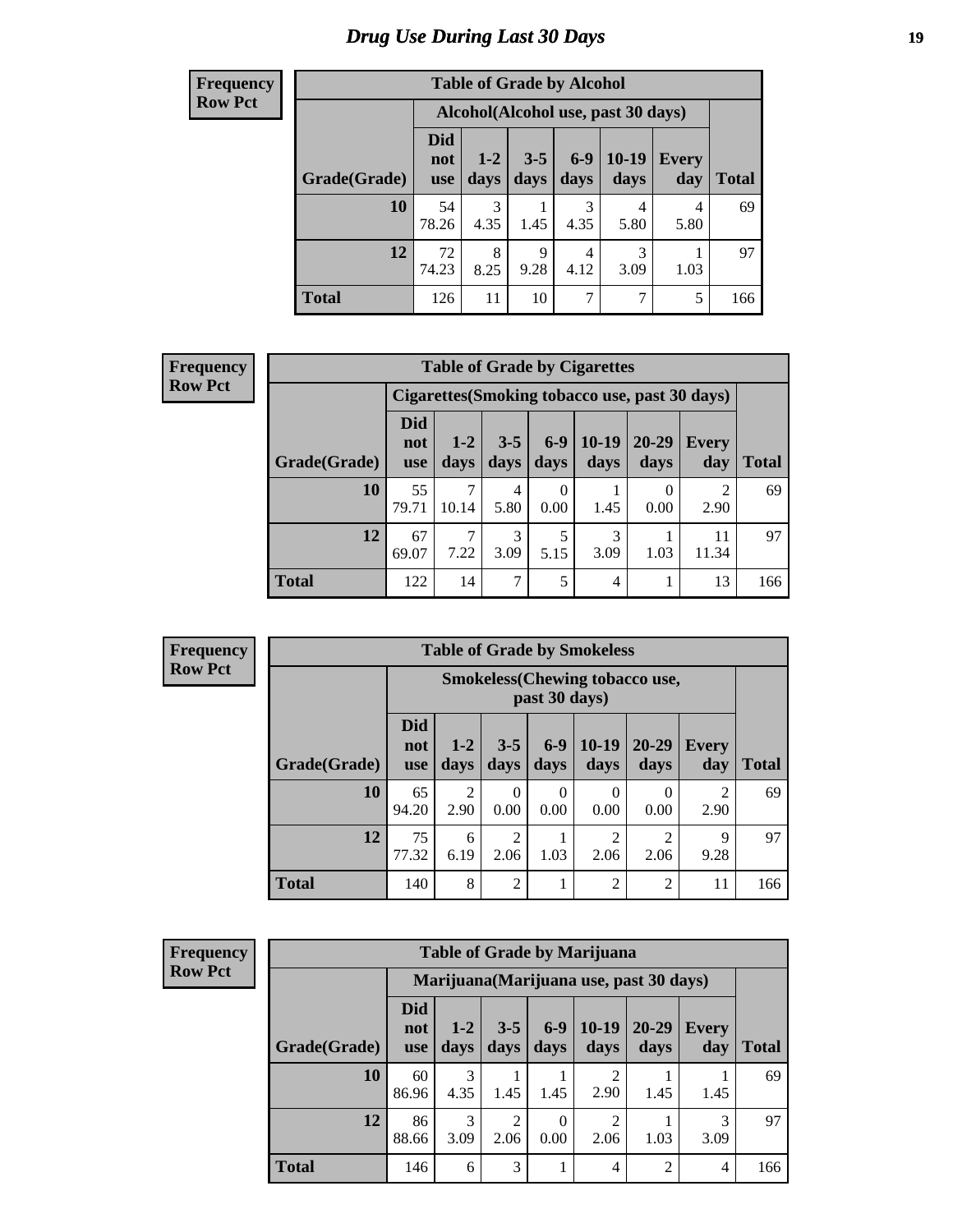# Drug Use During Last 30 Days

**Frequency**
**Row Pct**

**Table of Grade by Alcohol**

| | Alcohol(Alcohol use, past 30 days) | | | | | | |
|---|---|---|---|---|---|---|---|
| Grade(Grade) | Did not use | 1-2 days | 3-5 days | 6-9 days | 10-19 days | Every day | Total |
| **10** | 54<br>78.26 | 3<br>4.35 | 1<br>1.45 | 3<br>4.35 | 4<br>5.80 | 4<br>5.80 | 69 |
| **12** | 72<br>74.23 | 8<br>8.25 | 9<br>9.28 | 4<br>4.12 | 3<br>3.09 | 1<br>1.03 | 97 |
| **Total** | 126 | 11 | 10 | 7 | 7 | 5 | 166 |

**Frequency**
**Row Pct**

**Table of Grade by Cigarettes**

| | Cigarettes(Smoking tobacco use, past 30 days) | | | | | | | |
|---|---|---|---|---|---|---|---|---|
| Grade(Grade) | Did not use | 1-2 days | 3-5 days | 6-9 days | 10-19 days | 20-29 days | Every day | Total |
| **10** | 55<br>79.71 | 7<br>10.14 | 4<br>5.80 | 0<br>0.00 | 1<br>1.45 | 0<br>0.00 | 2<br>2.90 | 69 |
| **12** | 67<br>69.07 | 7<br>7.22 | 3<br>3.09 | 5<br>5.15 | 3<br>3.09 | 1<br>1.03 | 11<br>11.34 | 97 |
| **Total** | 122 | 14 | 7 | 5 | 4 | 1 | 13 | 166 |

**Frequency**
**Row Pct**

**Table of Grade by Smokeless**

| | Smokeless(Chewing tobacco use, past 30 days) | | | | | | | |
|---|---|---|---|---|---|---|---|---|
| Grade(Grade) | Did not use | 1-2 days | 3-5 days | 6-9 days | 10-19 days | 20-29 days | Every day | Total |
| **10** | 65<br>94.20 | 2<br>2.90 | 0<br>0.00 | 0<br>0.00 | 0<br>0.00 | 0<br>0.00 | 2<br>2.90 | 69 |
| **12** | 75<br>77.32 | 6<br>6.19 | 2<br>2.06 | 1<br>1.03 | 2<br>2.06 | 2<br>2.06 | 9<br>9.28 | 97 |
| **Total** | 140 | 8 | 2 | 1 | 2 | 2 | 11 | 166 |

**Frequency**
**Row Pct**

**Table of Grade by Marijuana**

| | Marijuana(Marijuana use, past 30 days) | | | | | | | |
|---|---|---|---|---|---|---|---|---|
| Grade(Grade) | Did not use | 1-2 days | 3-5 days | 6-9 days | 10-19 days | 20-29 days | Every day | Total |
| **10** | 60<br>86.96 | 3<br>4.35 | 1<br>1.45 | 1<br>1.45 | 2<br>2.90 | 1<br>1.45 | 1<br>1.45 | 69 |
| **12** | 86<br>88.66 | 3<br>3.09 | 2<br>2.06 | 0<br>0.00 | 2<br>2.06 | 1<br>1.03 | 3<br>3.09 | 97 |
| **Total** | 146 | 6 | 3 | 1 | 4 | 2 | 4 | 166 |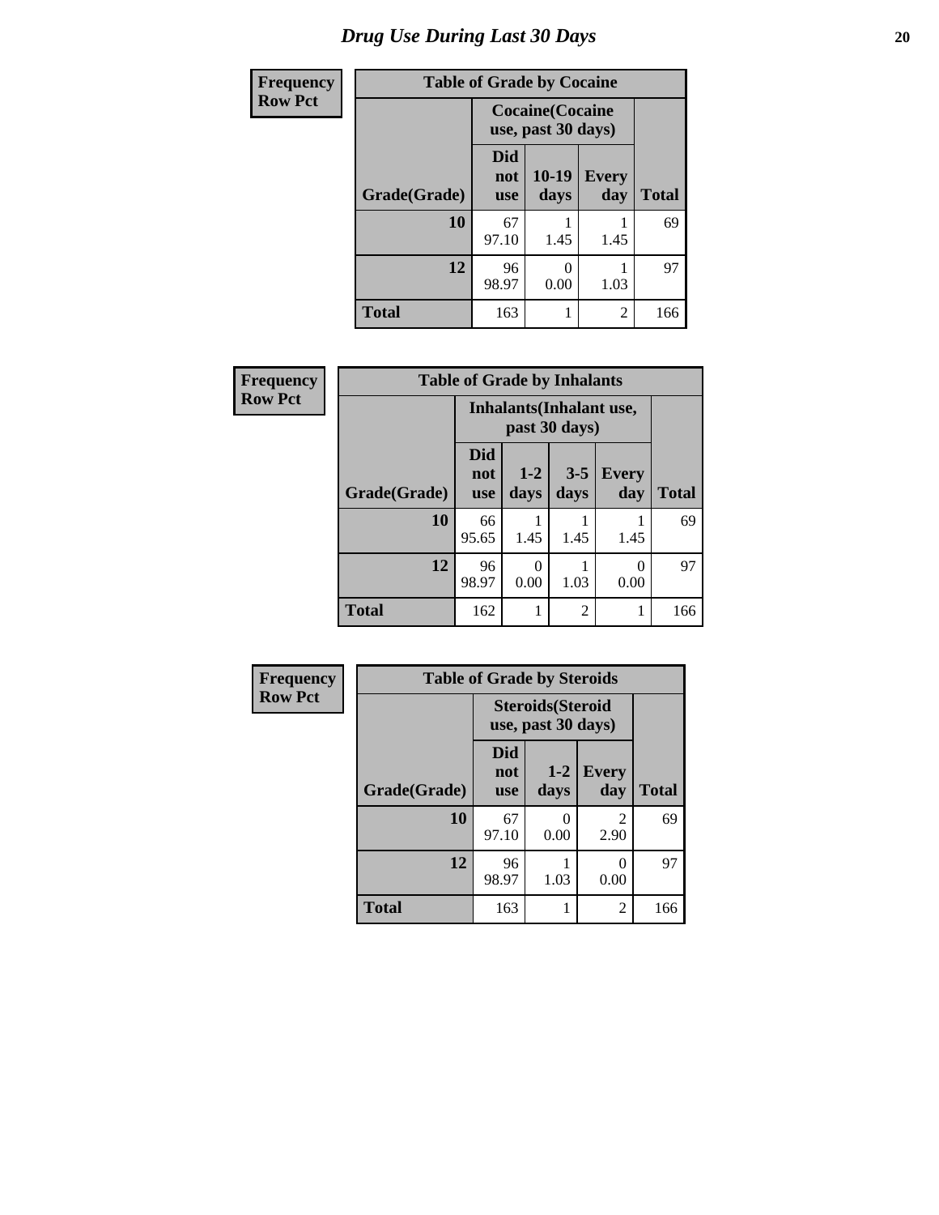# Drug Use During Last 30 Days

| Frequency Row Pct | | | | |
|---|---|---|---|---|
| **Table of Grade by Cocaine** | | | | |
| | **Cocaine(Cocaine use, past 30 days)** | | | |
| **Grade(Grade)** | **Did not use** | **10-19 days** | **Every day** | **Total** |
| **10** | 67<br>97.10 | 1<br>1.45 | 1<br>1.45 | 69 |
| **12** | 96<br>98.97 | 0<br>0.00 | 1<br>1.03 | 97 |
| **Total** | 163 | 1 | 2 | 166 |

| Frequency Row Pct | | | | | |
|---|---|---|---|---|---|
| **Table of Grade by Inhalants** | | | | | |
| | **Inhalants(Inhalant use, past 30 days)** | | | | |
| **Grade(Grade)** | **Did not use** | **1-2 days** | **3-5 days** | **Every day** | **Total** |
| **10** | 66<br>95.65 | 1<br>1.45 | 1<br>1.45 | 1<br>1.45 | 69 |
| **12** | 96<br>98.97 | 0<br>0.00 | 1<br>1.03 | 0<br>0.00 | 97 |
| **Total** | 162 | 1 | 2 | 1 | 166 |

| Frequency Row Pct | | | | |
|---|---|---|---|---|
| **Table of Grade by Steroids** | | | | |
| | **Steroids(Steroid use, past 30 days)** | | | |
| **Grade(Grade)** | **Did not use** | **1-2 days** | **Every day** | **Total** |
| **10** | 67<br>97.10 | 0<br>0.00 | 2<br>2.90 | 69 |
| **12** | 96<br>98.97 | 1<br>1.03 | 0<br>0.00 | 97 |
| **Total** | 163 | 1 | 2 | 166 |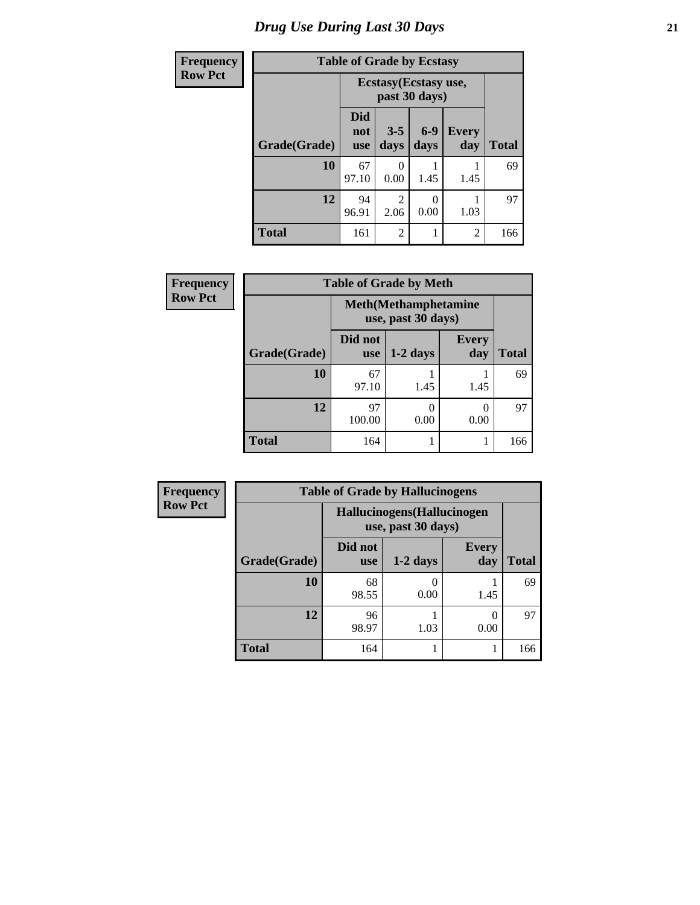# Drug Use During Last 30 Days

**Frequency**
**Row Pct**

**Table of Grade by Ecstasy**

| | Ecstasy(Ecstasy use, past 30 days) | | | | |
|---|---|---|---|---|---|
| Grade(Grade) | Did not use | 3-5 days | 6-9 days | Every day | Total |
| 10 | 67<br>97.10 | 0<br>0.00 | 1<br>1.45 | 1<br>1.45 | 69 |
| 12 | 94<br>96.91 | 2<br>2.06 | 0<br>0.00 | 1<br>1.03 | 97 |
| Total | 161 | 2 | 1 | 2 | 166 |

**Frequency**
**Row Pct**

**Table of Grade by Meth**

| | Meth(Methamphetamine use, past 30 days) | | | |
|---|---|---|---|---|
| Grade(Grade) | Did not use | 1-2 days | Every day | Total |
| 10 | 67<br>97.10 | 1<br>1.45 | 1<br>1.45 | 69 |
| 12 | 97<br>100.00 | 0<br>0.00 | 0<br>0.00 | 97 |
| Total | 164 | 1 | 1 | 166 |

**Frequency**
**Row Pct**

**Table of Grade by Hallucinogens**

| | Hallucinogens(Hallucinogen use, past 30 days) | | | |
|---|---|---|---|---|
| Grade(Grade) | Did not use | 1-2 days | Every day | Total |
| 10 | 68<br>98.55 | 0<br>0.00 | 1<br>1.45 | 69 |
| 12 | 96<br>98.97 | 1<br>1.03 | 0<br>0.00 | 97 |
| Total | 164 | 1 | 1 | 166 |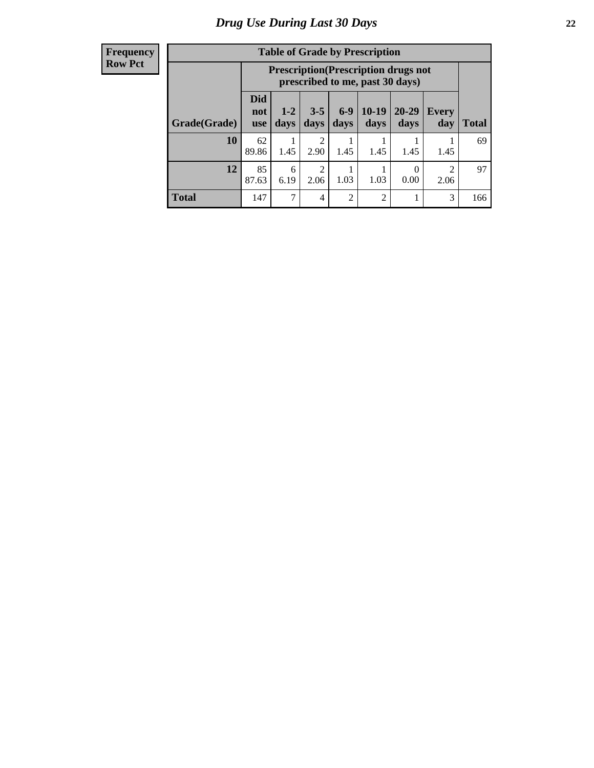# Drug Use During Last 30 Days

| Frequency<br>Row Pct |
|---|

**Table of Grade by Prescription**

| Grade(Grade) | Prescription(Prescription drugs not prescribed to me, past 30 days) | | | | | | | Total |
|---|---|---|---|---|---|---|---|---|
| | Did not use | 1-2 days | 3-5 days | 6-9 days | 10-19 days | 20-29 days | Every day | |
| **10** | 62<br>89.86 | 1<br>1.45 | 2<br>2.90 | 1<br>1.45 | 1<br>1.45 | 1<br>1.45 | 1<br>1.45 | 69 |
| **12** | 85<br>87.63 | 6<br>6.19 | 2<br>2.06 | 1<br>1.03 | 1<br>1.03 | 0<br>0.00 | 2<br>2.06 | 97 |
| **Total** | 147 | 7 | 4 | 2 | 2 | 1 | 3 | 166 |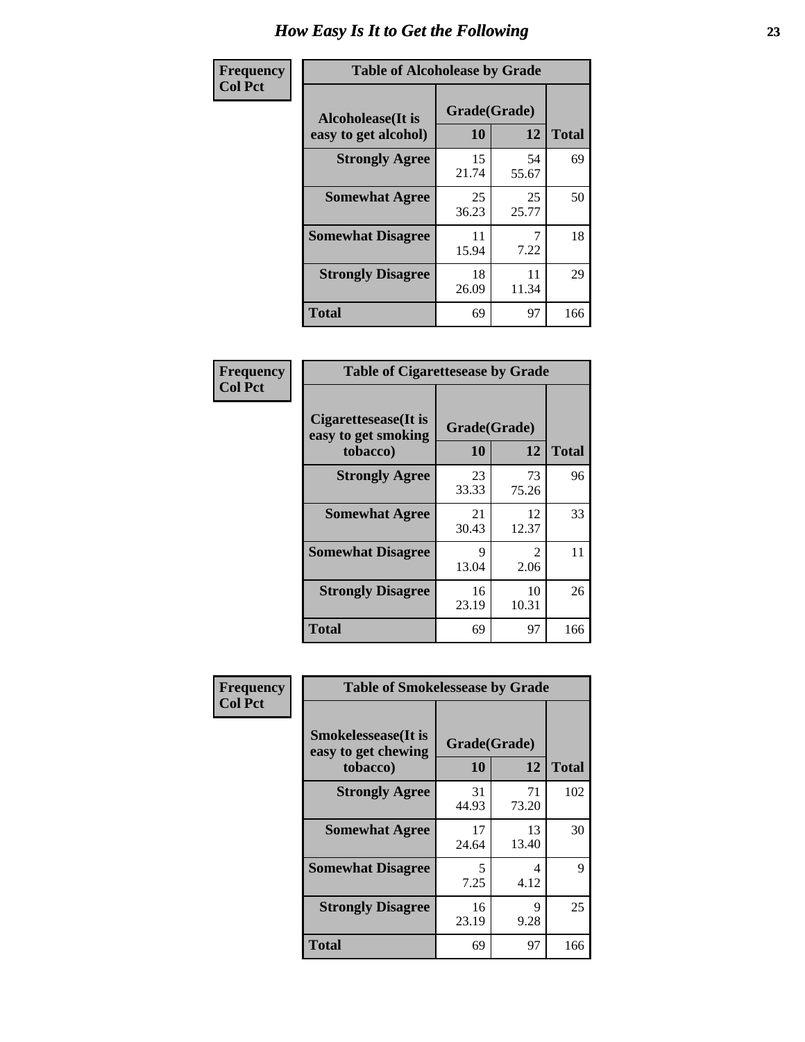# How Easy Is It to Get the Following

**Frequency**
**Col Pct**

**Table of Alcoholease by Grade**

| Alcoholease(It is easy to get alcohol) | Grade(Grade) | | Total |
|---|---|---|---|
| | 10 | 12 | |
| Strongly Agree | 15<br>21.74 | 54<br>55.67 | 69 |
| Somewhat Agree | 25<br>36.23 | 25<br>25.77 | 50 |
| Somewhat Disagree | 11<br>15.94 | 7<br>7.22 | 18 |
| Strongly Disagree | 18<br>26.09 | 11<br>11.34 | 29 |
| Total | 69 | 97 | 166 |

**Frequency**
**Col Pct**

**Table of Cigarettesease by Grade**

| Cigarettesease(It is easy to get smoking tobacco) | Grade(Grade) | | Total |
|---|---|---|---|
| | 10 | 12 | |
| Strongly Agree | 23<br>33.33 | 73<br>75.26 | 96 |
| Somewhat Agree | 21<br>30.43 | 12<br>12.37 | 33 |
| Somewhat Disagree | 9<br>13.04 | 2<br>2.06 | 11 |
| Strongly Disagree | 16<br>23.19 | 10<br>10.31 | 26 |
| Total | 69 | 97 | 166 |

**Frequency**
**Col Pct**

**Table of Smokelessease by Grade**

| Smokelessease(It is easy to get chewing tobacco) | Grade(Grade) | | Total |
|---|---|---|---|
| | 10 | 12 | |
| Strongly Agree | 31<br>44.93 | 71<br>73.20 | 102 |
| Somewhat Agree | 17<br>24.64 | 13<br>13.40 | 30 |
| Somewhat Disagree | 5<br>7.25 | 4<br>4.12 | 9 |
| Strongly Disagree | 16<br>23.19 | 9<br>9.28 | 25 |
| Total | 69 | 97 | 166 |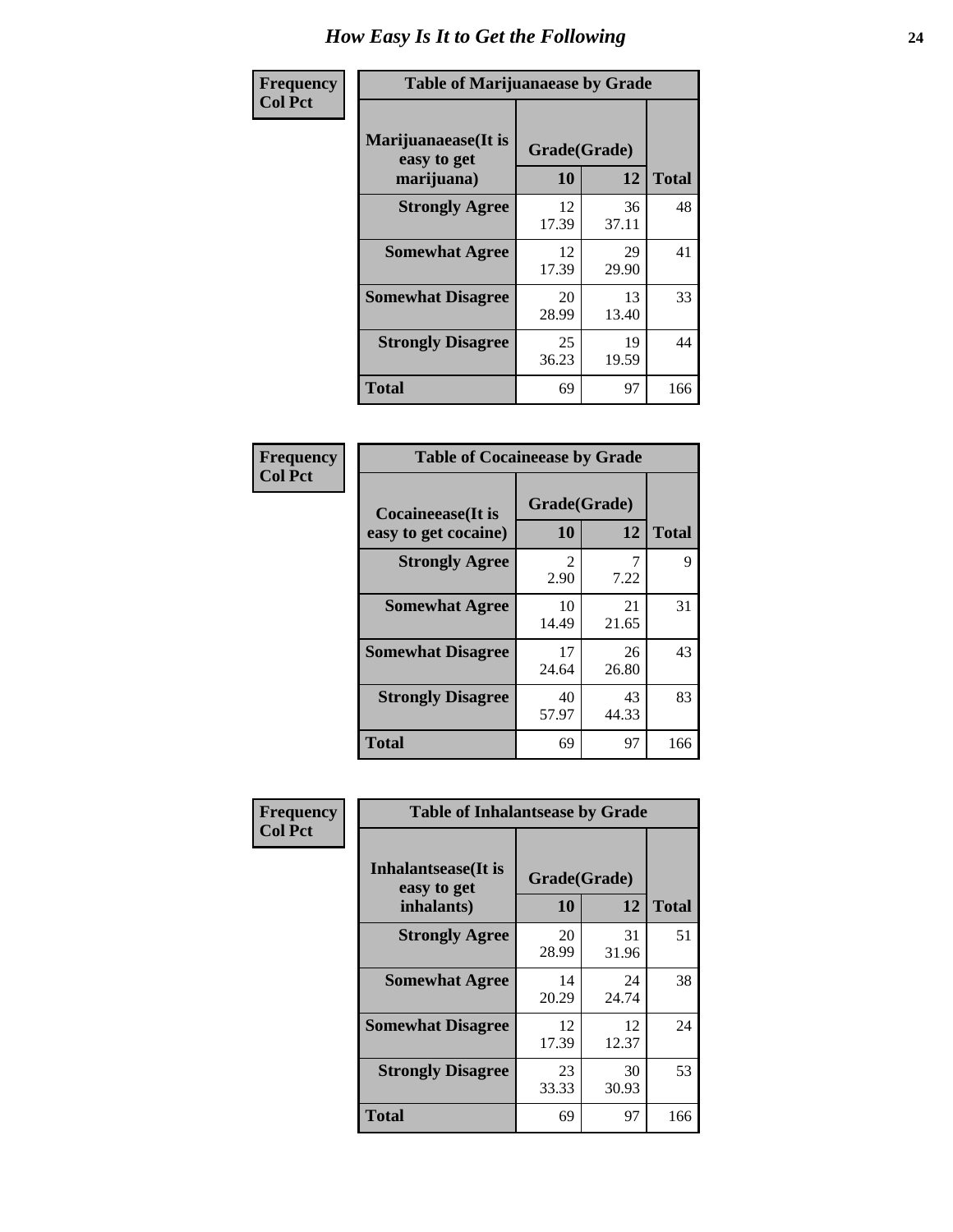# How Easy Is It to Get the Following

**Frequency**
**Col Pct**

**Table of Marijuanaease by Grade**

| Marijuanaease(It is easy to get marijuana) | Grade(Grade) | | Total |
|---|---|---|---|
| | 10 | 12 | |
| Strongly Agree | 12<br>17.39 | 36<br>37.11 | 48 |
| Somewhat Agree | 12<br>17.39 | 29<br>29.90 | 41 |
| Somewhat Disagree | 20<br>28.99 | 13<br>13.40 | 33 |
| Strongly Disagree | 25<br>36.23 | 19<br>19.59 | 44 |
| Total | 69 | 97 | 166 |

**Frequency**
**Col Pct**

**Table of Cocaineease by Grade**

| Cocaineease(It is easy to get cocaine) | Grade(Grade) | | Total |
|---|---|---|---|
| | 10 | 12 | |
| Strongly Agree | 2<br>2.90 | 7<br>7.22 | 9 |
| Somewhat Agree | 10<br>14.49 | 21<br>21.65 | 31 |
| Somewhat Disagree | 17<br>24.64 | 26<br>26.80 | 43 |
| Strongly Disagree | 40<br>57.97 | 43<br>44.33 | 83 |
| Total | 69 | 97 | 166 |

**Frequency**
**Col Pct**

**Table of Inhalantsease by Grade**

| Inhalantsease(It is easy to get inhalants) | Grade(Grade) | | Total |
|---|---|---|---|
| | 10 | 12 | |
| Strongly Agree | 20<br>28.99 | 31<br>31.96 | 51 |
| Somewhat Agree | 14<br>20.29 | 24<br>24.74 | 38 |
| Somewhat Disagree | 12<br>17.39 | 12<br>12.37 | 24 |
| Strongly Disagree | 23<br>33.33 | 30<br>30.93 | 53 |
| Total | 69 | 97 | 166 |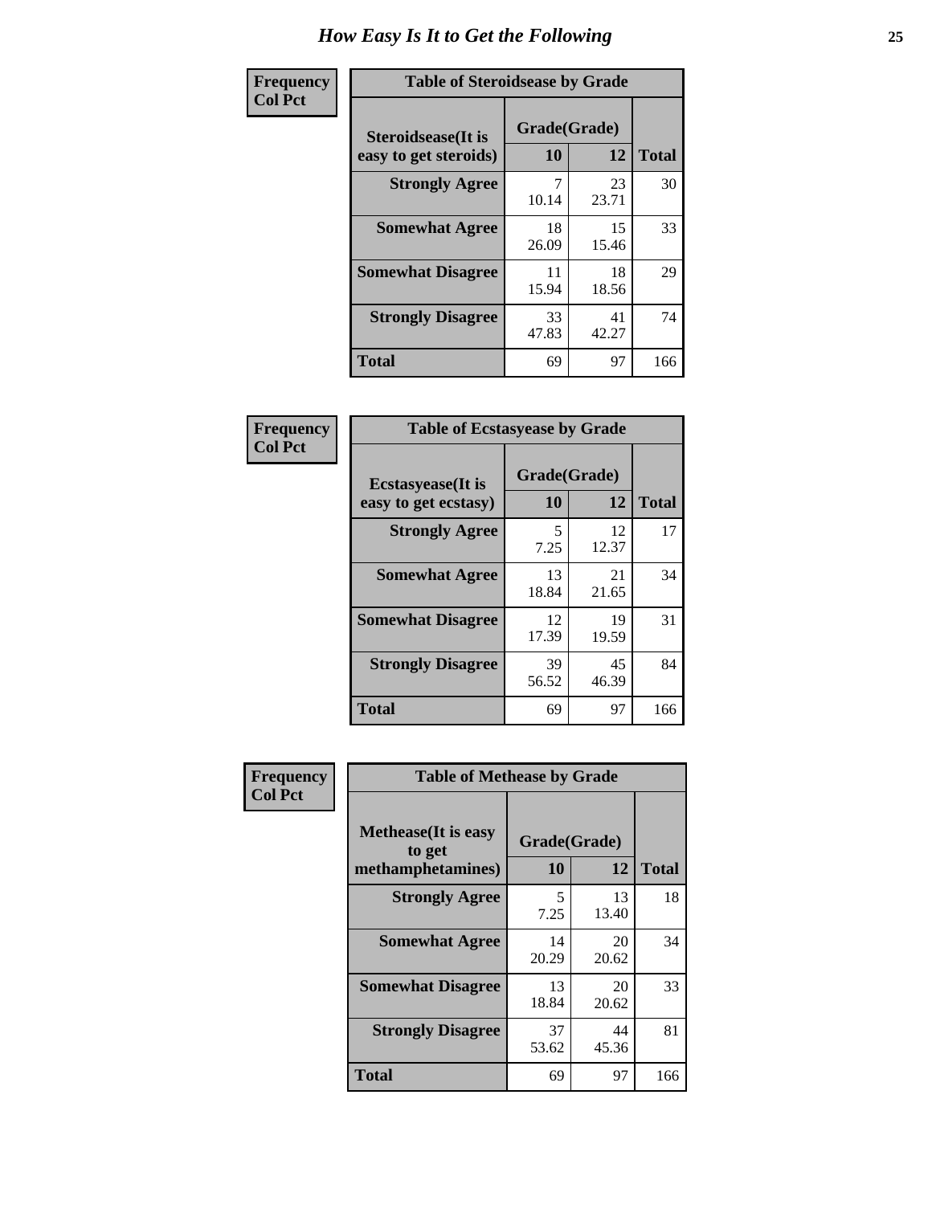# How Easy Is It to Get the Following

**Frequency**
**Col Pct**

| Table of Steroidsease by Grade | | | |
|---|---|---|---|
| **Steroidsease(It is easy to get steroids)** | **Grade(Grade)** | | **Total** |
| | **10** | **12** | |
| **Strongly Agree** | 7<br>10.14 | 23<br>23.71 | 30 |
| **Somewhat Agree** | 18<br>26.09 | 15<br>15.46 | 33 |
| **Somewhat Disagree** | 11<br>15.94 | 18<br>18.56 | 29 |
| **Strongly Disagree** | 33<br>47.83 | 41<br>42.27 | 74 |
| **Total** | 69 | 97 | 166 |

**Frequency**
**Col Pct**

| Table of Ecstasyease by Grade | | | |
|---|---|---|---|
| **Ecstasyease(It is easy to get ecstasy)** | **Grade(Grade)** | | **Total** |
| | **10** | **12** | |
| **Strongly Agree** | 5<br>7.25 | 12<br>12.37 | 17 |
| **Somewhat Agree** | 13<br>18.84 | 21<br>21.65 | 34 |
| **Somewhat Disagree** | 12<br>17.39 | 19<br>19.59 | 31 |
| **Strongly Disagree** | 39<br>56.52 | 45<br>46.39 | 84 |
| **Total** | 69 | 97 | 166 |

**Frequency**
**Col Pct**

| Table of Methease by Grade | | | |
|---|---|---|---|
| **Methease(It is easy to get methamphetamines)** | **Grade(Grade)** | | **Total** |
| | **10** | **12** | |
| **Strongly Agree** | 5<br>7.25 | 13<br>13.40 | 18 |
| **Somewhat Agree** | 14<br>20.29 | 20<br>20.62 | 34 |
| **Somewhat Disagree** | 13<br>18.84 | 20<br>20.62 | 33 |
| **Strongly Disagree** | 37<br>53.62 | 44<br>45.36 | 81 |
| **Total** | 69 | 97 | 166 |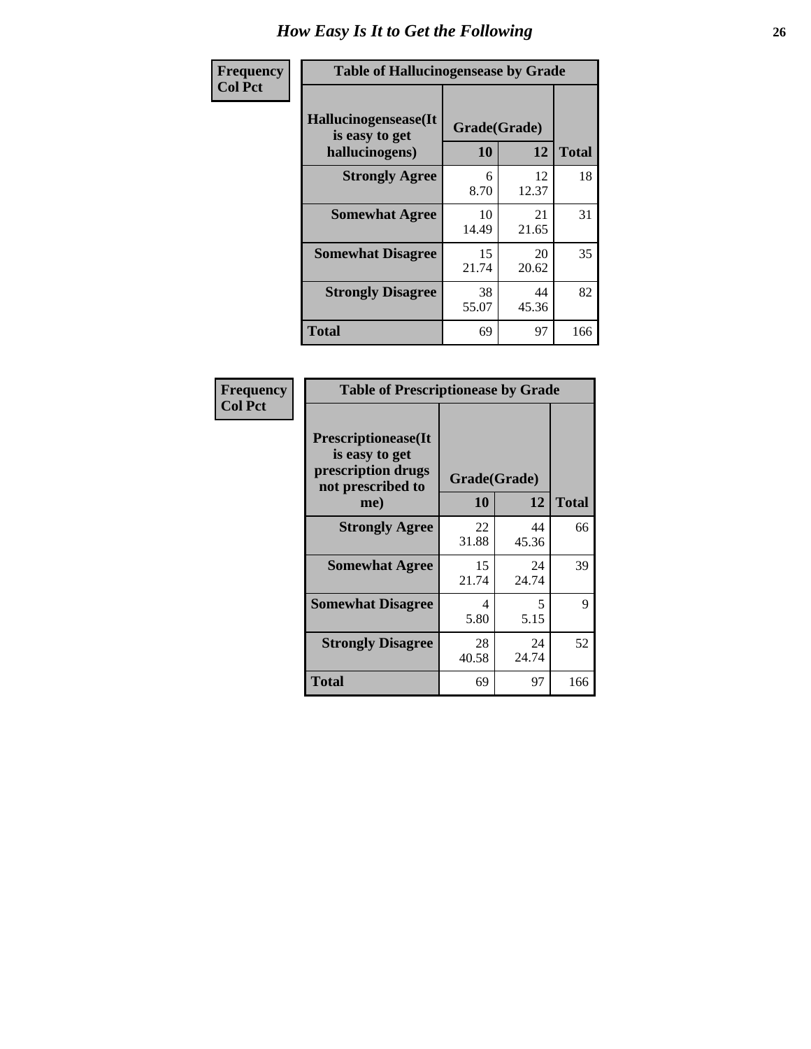# How Easy Is It to Get the Following

| Frequency<br>Col Pct | Table of Hallucinogensease by Grade | | |
|---|---|---|---|
| Hallucinogensease(It is easy to get hallucinogens) | Grade(Grade) | | |
| | 10 | 12 | Total |
| Strongly Agree | 6<br>8.70 | 12<br>12.37 | 18 |
| Somewhat Agree | 10<br>14.49 | 21<br>21.65 | 31 |
| Somewhat Disagree | 15<br>21.74 | 20<br>20.62 | 35 |
| Strongly Disagree | 38<br>55.07 | 44<br>45.36 | 82 |
| Total | 69 | 97 | 166 |

| Frequency<br>Col Pct | Table of Prescriptionease by Grade | | |
|---|---|---|---|
| Prescriptionease(It is easy to get prescription drugs not prescribed to me) | Grade(Grade) | | |
| | 10 | 12 | Total |
| Strongly Agree | 22<br>31.88 | 44<br>45.36 | 66 |
| Somewhat Agree | 15<br>21.74 | 24<br>24.74 | 39 |
| Somewhat Disagree | 4<br>5.80 | 5<br>5.15 | 9 |
| Strongly Disagree | 28<br>40.58 | 24<br>24.74 | 52 |
| Total | 69 | 97 | 166 |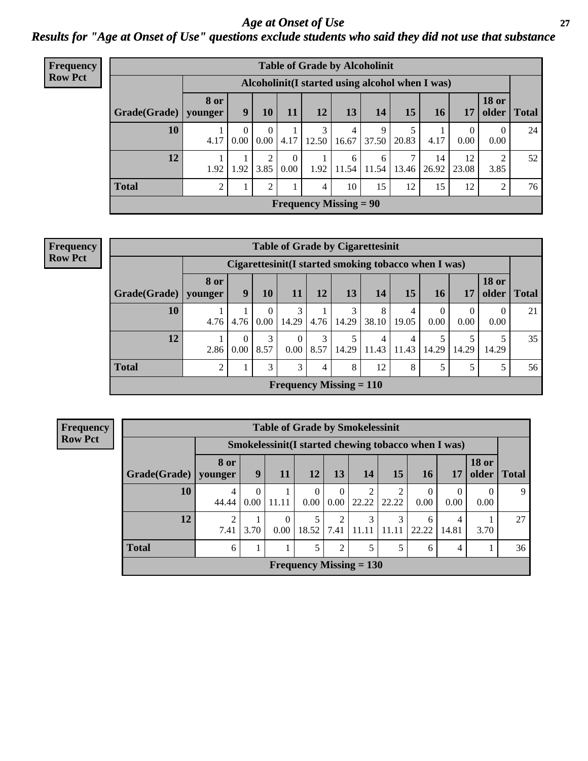# Age at Onset of Use

## Results for "Age at Onset of Use" questions exclude students who said they did not use that substance

**Frequency**
**Row Pct**

| Table of Grade by Alcoholinit | | | | | | | | | | | | |
|---|---|---|---|---|---|---|---|---|---|---|---|---|
| | Alcoholinit(I started using alcohol when I was) | | | | | | | | | | | |
| Grade(Grade) | 8 or younger | 9 | 10 | 11 | 12 | 13 | 14 | 15 | 16 | 17 | 18 or older | Total |
| 10 | 1<br>4.17 | 0<br>0.00 | 0<br>0.00 | 1<br>4.17 | 3<br>12.50 | 4<br>16.67 | 9<br>37.50 | 5<br>20.83 | 1<br>4.17 | 0<br>0.00 | 0<br>0.00 | 24 |
| 12 | 1<br>1.92 | 1<br>1.92 | 2<br>3.85 | 0<br>0.00 | 1<br>1.92 | 6<br>11.54 | 6<br>11.54 | 7<br>13.46 | 14<br>26.92 | 12<br>23.08 | 2<br>3.85 | 52 |
| Total | 2 | 1 | 2 | 1 | 4 | 10 | 15 | 12 | 15 | 12 | 2 | 76 |
| Frequency Missing = 90 | | | | | | | | | | | | |

**Frequency**
**Row Pct**

| Table of Grade by Cigarettesinit | | | | | | | | | | | | |
|---|---|---|---|---|---|---|---|---|---|---|---|---|
| | Cigarettesinit(I started smoking tobacco when I was) | | | | | | | | | | | |
| Grade(Grade) | 8 or younger | 9 | 10 | 11 | 12 | 13 | 14 | 15 | 16 | 17 | 18 or older | Total |
| 10 | 1<br>4.76 | 1<br>4.76 | 0<br>0.00 | 3<br>14.29 | 1<br>4.76 | 3<br>14.29 | 8<br>38.10 | 4<br>19.05 | 0<br>0.00 | 0<br>0.00 | 0<br>0.00 | 21 |
| 12 | 1<br>2.86 | 0<br>0.00 | 3<br>8.57 | 0<br>0.00 | 3<br>8.57 | 5<br>14.29 | 4<br>11.43 | 4<br>11.43 | 5<br>14.29 | 5<br>14.29 | 5<br>14.29 | 35 |
| Total | 2 | 1 | 3 | 3 | 4 | 8 | 12 | 8 | 5 | 5 | 5 | 56 |
| Frequency Missing = 110 | | | | | | | | | | | | |

**Frequency**
**Row Pct**

| Table of Grade by Smokelessinit | | | | | | | | | | | |
|---|---|---|---|---|---|---|---|---|---|---|---|
| | Smokelessinit(I started chewing tobacco when I was) | | | | | | | | | | |
| Grade(Grade) | 8 or younger | 9 | 11 | 12 | 13 | 14 | 15 | 16 | 17 | 18 or older | Total |
| 10 | 4<br>44.44 | 0<br>0.00 | 1<br>11.11 | 0<br>0.00 | 0<br>0.00 | 2<br>22.22 | 2<br>22.22 | 0<br>0.00 | 0<br>0.00 | 0<br>0.00 | 9 |
| 12 | 2<br>7.41 | 1<br>3.70 | 0<br>0.00 | 5<br>18.52 | 2<br>7.41 | 3<br>11.11 | 3<br>11.11 | 6<br>22.22 | 4<br>14.81 | 1<br>3.70 | 27 |
| Total | 6 | 1 | 1 | 5 | 2 | 5 | 5 | 6 | 4 | 1 | 36 |
| Frequency Missing = 130 | | | | | | | | | | | |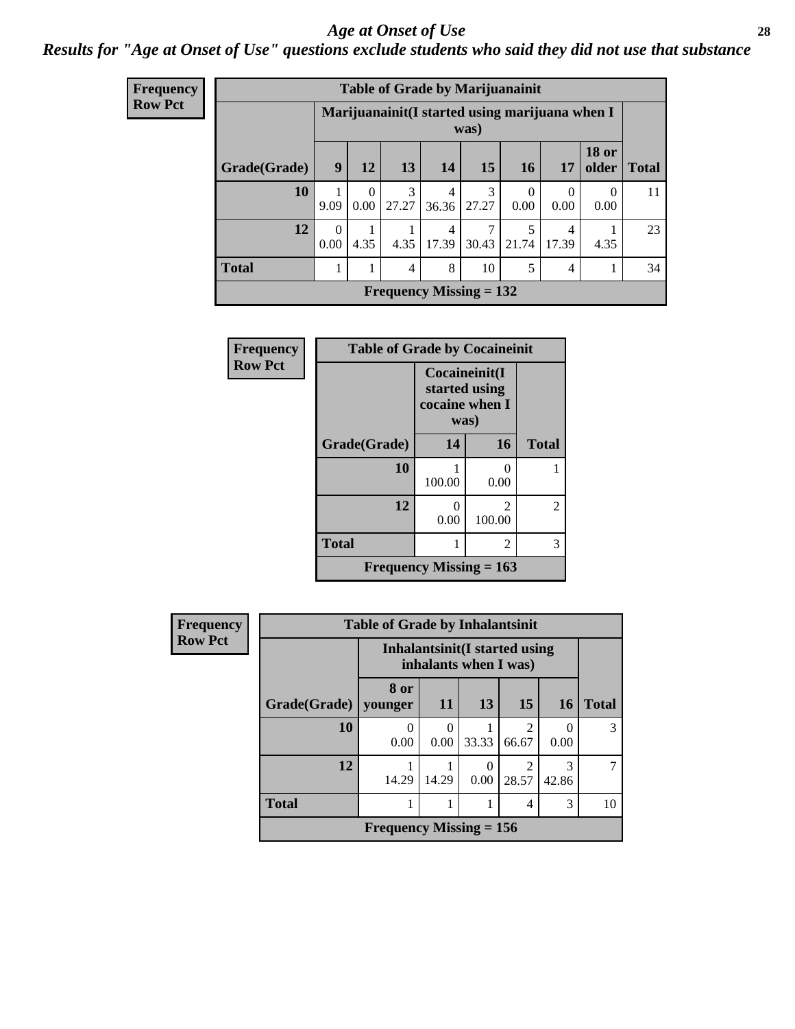# Age at Onset of Use

***Results for "Age at Onset of Use" questions exclude students who said they did not use that substance***

**Frequency Row Pct**

| Table of Grade by Marijuanainit | | | | | | | | | |
|---|---|---|---|---|---|---|---|---|---|
| | Marijuanainit(I started using marijuana when I was) | | | | | | | | |
| Grade(Grade) | 9 | 12 | 13 | 14 | 15 | 16 | 17 | 18 or older | Total |
| 10 | 1<br>9.09 | 0<br>0.00 | 3<br>27.27 | 4<br>36.36 | 3<br>27.27 | 0<br>0.00 | 0<br>0.00 | 0<br>0.00 | 11 |
| 12 | 0<br>0.00 | 1<br>4.35 | 1<br>4.35 | 4<br>17.39 | 7<br>30.43 | 5<br>21.74 | 4<br>17.39 | 1<br>4.35 | 23 |
| Total | 1 | 1 | 4 | 8 | 10 | 5 | 4 | 1 | 34 |
| Frequency Missing = 132 | | | | | | | | | |

**Frequency Row Pct**

| Table of Grade by Cocaineinit | | | |
|---|---|---|---|
| | Cocaineinit(I started using cocaine when I was) | | |
| Grade(Grade) | 14 | 16 | Total |
| 10 | 1<br>100.00 | 0<br>0.00 | 1 |
| 12 | 0<br>0.00 | 2<br>100.00 | 2 |
| Total | 1 | 2 | 3 |
| Frequency Missing = 163 | | | |

**Frequency Row Pct**

| Table of Grade by Inhalantsinit | | | | | | |
|---|---|---|---|---|---|---|
| | Inhalantsinit(I started using inhalants when I was) | | | | | |
| Grade(Grade) | 8 or younger | 11 | 13 | 15 | 16 | Total |
| 10 | 0<br>0.00 | 0<br>0.00 | 1<br>33.33 | 2<br>66.67 | 0<br>0.00 | 3 |
| 12 | 1<br>14.29 | 1<br>14.29 | 0<br>0.00 | 2<br>28.57 | 3<br>42.86 | 7 |
| Total | 1 | 1 | 1 | 4 | 3 | 10 |
| Frequency Missing = 156 | | | | | | |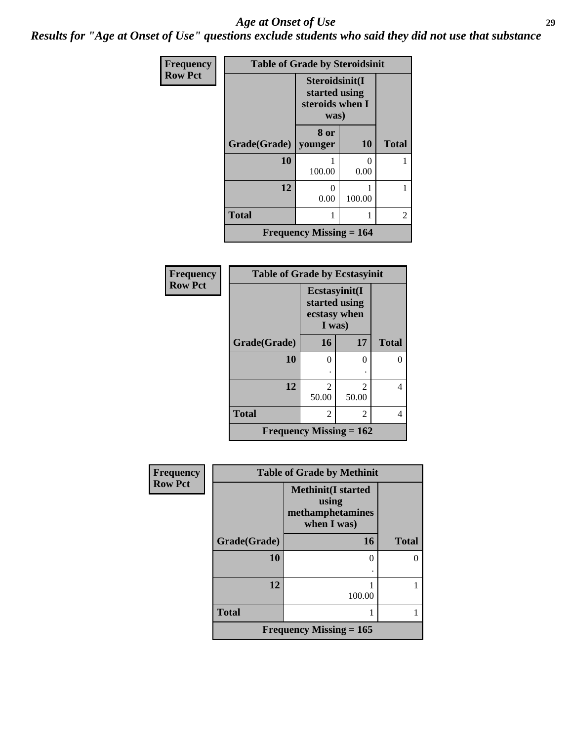# *Age at Onset of Use*

***Results for "Age at Onset of Use" questions exclude students who said they did not use that substance***

**Frequency**
**Row Pct**

| Table of Grade by Steroidsinit | | | |
|---|---|---|---|
| | Steroidsinit(I started using steroids when I was) | | |
| Grade(Grade) | 8 or younger | 10 | Total |
| 10 | 1<br>100.00 | 0<br>0.00 | 1 |
| 12 | 0<br>0.00 | 1<br>100.00 | 1 |
| Total | 1 | 1 | 2 |
| Frequency Missing = 164 | | | |

**Frequency**
**Row Pct**

| Table of Grade by Ecstasyinit | | | |
|---|---|---|---|
| | Ecstasyinit(I started using ecstasy when I was) | | |
| Grade(Grade) | 16 | 17 | Total |
| 10 | 0<br>. | 0<br>. | 0 |
| 12 | 2<br>50.00 | 2<br>50.00 | 4 |
| Total | 2 | 2 | 4 |
| Frequency Missing = 162 | | | |

**Frequency**
**Row Pct**

| Table of Grade by Methinit | | |
|---|---|---|
| | Methinit(I started using methamphetamines when I was) | |
| Grade(Grade) | 16 | Total |
| 10 | 0<br>. | 0 |
| 12 | 1<br>100.00 | 1 |
| Total | 1 | 1 |
| Frequency Missing = 165 | | |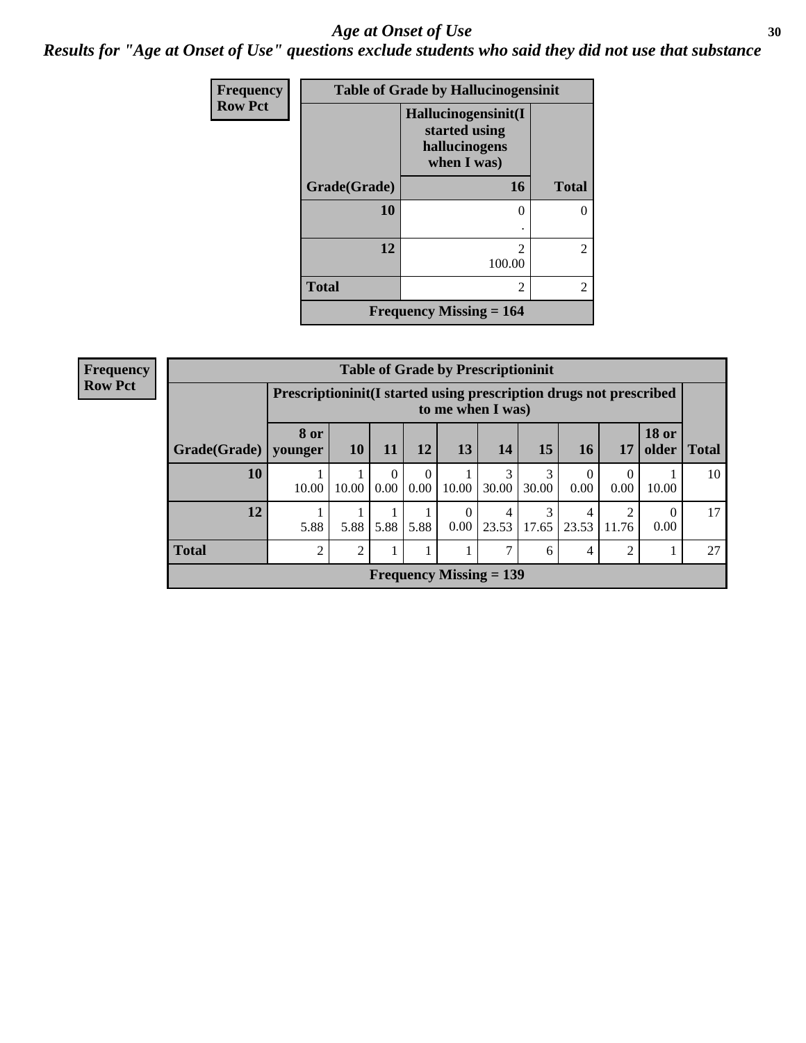## *Age at Onset of Use*

### *Results for "Age at Onset of Use" questions exclude students who said they did not use that substance*

**Frequency**
**Row Pct**

| Table of Grade by Hallucinogensinit | | |
|---|---|---|
| | Hallucinogensinit(I started using hallucinogens when I was) | |
| Grade(Grade) | 16 | Total |
| 10 | 0<br>. | 0 |
| 12 | 2<br>100.00 | 2 |
| Total | 2 | 2 |
| Frequency Missing = 164 | | |

**Frequency**
**Row Pct**

| Table of Grade by Prescriptioninit | | | | | | | | | | | |
|---|---|---|---|---|---|---|---|---|---|---|---|
| | Prescriptioninit(I started using prescription drugs not prescribed to me when I was) | | | | | | | | | | |
| Grade(Grade) | 8 or younger | 10 | 11 | 12 | 13 | 14 | 15 | 16 | 17 | 18 or older | Total |
| 10 | 1<br>10.00 | 1<br>10.00 | 0<br>0.00 | 0<br>0.00 | 1<br>10.00 | 3<br>30.00 | 3<br>30.00 | 0<br>0.00 | 0<br>0.00 | 1<br>10.00 | 10 |
| 12 | 1<br>5.88 | 1<br>5.88 | 1<br>5.88 | 1<br>5.88 | 0<br>0.00 | 4<br>23.53 | 3<br>17.65 | 4<br>23.53 | 2<br>11.76 | 0<br>0.00 | 17 |
| Total | 2 | 2 | 1 | 1 | 1 | 7 | 6 | 4 | 2 | 1 | 27 |
| Frequency Missing = 139 | | | | | | | | | | | |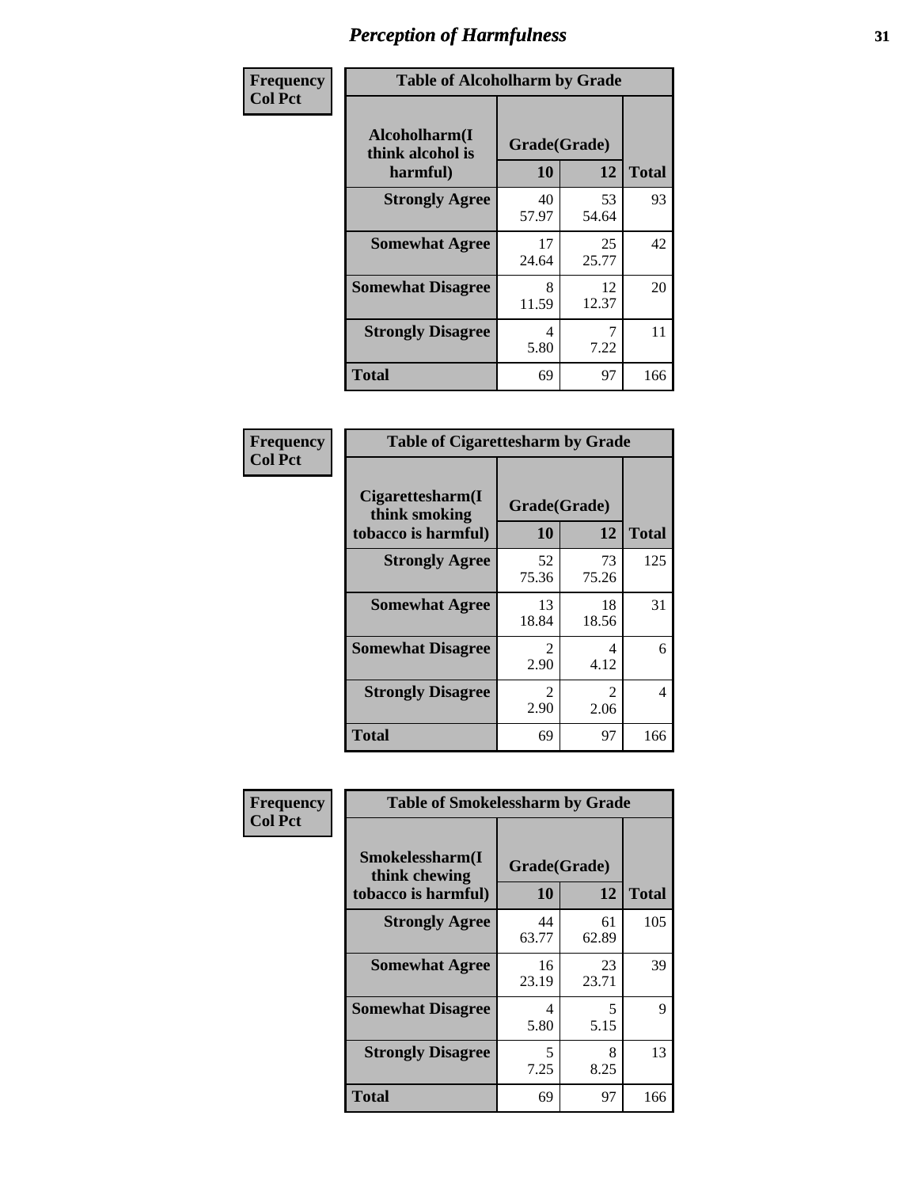# Perception of Harmfulness

**Frequency Col Pct**

| Table of Alcoholharm by Grade | | | |
|---|---|---|---|
| Alcoholharm(I think alcohol is harmful) | Grade(Grade) | | Total |
| | 10 | 12 | |
| **Strongly Agree** | 40<br>57.97 | 53<br>54.64 | 93 |
| **Somewhat Agree** | 17<br>24.64 | 25<br>25.77 | 42 |
| **Somewhat Disagree** | 8<br>11.59 | 12<br>12.37 | 20 |
| **Strongly Disagree** | 4<br>5.80 | 7<br>7.22 | 11 |
| **Total** | 69 | 97 | 166 |

**Frequency Col Pct**

| Table of Cigarettesharm by Grade | | | |
|---|---|---|---|
| Cigarettesharm(I think smoking tobacco is harmful) | Grade(Grade) | | Total |
| | 10 | 12 | |
| **Strongly Agree** | 52<br>75.36 | 73<br>75.26 | 125 |
| **Somewhat Agree** | 13<br>18.84 | 18<br>18.56 | 31 |
| **Somewhat Disagree** | 2<br>2.90 | 4<br>4.12 | 6 |
| **Strongly Disagree** | 2<br>2.90 | 2<br>2.06 | 4 |
| **Total** | 69 | 97 | 166 |

**Frequency Col Pct**

| Table of Smokelessharm by Grade | | | |
|---|---|---|---|
| Smokelessharm(I think chewing tobacco is harmful) | Grade(Grade) | | Total |
| | 10 | 12 | |
| **Strongly Agree** | 44<br>63.77 | 61<br>62.89 | 105 |
| **Somewhat Agree** | 16<br>23.19 | 23<br>23.71 | 39 |
| **Somewhat Disagree** | 4<br>5.80 | 5<br>5.15 | 9 |
| **Strongly Disagree** | 5<br>7.25 | 8<br>8.25 | 13 |
| **Total** | 69 | 97 | 166 |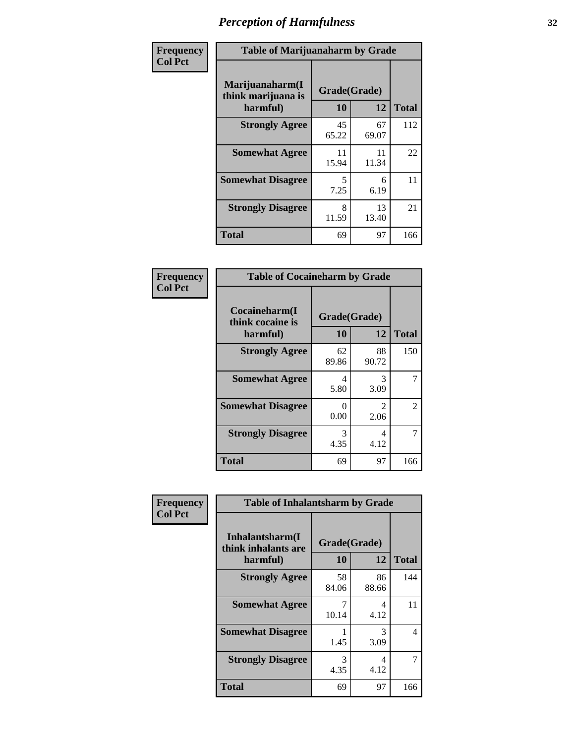# Perception of Harmfulness

| Frequency<br>Col Pct | Table of Marijuanaharm by Grade | | |
|---|---|---|---|
| Marijuanaharm(I think marijuana is harmful) | Grade(Grade) | | |
| | 10 | 12 | Total |
| Strongly Agree | 45<br>65.22 | 67<br>69.07 | 112 |
| Somewhat Agree | 11<br>15.94 | 11<br>11.34 | 22 |
| Somewhat Disagree | 5<br>7.25 | 6<br>6.19 | 11 |
| Strongly Disagree | 8<br>11.59 | 13<br>13.40 | 21 |
| Total | 69 | 97 | 166 |

| Frequency<br>Col Pct | Table of Cocaineharm by Grade | | |
|---|---|---|---|
| Cocaineharm(I think cocaine is harmful) | Grade(Grade) | | |
| | 10 | 12 | Total |
| Strongly Agree | 62<br>89.86 | 88<br>90.72 | 150 |
| Somewhat Agree | 4<br>5.80 | 3<br>3.09 | 7 |
| Somewhat Disagree | 0<br>0.00 | 2<br>2.06 | 2 |
| Strongly Disagree | 3<br>4.35 | 4<br>4.12 | 7 |
| Total | 69 | 97 | 166 |

| Frequency<br>Col Pct | Table of Inhalantsharm by Grade | | |
|---|---|---|---|
| Inhalantsharm(I think inhalants are harmful) | Grade(Grade) | | |
| | 10 | 12 | Total |
| Strongly Agree | 58<br>84.06 | 86<br>88.66 | 144 |
| Somewhat Agree | 7<br>10.14 | 4<br>4.12 | 11 |
| Somewhat Disagree | 1<br>1.45 | 3<br>3.09 | 4 |
| Strongly Disagree | 3<br>4.35 | 4<br>4.12 | 7 |
| Total | 69 | 97 | 166 |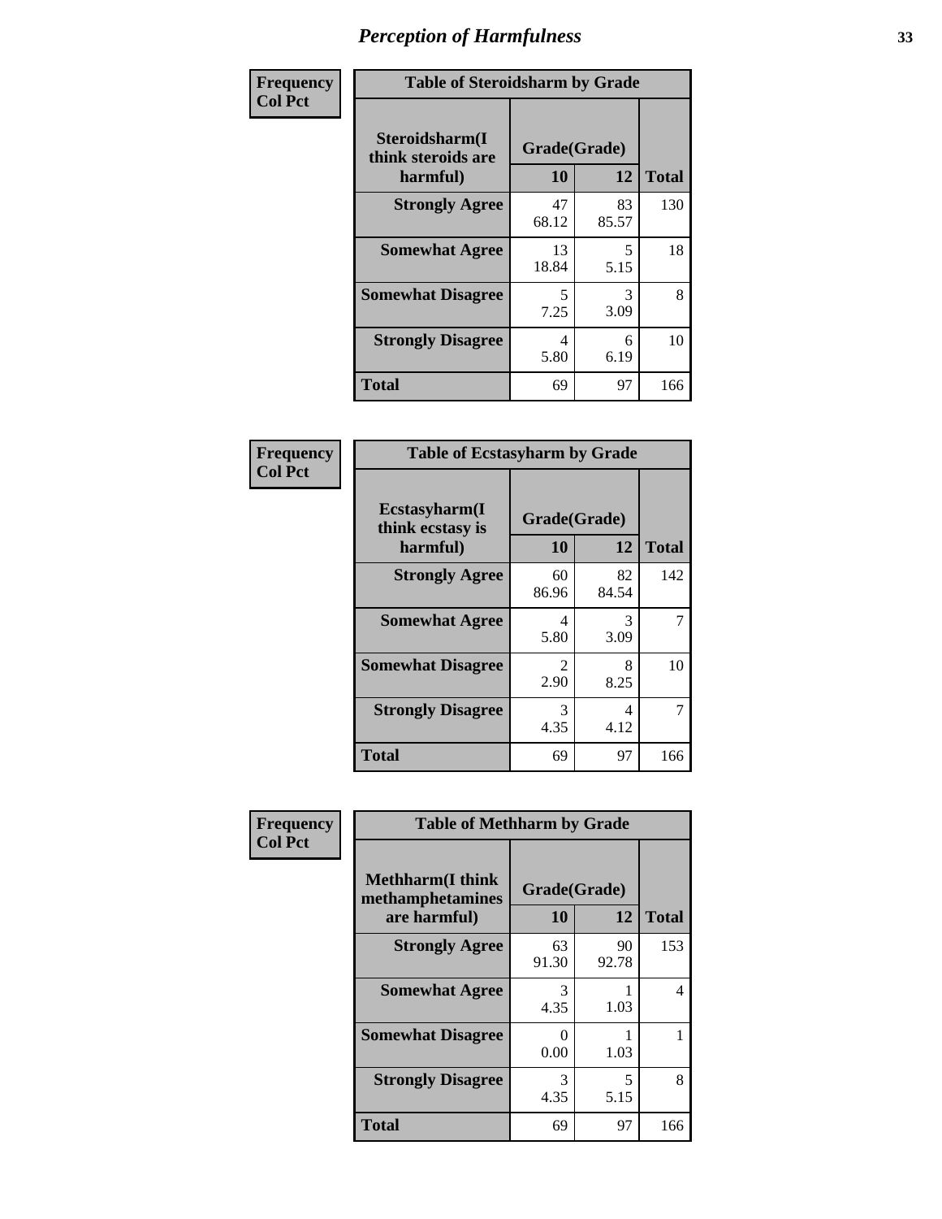## Perception of Harmfulness

| Frequency<br>Col Pct | Table of Steroidsharm by Grade | | |
|---|---|---|---|
| Steroidsharm(I think steroids are harmful) | Grade(Grade) | | |
| | 10 | 12 | Total |
| Strongly Agree | 47<br>68.12 | 83<br>85.57 | 130 |
| Somewhat Agree | 13<br>18.84 | 5<br>5.15 | 18 |
| Somewhat Disagree | 5<br>7.25 | 3<br>3.09 | 8 |
| Strongly Disagree | 4<br>5.80 | 6<br>6.19 | 10 |
| Total | 69 | 97 | 166 |

| Frequency<br>Col Pct | Table of Ecstasyharm by Grade | | |
|---|---|---|---|
| Ecstasyharm(I think ecstasy is harmful) | Grade(Grade) | | |
| | 10 | 12 | Total |
| Strongly Agree | 60<br>86.96 | 82<br>84.54 | 142 |
| Somewhat Agree | 4<br>5.80 | 3<br>3.09 | 7 |
| Somewhat Disagree | 2<br>2.90 | 8<br>8.25 | 10 |
| Strongly Disagree | 3<br>4.35 | 4<br>4.12 | 7 |
| Total | 69 | 97 | 166 |

| Frequency<br>Col Pct | Table of Methharm by Grade | | |
|---|---|---|---|
| Methharm(I think methamphetamines are harmful) | Grade(Grade) | | |
| | 10 | 12 | Total |
| Strongly Agree | 63<br>91.30 | 90<br>92.78 | 153 |
| Somewhat Agree | 3<br>4.35 | 1<br>1.03 | 4 |
| Somewhat Disagree | 0<br>0.00 | 1<br>1.03 | 1 |
| Strongly Disagree | 3<br>4.35 | 5<br>5.15 | 8 |
| Total | 69 | 97 | 166 |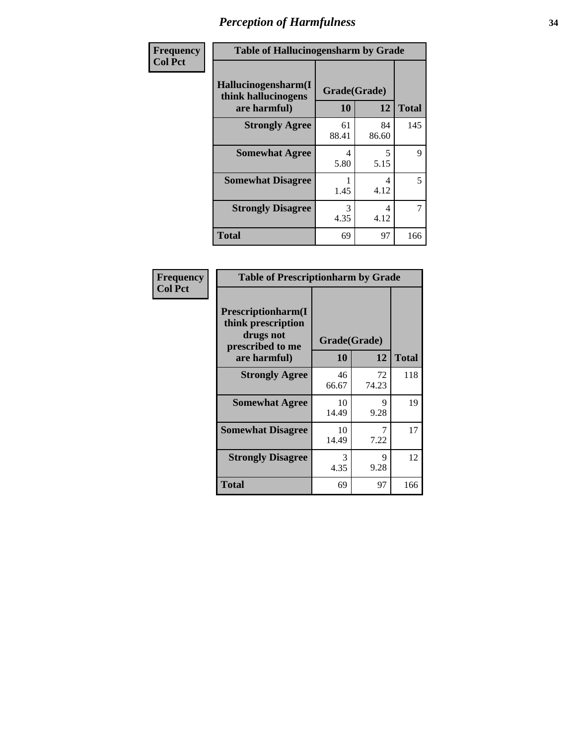# Perception of Harmfulness

| Frequency Col Pct | Table of Hallucinogensharm by Grade | | |
|---|---|---|---|
| Hallucinogensharm(I think hallucinogens are harmful) | Grade(Grade) | | |
| | 10 | 12 | Total |
| Strongly Agree | 61<br>88.41 | 84<br>86.60 | 145 |
| Somewhat Agree | 4<br>5.80 | 5<br>5.15 | 9 |
| Somewhat Disagree | 1<br>1.45 | 4<br>4.12 | 5 |
| Strongly Disagree | 3<br>4.35 | 4<br>4.12 | 7 |
| Total | 69 | 97 | 166 |

| Frequency Col Pct | Table of Prescriptionharm by Grade | | |
|---|---|---|---|
| Prescriptionharm(I think prescription drugs not prescribed to me are harmful) | Grade(Grade) | | |
| | 10 | 12 | Total |
| Strongly Agree | 46<br>66.67 | 72<br>74.23 | 118 |
| Somewhat Agree | 10<br>14.49 | 9<br>9.28 | 19 |
| Somewhat Disagree | 10<br>14.49 | 7<br>7.22 | 17 |
| Strongly Disagree | 3<br>4.35 | 9<br>9.28 | 12 |
| Total | 69 | 97 | 166 |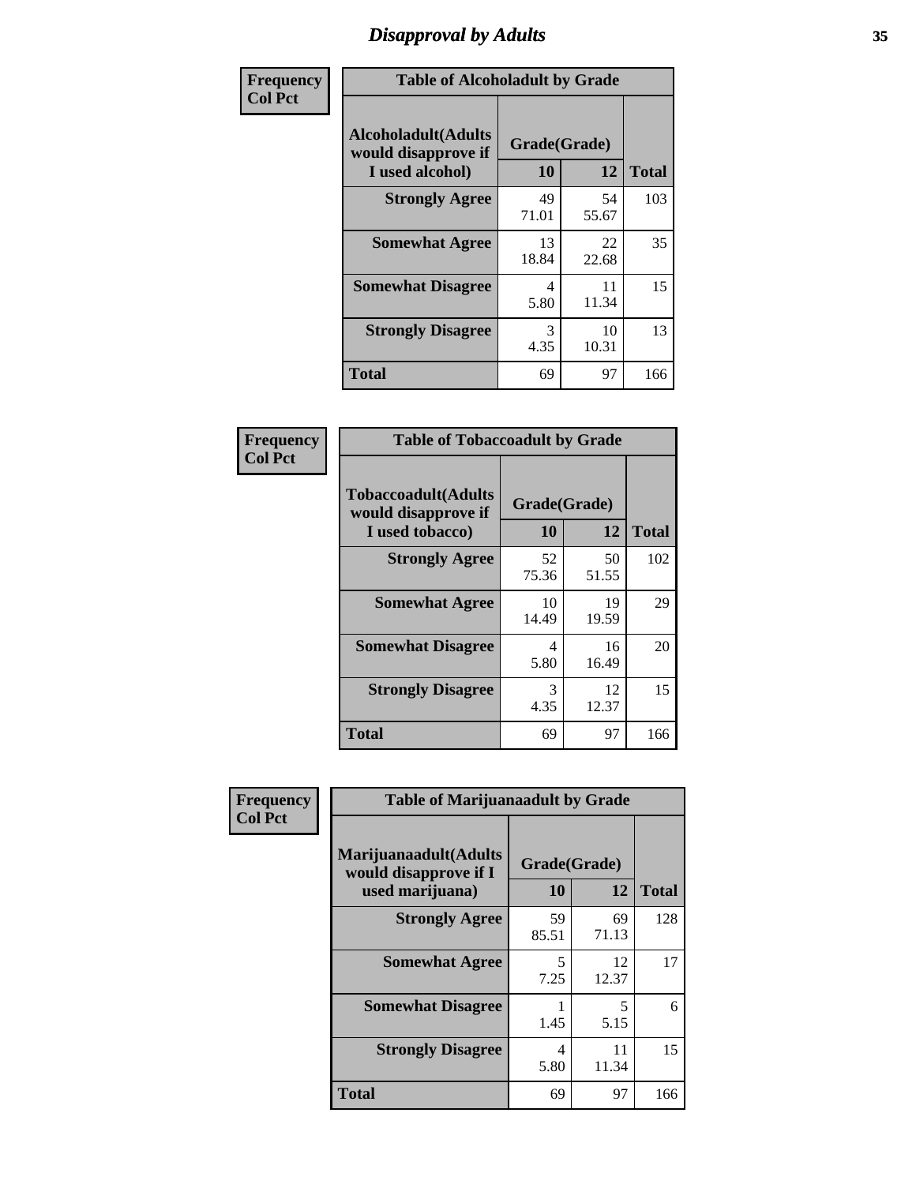# Disapproval by Adults

| Frequency<br>Col Pct | Table of Alcoholadult by Grade | | |
|---|---|---|---|
| **Alcoholadult(Adults would disapprove if I used alcohol)** | **Grade(Grade)** | | |
| | **10** | **12** | **Total** |
| **Strongly Agree** | 49<br>71.01 | 54<br>55.67 | 103 |
| **Somewhat Agree** | 13<br>18.84 | 22<br>22.68 | 35 |
| **Somewhat Disagree** | 4<br>5.80 | 11<br>11.34 | 15 |
| **Strongly Disagree** | 3<br>4.35 | 10<br>10.31 | 13 |
| **Total** | 69 | 97 | 166 |

| Frequency<br>Col Pct | Table of Tobaccoadult by Grade | | |
|---|---|---|---|
| **Tobaccoadult(Adults would disapprove if I used tobacco)** | **Grade(Grade)** | | |
| | **10** | **12** | **Total** |
| **Strongly Agree** | 52<br>75.36 | 50<br>51.55 | 102 |
| **Somewhat Agree** | 10<br>14.49 | 19<br>19.59 | 29 |
| **Somewhat Disagree** | 4<br>5.80 | 16<br>16.49 | 20 |
| **Strongly Disagree** | 3<br>4.35 | 12<br>12.37 | 15 |
| **Total** | 69 | 97 | 166 |

| Frequency<br>Col Pct | Table of Marijuanaadult by Grade | | |
|---|---|---|---|
| **Marijuanaadult(Adults would disapprove if I used marijuana)** | **Grade(Grade)** | | |
| | **10** | **12** | **Total** |
| **Strongly Agree** | 59<br>85.51 | 69<br>71.13 | 128 |
| **Somewhat Agree** | 5<br>7.25 | 12<br>12.37 | 17 |
| **Somewhat Disagree** | 1<br>1.45 | 5<br>5.15 | 6 |
| **Strongly Disagree** | 4<br>5.80 | 11<br>11.34 | 15 |
| **Total** | 69 | 97 | 166 |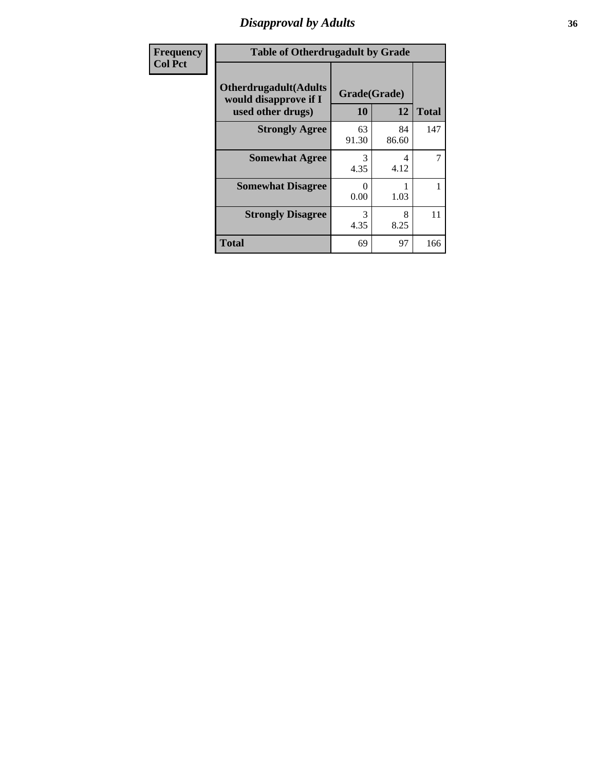# Disapproval by Adults

| Frequency<br>Col Pct |
|---|

**Table of Otherdrugadult by Grade**

| Otherdrugadult(Adults would disapprove if I used other drugs) | Grade(Grade) | | |
|---|---|---|---|
| | 10 | 12 | Total |
| Strongly Agree | 63<br>91.30 | 84<br>86.60 | 147 |
| Somewhat Agree | 3<br>4.35 | 4<br>4.12 | 7 |
| Somewhat Disagree | 0<br>0.00 | 1<br>1.03 | 1 |
| Strongly Disagree | 3<br>4.35 | 8<br>8.25 | 11 |
| Total | 69 | 97 | 166 |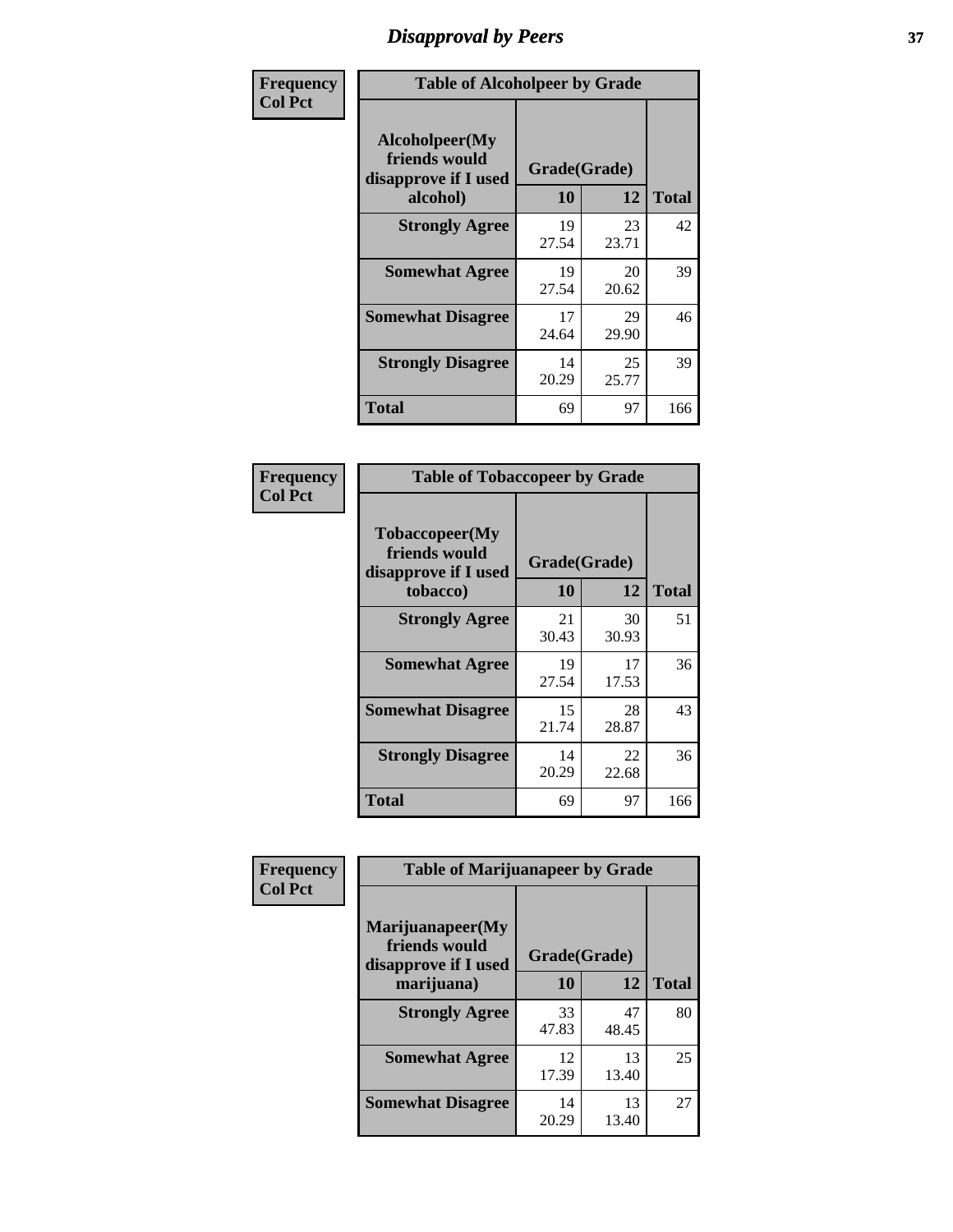# Disapproval by Peers

| Frequency<br>Col Pct | Table of Alcoholpeer by Grade | | |
|---|---|---|---|
| Alcoholpeer(My friends would disapprove if I used alcohol) | Grade(Grade) | | |
| | 10 | 12 | Total |
| Strongly Agree | 19<br>27.54 | 23<br>23.71 | 42 |
| Somewhat Agree | 19<br>27.54 | 20<br>20.62 | 39 |
| Somewhat Disagree | 17<br>24.64 | 29<br>29.90 | 46 |
| Strongly Disagree | 14<br>20.29 | 25<br>25.77 | 39 |
| Total | 69 | 97 | 166 |

| Frequency<br>Col Pct | Table of Tobaccopeer by Grade | | |
|---|---|---|---|
| Tobaccopeer(My friends would disapprove if I used tobacco) | Grade(Grade) | | |
| | 10 | 12 | Total |
| Strongly Agree | 21<br>30.43 | 30<br>30.93 | 51 |
| Somewhat Agree | 19<br>27.54 | 17<br>17.53 | 36 |
| Somewhat Disagree | 15<br>21.74 | 28<br>28.87 | 43 |
| Strongly Disagree | 14<br>20.29 | 22<br>22.68 | 36 |
| Total | 69 | 97 | 166 |

| Frequency<br>Col Pct | Table of Marijuanapeer by Grade | | |
|---|---|---|---|
| Marijuanapeer(My friends would disapprove if I used marijuana) | Grade(Grade) | | |
| | 10 | 12 | Total |
| Strongly Agree | 33<br>47.83 | 47<br>48.45 | 80 |
| Somewhat Agree | 12<br>17.39 | 13<br>13.40 | 25 |
| Somewhat Disagree | 14<br>20.29 | 13<br>13.40 | 27 |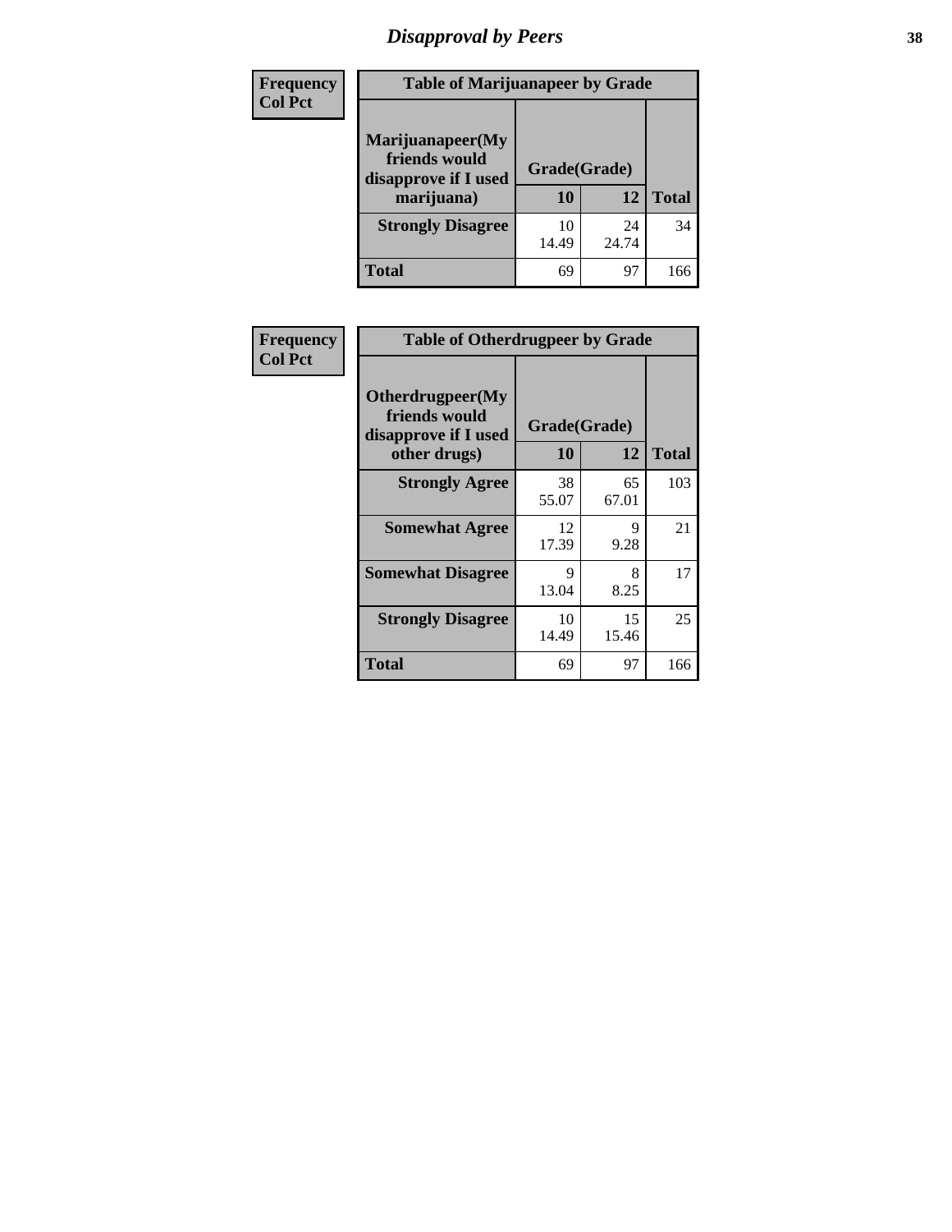| Frequency<br>Col Pct | Table of Marijuanapeer by Grade | | |
|---|---|---|---|
| Marijuanapeer(My friends would disapprove if I used marijuana) | Grade(Grade) | | |
| | 10 | 12 | Total |
| Strongly Disagree | 10<br>14.49 | 24<br>24.74 | 34 |
| Total | 69 | 97 | 166 |

| Frequency<br>Col Pct | Table of Otherdrugpeer by Grade | | |
|---|---|---|---|
| Otherdrugpeer(My friends would disapprove if I used other drugs) | Grade(Grade) | | |
| | 10 | 12 | Total |
| Strongly Agree | 38<br>55.07 | 65<br>67.01 | 103 |
| Somewhat Agree | 12<br>17.39 | 9<br>9.28 | 21 |
| Somewhat Disagree | 9<br>13.04 | 8<br>8.25 | 17 |
| Strongly Disagree | 10<br>14.49 | 15<br>15.46 | 25 |
| Total | 69 | 97 | 166 |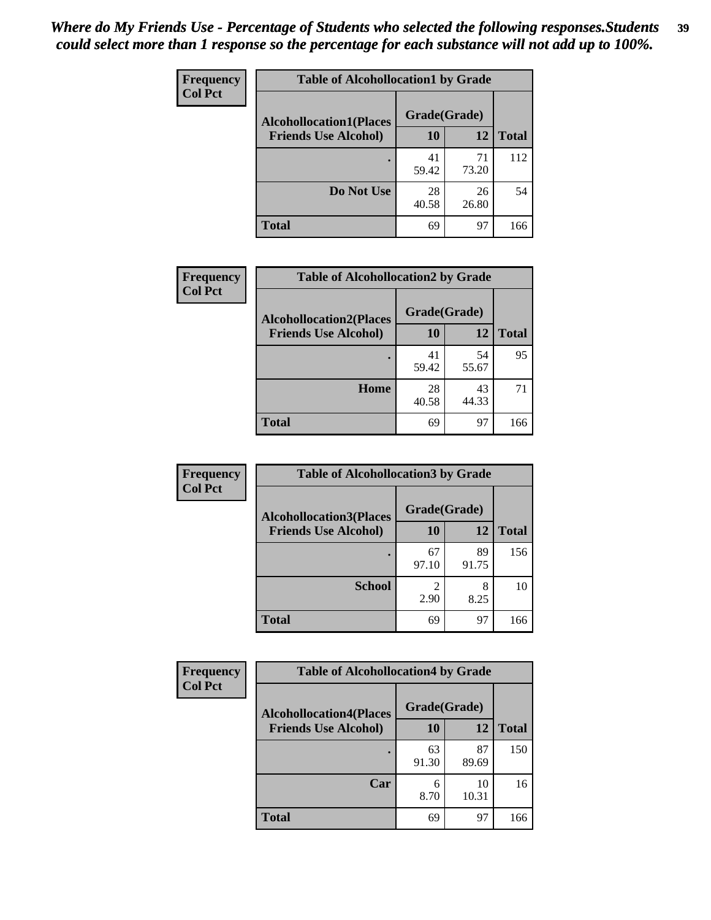*Where do My Friends Use - Percentage of Students who selected the following responses.Students could select more than 1 response so the percentage for each substance will not add up to 100%.*

**Frequency**
**Col Pct**

| Table of Alcohollocation1 by Grade | | | |
|---|---|---|---|
| **Alcohollocation1(Places Friends Use Alcohol)** | **Grade(Grade)** | | **Total** |
| | **10** | **12** | |
| . | 41<br>59.42 | 71<br>73.20 | 112 |
| **Do Not Use** | 28<br>40.58 | 26<br>26.80 | 54 |
| **Total** | 69 | 97 | 166 |

**Frequency**
**Col Pct**

| Table of Alcohollocation2 by Grade | | | |
|---|---|---|---|
| **Alcohollocation2(Places Friends Use Alcohol)** | **Grade(Grade)** | | **Total** |
| | **10** | **12** | |
| . | 41<br>59.42 | 54<br>55.67 | 95 |
| **Home** | 28<br>40.58 | 43<br>44.33 | 71 |
| **Total** | 69 | 97 | 166 |

**Frequency**
**Col Pct**

| Table of Alcohollocation3 by Grade | | | |
|---|---|---|---|
| **Alcohollocation3(Places Friends Use Alcohol)** | **Grade(Grade)** | | **Total** |
| | **10** | **12** | |
| . | 67<br>97.10 | 89<br>91.75 | 156 |
| **School** | 2<br>2.90 | 8<br>8.25 | 10 |
| **Total** | 69 | 97 | 166 |

**Frequency**
**Col Pct**

| Table of Alcohollocation4 by Grade | | | |
|---|---|---|---|
| **Alcohollocation4(Places Friends Use Alcohol)** | **Grade(Grade)** | | **Total** |
| | **10** | **12** | |
| . | 63<br>91.30 | 87<br>89.69 | 150 |
| **Car** | 6<br>8.70 | 10<br>10.31 | 16 |
| **Total** | 69 | 97 | 166 |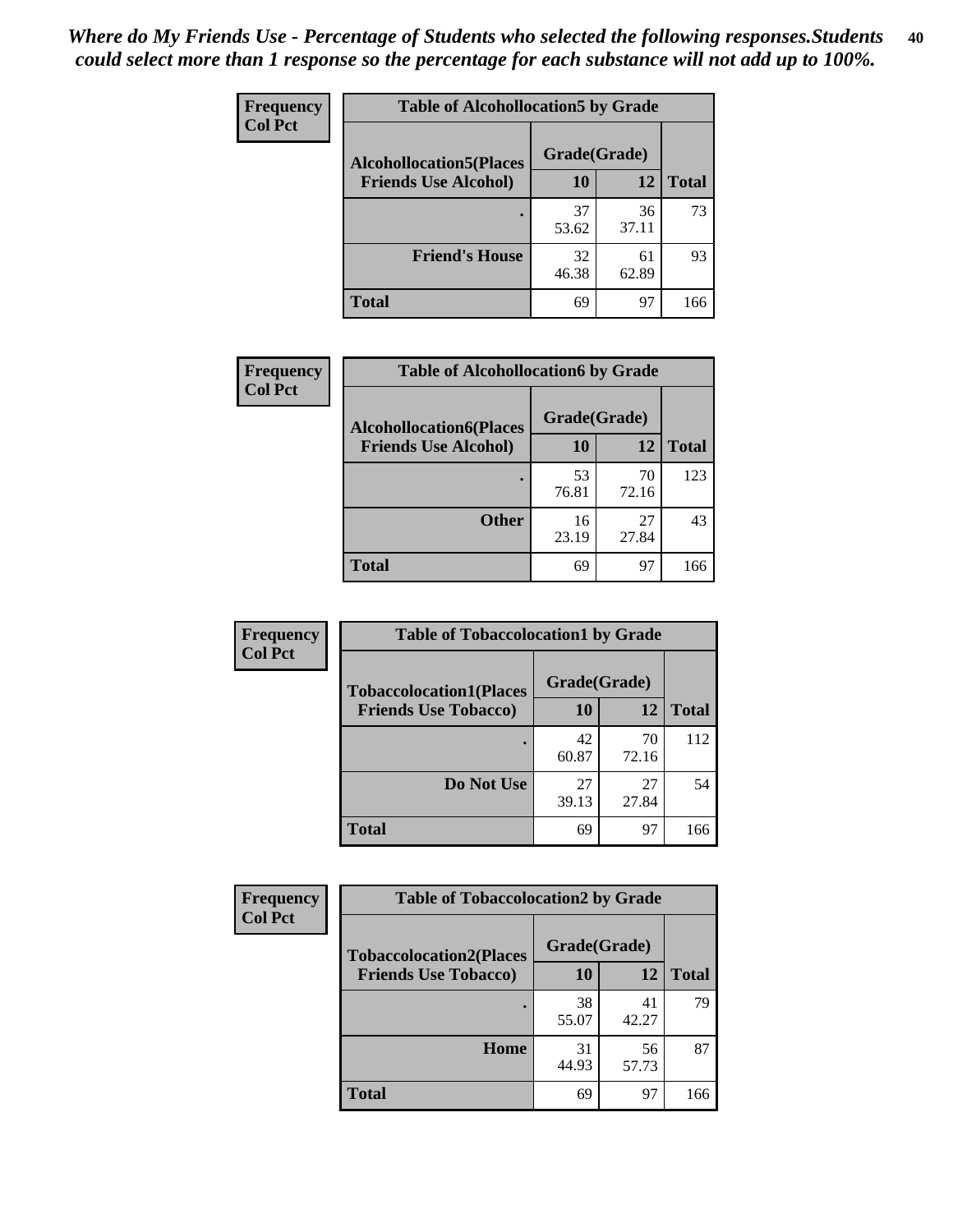*Where do My Friends Use - Percentage of Students who selected the following responses.Students could select more than 1 response so the percentage for each substance will not add up to 100%.*

**Frequency**
**Col Pct**

| Table of Alcohollocation5 by Grade | | | |
|---|---|---|---|
| **Alcohollocation5(Places Friends Use Alcohol)** | **Grade(Grade)** | | **Total** |
| | **10** | **12** | |
| **.** | 37<br>53.62 | 36<br>37.11 | 73 |
| **Friend's House** | 32<br>46.38 | 61<br>62.89 | 93 |
| **Total** | 69 | 97 | 166 |

**Frequency**
**Col Pct**

| Table of Alcohollocation6 by Grade | | | |
|---|---|---|---|
| **Alcohollocation6(Places Friends Use Alcohol)** | **Grade(Grade)** | | **Total** |
| | **10** | **12** | |
| **.** | 53<br>76.81 | 70<br>72.16 | 123 |
| **Other** | 16<br>23.19 | 27<br>27.84 | 43 |
| **Total** | 69 | 97 | 166 |

**Frequency**
**Col Pct**

| Table of Tobaccolocation1 by Grade | | | |
|---|---|---|---|
| **Tobaccolocation1(Places Friends Use Tobacco)** | **Grade(Grade)** | | **Total** |
| | **10** | **12** | |
| **.** | 42<br>60.87 | 70<br>72.16 | 112 |
| **Do Not Use** | 27<br>39.13 | 27<br>27.84 | 54 |
| **Total** | 69 | 97 | 166 |

**Frequency**
**Col Pct**

| Table of Tobaccolocation2 by Grade | | | |
|---|---|---|---|
| **Tobaccolocation2(Places Friends Use Tobacco)** | **Grade(Grade)** | | **Total** |
| | **10** | **12** | |
| **.** | 38<br>55.07 | 41<br>42.27 | 79 |
| **Home** | 31<br>44.93 | 56<br>57.73 | 87 |
| **Total** | 69 | 97 | 166 |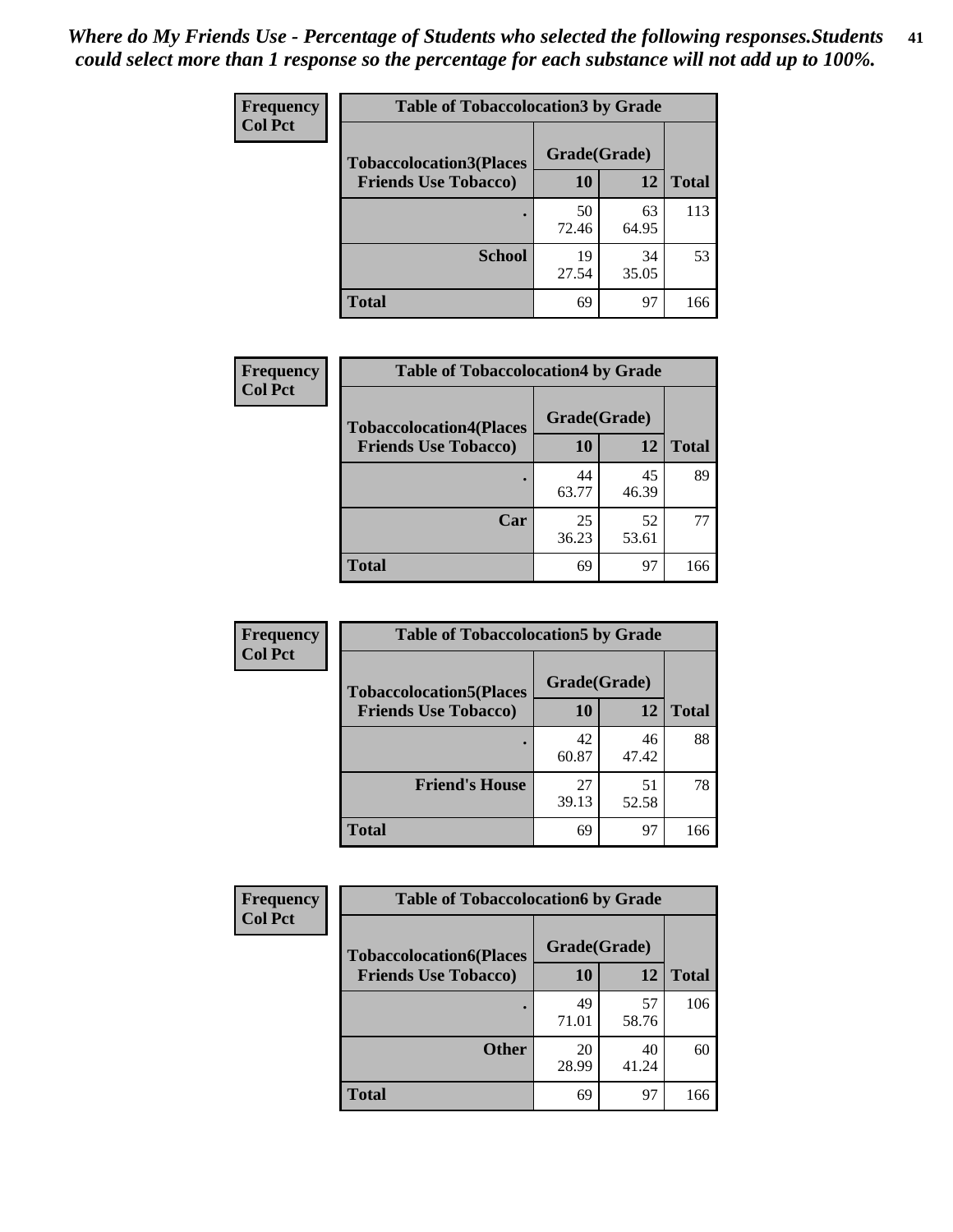*Where do My Friends Use - Percentage of Students who selected the following responses.Students could select more than 1 response so the percentage for each substance will not add up to 100%.*

**Frequency**
**Col Pct**

| Table of Tobaccolocation3 by Grade | | | |
|---|---|---|---|
| **Tobaccolocation3(Places Friends Use Tobacco)** | **Grade(Grade)** | | |
| | **10** | **12** | **Total** |
| **.** | 50<br>72.46 | 63<br>64.95 | 113 |
| **School** | 19<br>27.54 | 34<br>35.05 | 53 |
| **Total** | 69 | 97 | 166 |

**Frequency**
**Col Pct**

| Table of Tobaccolocation4 by Grade | | | |
|---|---|---|---|
| **Tobaccolocation4(Places Friends Use Tobacco)** | **Grade(Grade)** | | |
| | **10** | **12** | **Total** |
| **.** | 44<br>63.77 | 45<br>46.39 | 89 |
| **Car** | 25<br>36.23 | 52<br>53.61 | 77 |
| **Total** | 69 | 97 | 166 |

**Frequency**
**Col Pct**

| Table of Tobaccolocation5 by Grade | | | |
|---|---|---|---|
| **Tobaccolocation5(Places Friends Use Tobacco)** | **Grade(Grade)** | | |
| | **10** | **12** | **Total** |
| **.** | 42<br>60.87 | 46<br>47.42 | 88 |
| **Friend's House** | 27<br>39.13 | 51<br>52.58 | 78 |
| **Total** | 69 | 97 | 166 |

**Frequency**
**Col Pct**

| Table of Tobaccolocation6 by Grade | | | |
|---|---|---|---|
| **Tobaccolocation6(Places Friends Use Tobacco)** | **Grade(Grade)** | | |
| | **10** | **12** | **Total** |
| **.** | 49<br>71.01 | 57<br>58.76 | 106 |
| **Other** | 20<br>28.99 | 40<br>41.24 | 60 |
| **Total** | 69 | 97 | 166 |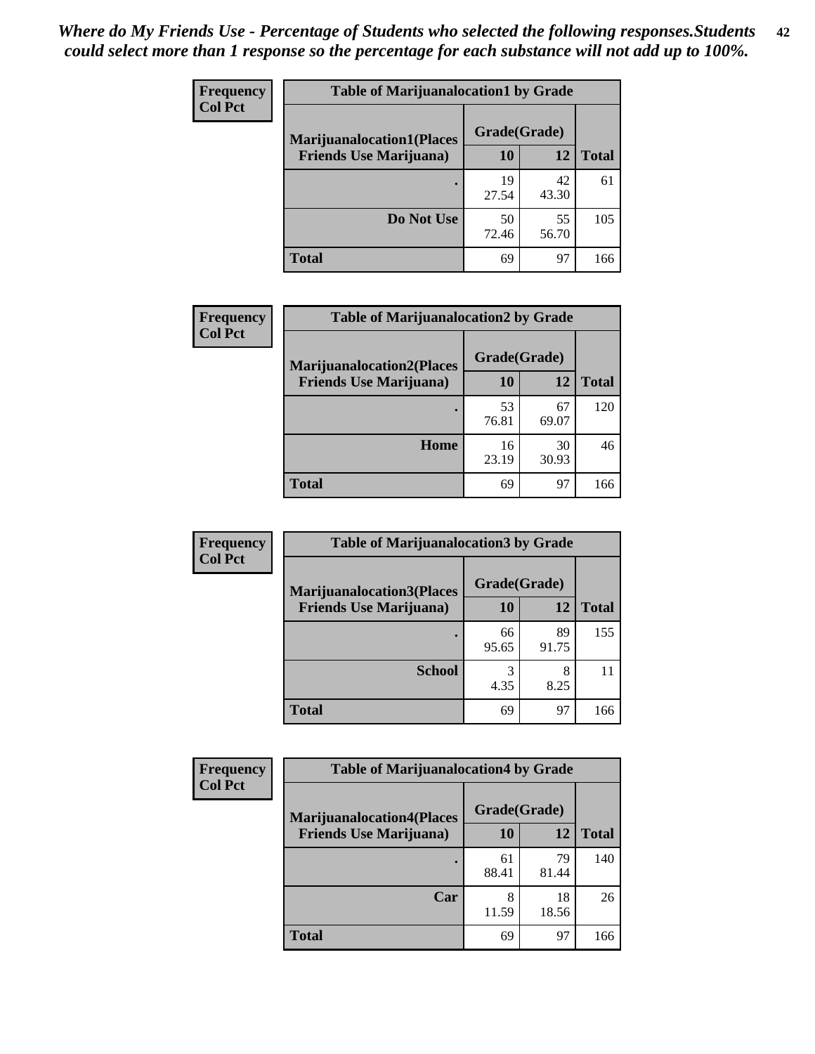*Where do My Friends Use - Percentage of Students who selected the following responses.Students could select more than 1 response so the percentage for each substance will not add up to 100%.*

**Frequency**
**Col Pct**

| Table of Marijuanalocation1 by Grade | | | |
|---|---|---|---|
| **Marijuanalocation1(Places Friends Use Marijuana)** | **Grade(Grade)** | | |
| | **10** | **12** | **Total** |
| **.** | 19<br>27.54 | 42<br>43.30 | 61 |
| **Do Not Use** | 50<br>72.46 | 55<br>56.70 | 105 |
| **Total** | 69 | 97 | 166 |

**Frequency**
**Col Pct**

| Table of Marijuanalocation2 by Grade | | | |
|---|---|---|---|
| **Marijuanalocation2(Places Friends Use Marijuana)** | **Grade(Grade)** | | |
| | **10** | **12** | **Total** |
| **.** | 53<br>76.81 | 67<br>69.07 | 120 |
| **Home** | 16<br>23.19 | 30<br>30.93 | 46 |
| **Total** | 69 | 97 | 166 |

**Frequency**
**Col Pct**

| Table of Marijuanalocation3 by Grade | | | |
|---|---|---|---|
| **Marijuanalocation3(Places Friends Use Marijuana)** | **Grade(Grade)** | | |
| | **10** | **12** | **Total** |
| **.** | 66<br>95.65 | 89<br>91.75 | 155 |
| **School** | 3<br>4.35 | 8<br>8.25 | 11 |
| **Total** | 69 | 97 | 166 |

**Frequency**
**Col Pct**

| Table of Marijuanalocation4 by Grade | | | |
|---|---|---|---|
| **Marijuanalocation4(Places Friends Use Marijuana)** | **Grade(Grade)** | | |
| | **10** | **12** | **Total** |
| **.** | 61<br>88.41 | 79<br>81.44 | 140 |
| **Car** | 8<br>11.59 | 18<br>18.56 | 26 |
| **Total** | 69 | 97 | 166 |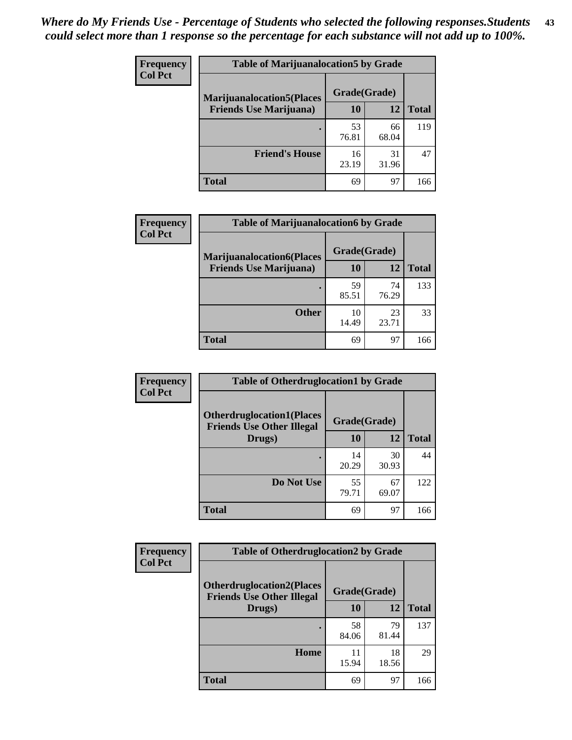*Where do My Friends Use - Percentage of Students who selected the following responses.Students could select more than 1 response so the percentage for each substance will not add up to 100%.*

**Frequency**
**Col Pct**

| Table of Marijuanalocation5 by Grade | | | |
|---|---|---|---|
| **Marijuanalocation5(Places Friends Use Marijuana)** | **Grade(Grade)** | | **Total** |
| | **10** | **12** | |
| . | 53<br>76.81 | 66<br>68.04 | 119 |
| **Friend's House** | 16<br>23.19 | 31<br>31.96 | 47 |
| **Total** | 69 | 97 | 166 |

**Frequency**
**Col Pct**

| Table of Marijuanalocation6 by Grade | | | |
|---|---|---|---|
| **Marijuanalocation6(Places Friends Use Marijuana)** | **Grade(Grade)** | | **Total** |
| | **10** | **12** | |
| . | 59<br>85.51 | 74<br>76.29 | 133 |
| **Other** | 10<br>14.49 | 23<br>23.71 | 33 |
| **Total** | 69 | 97 | 166 |

**Frequency**
**Col Pct**

| Table of Otherdruglocation1 by Grade | | | |
|---|---|---|---|
| **Otherdruglocation1(Places Friends Use Other Illegal Drugs)** | **Grade(Grade)** | | **Total** |
| | **10** | **12** | |
| . | 14<br>20.29 | 30<br>30.93 | 44 |
| **Do Not Use** | 55<br>79.71 | 67<br>69.07 | 122 |
| **Total** | 69 | 97 | 166 |

**Frequency**
**Col Pct**

| Table of Otherdruglocation2 by Grade | | | |
|---|---|---|---|
| **Otherdruglocation2(Places Friends Use Other Illegal Drugs)** | **Grade(Grade)** | | **Total** |
| | **10** | **12** | |
| . | 58<br>84.06 | 79<br>81.44 | 137 |
| **Home** | 11<br>15.94 | 18<br>18.56 | 29 |
| **Total** | 69 | 97 | 166 |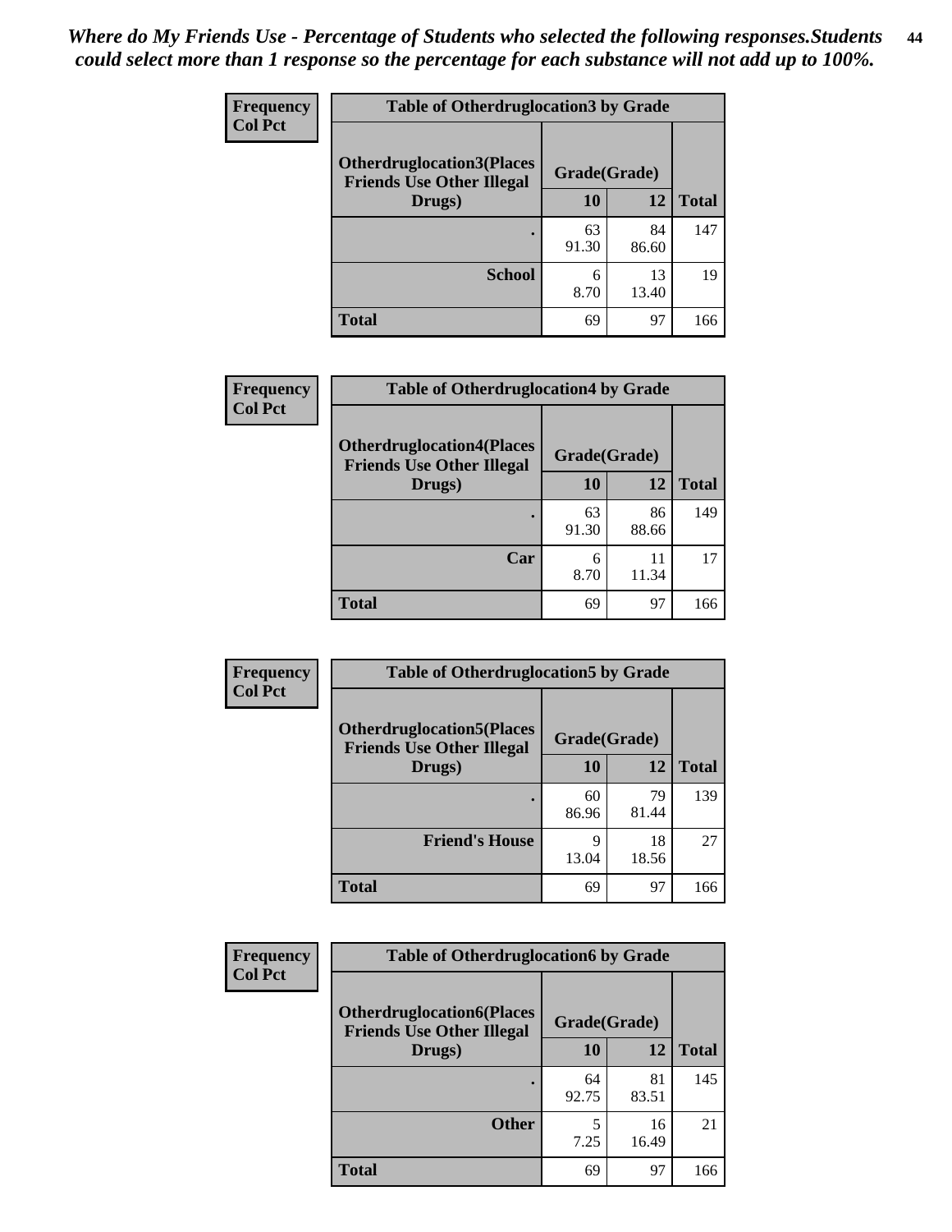*Where do My Friends Use - Percentage of Students who selected the following responses.Students could select more than 1 response so the percentage for each substance will not add up to 100%.*

**Table of Otherdruglocation3 by Grade**

Frequency / Col Pct

| Otherdruglocation3(Places Friends Use Other Illegal Drugs) | Grade(Grade) | | Total |
|---|---|---|---|
| | 10 | 12 | |
| . | 63<br>91.30 | 84<br>86.60 | 147 |
| School | 6<br>8.70 | 13<br>13.40 | 19 |
| Total | 69 | 97 | 166 |

**Table of Otherdruglocation4 by Grade**

Frequency / Col Pct

| Otherdruglocation4(Places Friends Use Other Illegal Drugs) | Grade(Grade) | | Total |
|---|---|---|---|
| | 10 | 12 | |
| . | 63<br>91.30 | 86<br>88.66 | 149 |
| Car | 6<br>8.70 | 11<br>11.34 | 17 |
| Total | 69 | 97 | 166 |

**Table of Otherdruglocation5 by Grade**

Frequency / Col Pct

| Otherdruglocation5(Places Friends Use Other Illegal Drugs) | Grade(Grade) | | Total |
|---|---|---|---|
| | 10 | 12 | |
| . | 60<br>86.96 | 79<br>81.44 | 139 |
| Friend's House | 9<br>13.04 | 18<br>18.56 | 27 |
| Total | 69 | 97 | 166 |

**Table of Otherdruglocation6 by Grade**

Frequency / Col Pct

| Otherdruglocation6(Places Friends Use Other Illegal Drugs) | Grade(Grade) | | Total |
|---|---|---|---|
| | 10 | 12 | |
| . | 64<br>92.75 | 81<br>83.51 | 145 |
| Other | 5<br>7.25 | 16<br>16.49 | 21 |
| Total | 69 | 97 | 166 |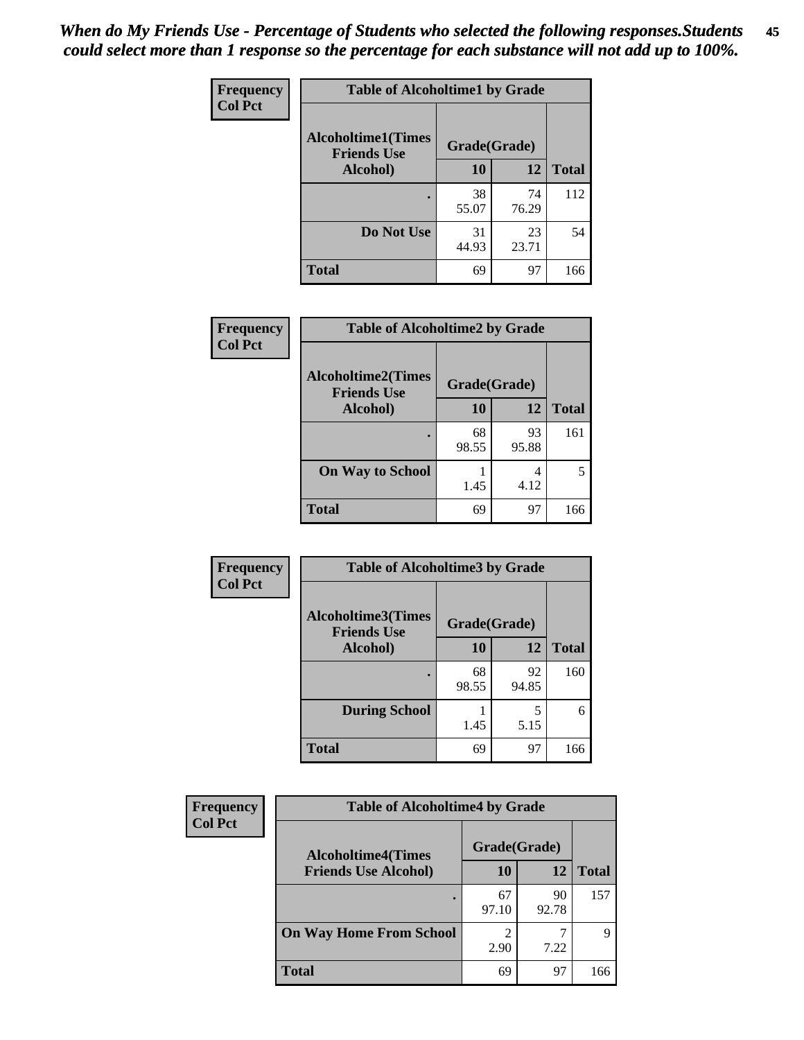*When do My Friends Use - Percentage of Students who selected the following responses.Students could select more than 1 response so the percentage for each substance will not add up to 100%.*

**Frequency**
**Col Pct**

**Table of Alcoholtime1 by Grade**

| Alcoholtime1(Times Friends Use Alcohol) | Grade(Grade) | | Total |
|---|---|---|---|
| | 10 | 12 | |
| . | 38<br>55.07 | 74<br>76.29 | 112 |
| Do Not Use | 31<br>44.93 | 23<br>23.71 | 54 |
| Total | 69 | 97 | 166 |

**Frequency**
**Col Pct**

**Table of Alcoholtime2 by Grade**

| Alcoholtime2(Times Friends Use Alcohol) | Grade(Grade) | | Total |
|---|---|---|---|
| | 10 | 12 | |
| . | 68<br>98.55 | 93<br>95.88 | 161 |
| On Way to School | 1<br>1.45 | 4<br>4.12 | 5 |
| Total | 69 | 97 | 166 |

**Frequency**
**Col Pct**

**Table of Alcoholtime3 by Grade**

| Alcoholtime3(Times Friends Use Alcohol) | Grade(Grade) | | Total |
|---|---|---|---|
| | 10 | 12 | |
| . | 68<br>98.55 | 92<br>94.85 | 160 |
| During School | 1<br>1.45 | 5<br>5.15 | 6 |
| Total | 69 | 97 | 166 |

**Frequency**
**Col Pct**

**Table of Alcoholtime4 by Grade**

| Alcoholtime4(Times Friends Use Alcohol) | Grade(Grade) | | Total |
|---|---|---|---|
| | 10 | 12 | |
| . | 67<br>97.10 | 90<br>92.78 | 157 |
| On Way Home From School | 2<br>2.90 | 7<br>7.22 | 9 |
| Total | 69 | 97 | 166 |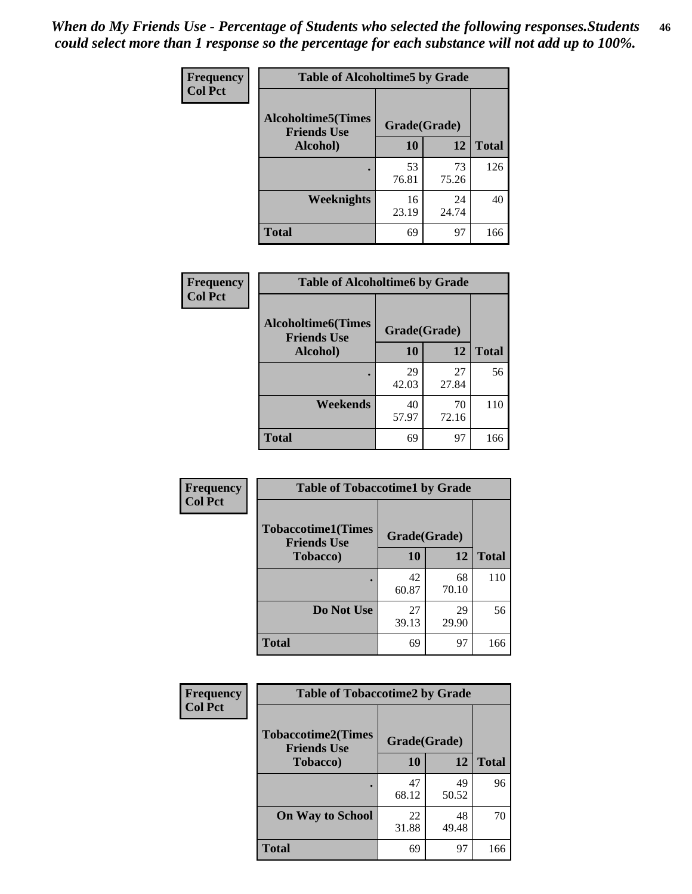*When do My Friends Use - Percentage of Students who selected the following responses.Students could select more than 1 response so the percentage for each substance will not add up to 100%.*

**Frequency / Col Pct**

| Table of Alcoholtime5 by Grade | | | |
|---|---|---|---|
| Alcoholtime5(Times Friends Use Alcohol) | Grade(Grade) | | |
| | 10 | 12 | Total |
| . | 53<br>76.81 | 73<br>75.26 | 126 |
| Weeknights | 16<br>23.19 | 24<br>24.74 | 40 |
| Total | 69 | 97 | 166 |

**Frequency / Col Pct**

| Table of Alcoholtime6 by Grade | | | |
|---|---|---|---|
| Alcoholtime6(Times Friends Use Alcohol) | Grade(Grade) | | |
| | 10 | 12 | Total |
| . | 29<br>42.03 | 27<br>27.84 | 56 |
| Weekends | 40<br>57.97 | 70<br>72.16 | 110 |
| Total | 69 | 97 | 166 |

**Frequency / Col Pct**

| Table of Tobaccotime1 by Grade | | | |
|---|---|---|---|
| Tobaccotime1(Times Friends Use Tobacco) | Grade(Grade) | | |
| | 10 | 12 | Total |
| . | 42<br>60.87 | 68<br>70.10 | 110 |
| Do Not Use | 27<br>39.13 | 29<br>29.90 | 56 |
| Total | 69 | 97 | 166 |

**Frequency / Col Pct**

| Table of Tobaccotime2 by Grade | | | |
|---|---|---|---|
| Tobaccotime2(Times Friends Use Tobacco) | Grade(Grade) | | |
| | 10 | 12 | Total |
| . | 47<br>68.12 | 49<br>50.52 | 96 |
| On Way to School | 22<br>31.88 | 48<br>49.48 | 70 |
| Total | 69 | 97 | 166 |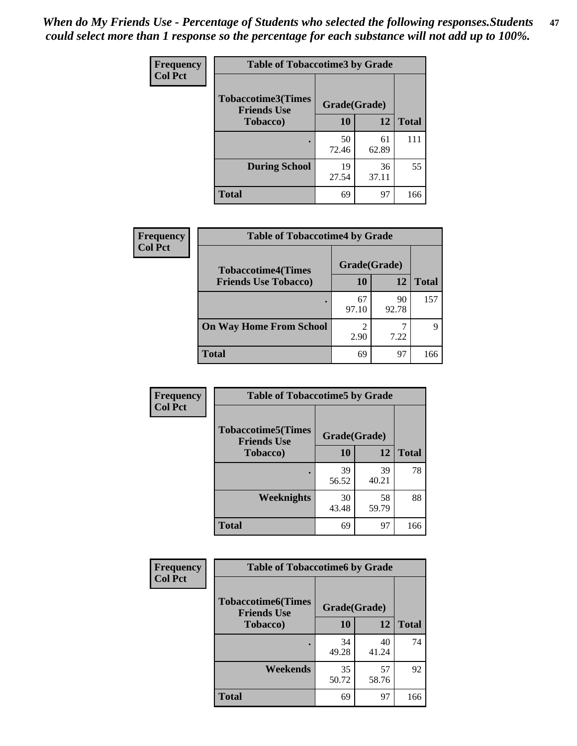*When do My Friends Use - Percentage of Students who selected the following responses.Students could select more than 1 response so the percentage for each substance will not add up to 100%.*

**Frequency**
**Col Pct**

| Table of Tobaccotime3 by Grade | | | |
|---|---|---|---|
| **Tobaccotime3(Times Friends Use Tobacco)** | **Grade(Grade)** | | **Total** |
| | **10** | **12** | |
| **.** | 50<br>72.46 | 61<br>62.89 | 111 |
| **During School** | 19<br>27.54 | 36<br>37.11 | 55 |
| **Total** | 69 | 97 | 166 |

**Frequency**
**Col Pct**

| Table of Tobaccotime4 by Grade | | | |
|---|---|---|---|
| **Tobaccotime4(Times Friends Use Tobacco)** | **Grade(Grade)** | | **Total** |
| | **10** | **12** | |
| **.** | 67<br>97.10 | 90<br>92.78 | 157 |
| **On Way Home From School** | 2<br>2.90 | 7<br>7.22 | 9 |
| **Total** | 69 | 97 | 166 |

**Frequency**
**Col Pct**

| Table of Tobaccotime5 by Grade | | | |
|---|---|---|---|
| **Tobaccotime5(Times Friends Use Tobacco)** | **Grade(Grade)** | | **Total** |
| | **10** | **12** | |
| **.** | 39<br>56.52 | 39<br>40.21 | 78 |
| **Weeknights** | 30<br>43.48 | 58<br>59.79 | 88 |
| **Total** | 69 | 97 | 166 |

**Frequency**
**Col Pct**

| Table of Tobaccotime6 by Grade | | | |
|---|---|---|---|
| **Tobaccotime6(Times Friends Use Tobacco)** | **Grade(Grade)** | | **Total** |
| | **10** | **12** | |
| **.** | 34<br>49.28 | 40<br>41.24 | 74 |
| **Weekends** | 35<br>50.72 | 57<br>58.76 | 92 |
| **Total** | 69 | 97 | 166 |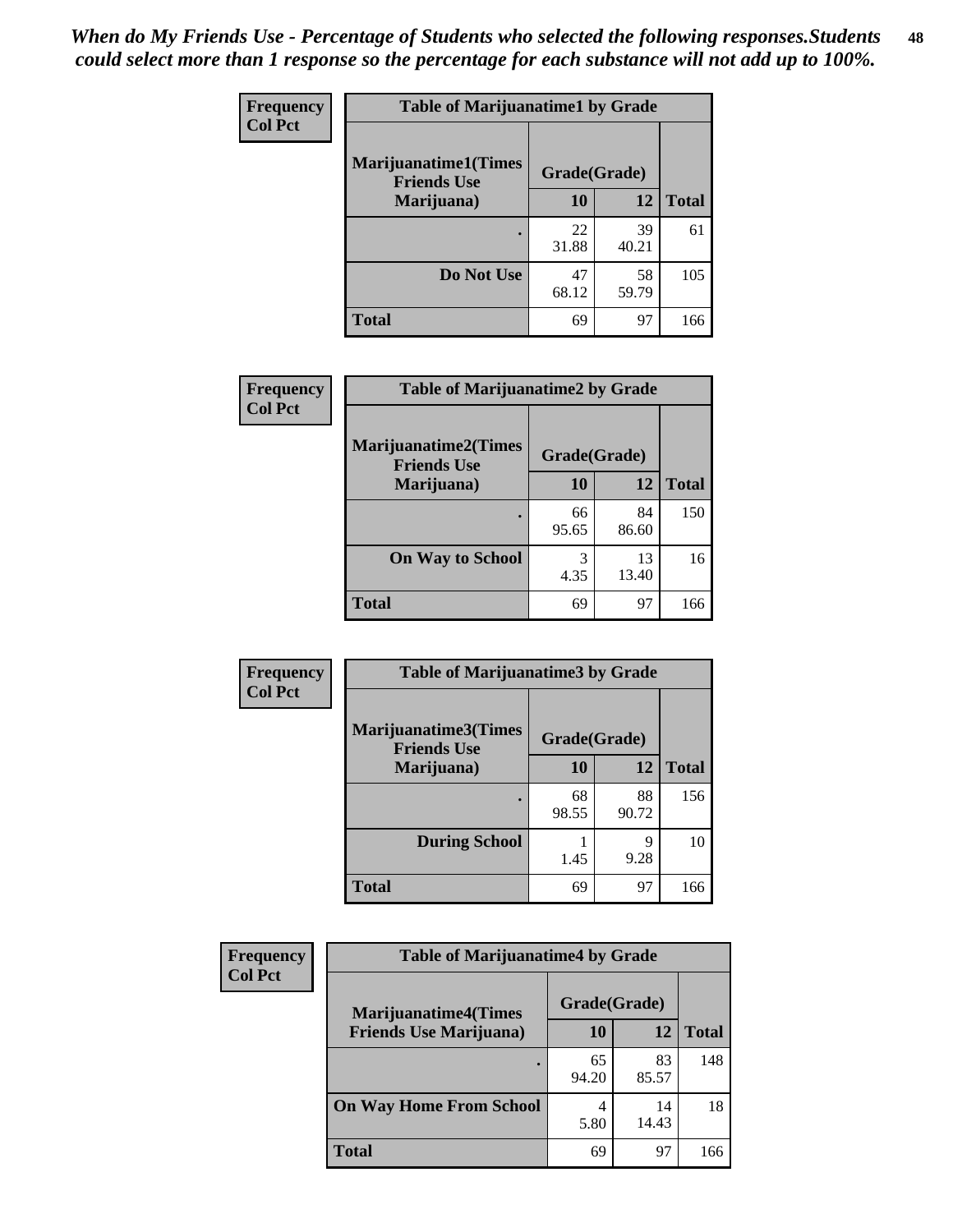*When do My Friends Use - Percentage of Students who selected the following responses.Students could select more than 1 response so the percentage for each substance will not add up to 100%.*

**Frequency**
**Col Pct**

| Table of Marijuanatime1 by Grade | | | |
|---|---|---|---|
| Marijuanatime1(Times Friends Use Marijuana) | Grade(Grade) | | Total |
| | 10 | 12 | |
| . | 22<br>31.88 | 39<br>40.21 | 61 |
| Do Not Use | 47<br>68.12 | 58<br>59.79 | 105 |
| Total | 69 | 97 | 166 |

**Frequency**
**Col Pct**

| Table of Marijuanatime2 by Grade | | | |
|---|---|---|---|
| Marijuanatime2(Times Friends Use Marijuana) | Grade(Grade) | | Total |
| | 10 | 12 | |
| . | 66<br>95.65 | 84<br>86.60 | 150 |
| On Way to School | 3<br>4.35 | 13<br>13.40 | 16 |
| Total | 69 | 97 | 166 |

**Frequency**
**Col Pct**

| Table of Marijuanatime3 by Grade | | | |
|---|---|---|---|
| Marijuanatime3(Times Friends Use Marijuana) | Grade(Grade) | | Total |
| | 10 | 12 | |
| . | 68<br>98.55 | 88<br>90.72 | 156 |
| During School | 1<br>1.45 | 9<br>9.28 | 10 |
| Total | 69 | 97 | 166 |

**Frequency**
**Col Pct**

| Table of Marijuanatime4 by Grade | | | |
|---|---|---|---|
| Marijuanatime4(Times Friends Use Marijuana) | Grade(Grade) | | Total |
| | 10 | 12 | |
| . | 65<br>94.20 | 83<br>85.57 | 148 |
| On Way Home From School | 4<br>5.80 | 14<br>14.43 | 18 |
| Total | 69 | 97 | 166 |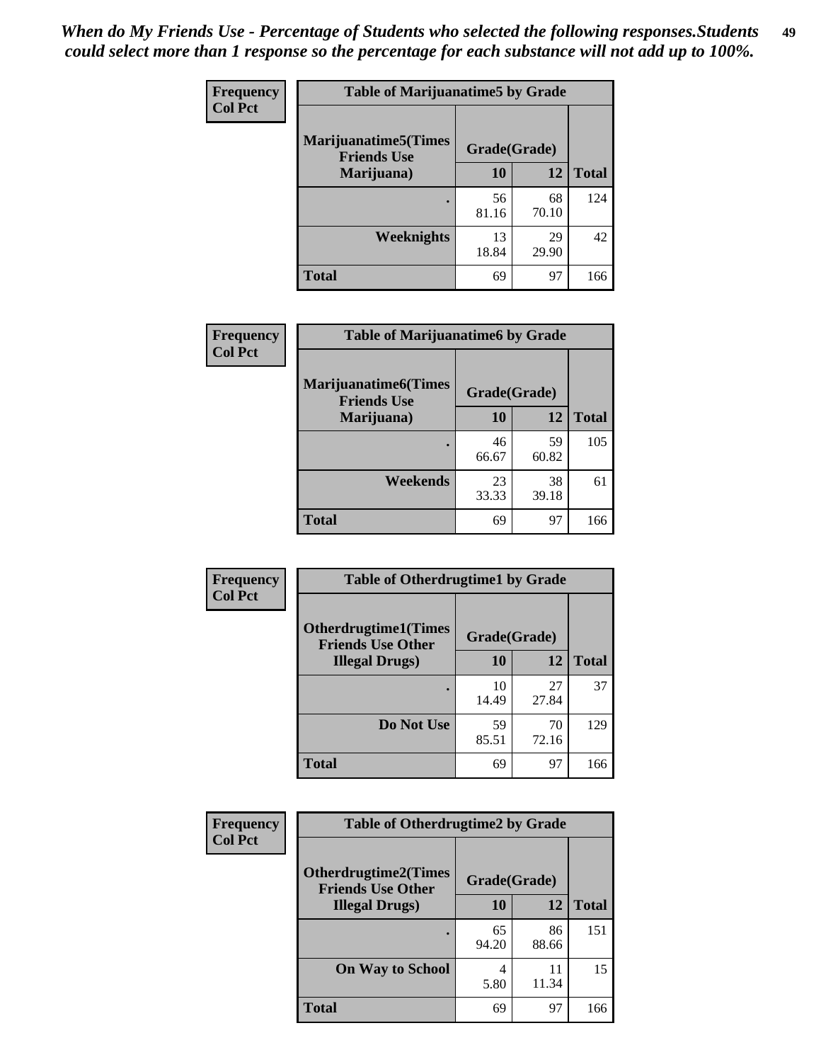*When do My Friends Use - Percentage of Students who selected the following responses.Students could select more than 1 response so the percentage for each substance will not add up to 100%.*

**Frequency**
**Col Pct**

| Table of Marijuanatime5 by Grade | | | |
|---|---|---|---|
| **Marijuanatime5(Times Friends Use Marijuana)** | **Grade(Grade)** | | |
| | **10** | **12** | **Total** |
| **.** | 56<br>81.16 | 68<br>70.10 | 124 |
| **Weeknights** | 13<br>18.84 | 29<br>29.90 | 42 |
| **Total** | 69 | 97 | 166 |

**Frequency**
**Col Pct**

| Table of Marijuanatime6 by Grade | | | |
|---|---|---|---|
| **Marijuanatime6(Times Friends Use Marijuana)** | **Grade(Grade)** | | |
| | **10** | **12** | **Total** |
| **.** | 46<br>66.67 | 59<br>60.82 | 105 |
| **Weekends** | 23<br>33.33 | 38<br>39.18 | 61 |
| **Total** | 69 | 97 | 166 |

**Frequency**
**Col Pct**

| Table of Otherdrugtime1 by Grade | | | |
|---|---|---|---|
| **Otherdrugtime1(Times Friends Use Other Illegal Drugs)** | **Grade(Grade)** | | |
| | **10** | **12** | **Total** |
| **.** | 10<br>14.49 | 27<br>27.84 | 37 |
| **Do Not Use** | 59<br>85.51 | 70<br>72.16 | 129 |
| **Total** | 69 | 97 | 166 |

**Frequency**
**Col Pct**

| Table of Otherdrugtime2 by Grade | | | |
|---|---|---|---|
| **Otherdrugtime2(Times Friends Use Other Illegal Drugs)** | **Grade(Grade)** | | |
| | **10** | **12** | **Total** |
| **.** | 65<br>94.20 | 86<br>88.66 | 151 |
| **On Way to School** | 4<br>5.80 | 11<br>11.34 | 15 |
| **Total** | 69 | 97 | 166 |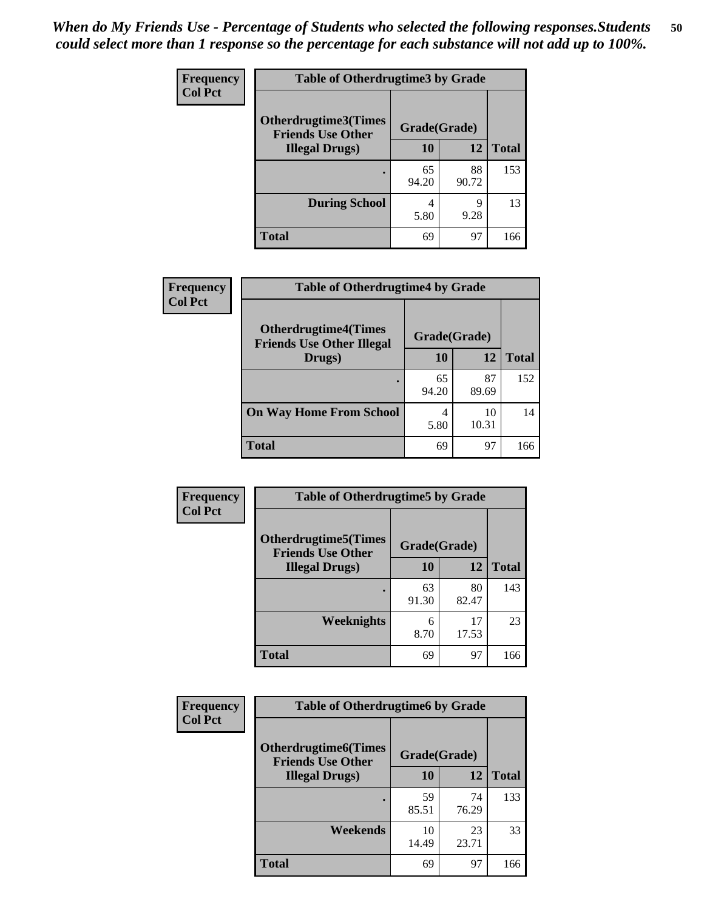*When do My Friends Use - Percentage of Students who selected the following responses.Students could select more than 1 response so the percentage for each substance will not add up to 100%.*

**Frequency**
**Col Pct**

| Table of Otherdrugtime3 by Grade | | | |
|---|---|---|---|
| **Otherdrugtime3(Times Friends Use Other Illegal Drugs)** | **Grade(Grade)** | | **Total** |
| | **10** | **12** | |
| **.** | 65<br>94.20 | 88<br>90.72 | 153 |
| **During School** | 4<br>5.80 | 9<br>9.28 | 13 |
| **Total** | 69 | 97 | 166 |

**Frequency**
**Col Pct**

| Table of Otherdrugtime4 by Grade | | | |
|---|---|---|---|
| **Otherdrugtime4(Times Friends Use Other Illegal Drugs)** | **Grade(Grade)** | | **Total** |
| | **10** | **12** | |
| **.** | 65<br>94.20 | 87<br>89.69 | 152 |
| **On Way Home From School** | 4<br>5.80 | 10<br>10.31 | 14 |
| **Total** | 69 | 97 | 166 |

**Frequency**
**Col Pct**

| Table of Otherdrugtime5 by Grade | | | |
|---|---|---|---|
| **Otherdrugtime5(Times Friends Use Other Illegal Drugs)** | **Grade(Grade)** | | **Total** |
| | **10** | **12** | |
| **.** | 63<br>91.30 | 80<br>82.47 | 143 |
| **Weeknights** | 6<br>8.70 | 17<br>17.53 | 23 |
| **Total** | 69 | 97 | 166 |

**Frequency**
**Col Pct**

| Table of Otherdrugtime6 by Grade | | | |
|---|---|---|---|
| **Otherdrugtime6(Times Friends Use Other Illegal Drugs)** | **Grade(Grade)** | | **Total** |
| | **10** | **12** | |
| **.** | 59<br>85.51 | 74<br>76.29 | 133 |
| **Weekends** | 10<br>14.49 | 23<br>23.71 | 33 |
| **Total** | 69 | 97 | 166 |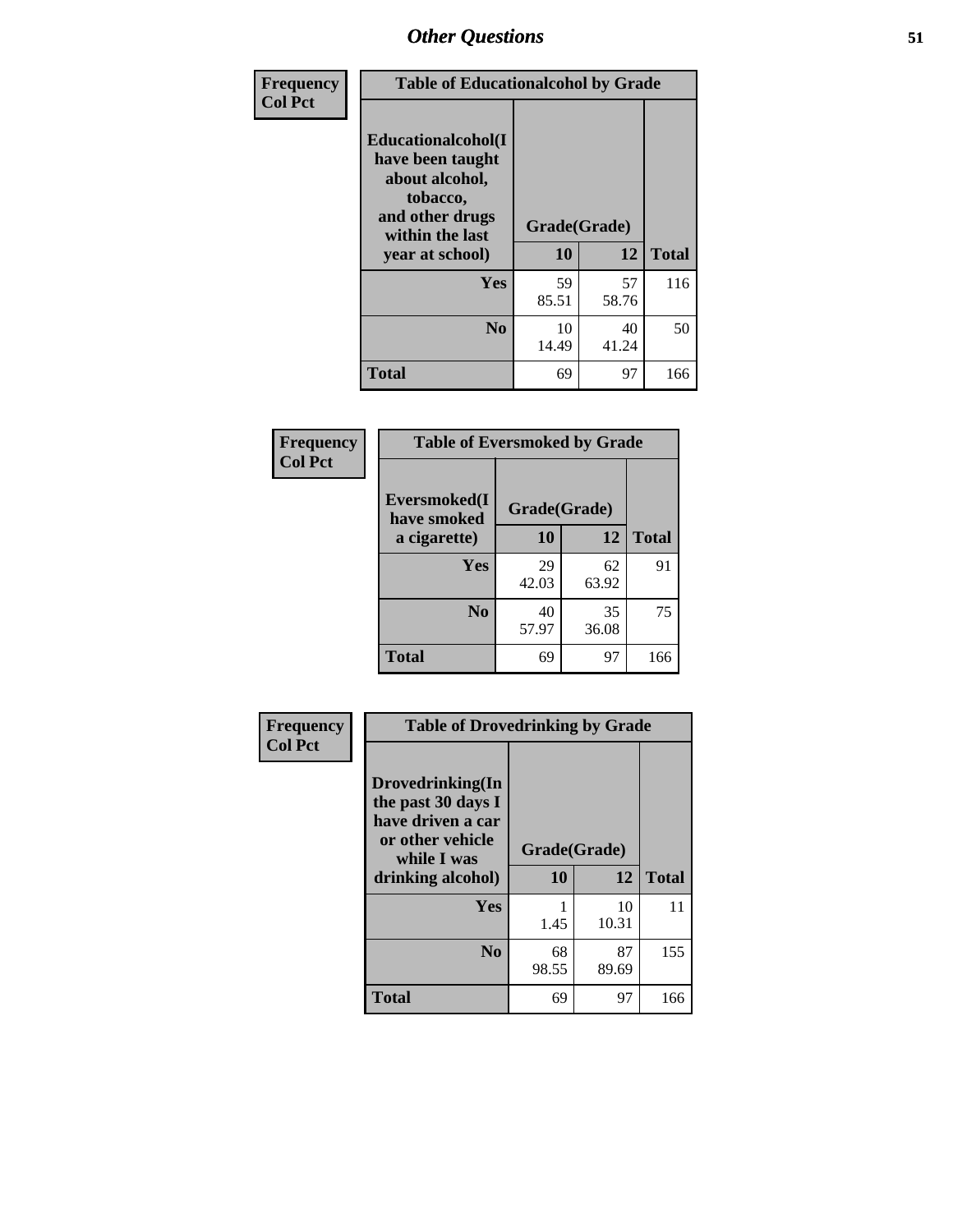| Frequency Col Pct | Table of Educationalcohol by Grade | | |
|---|---|---|---|
| Educationalcohol(I have been taught about alcohol, tobacco, and other drugs within the last year at school) | Grade(Grade) | | |
| | 10 | 12 | Total |
| Yes | 59<br>85.51 | 57<br>58.76 | 116 |
| No | 10<br>14.49 | 40<br>41.24 | 50 |
| Total | 69 | 97 | 166 |

| Frequency Col Pct | Table of Eversmoked by Grade | | |
|---|---|---|---|
| Eversmoked(I have smoked a cigarette) | Grade(Grade) | | |
| | 10 | 12 | Total |
| Yes | 29<br>42.03 | 62<br>63.92 | 91 |
| No | 40<br>57.97 | 35<br>36.08 | 75 |
| Total | 69 | 97 | 166 |

| Frequency Col Pct | Table of Drovedrinking by Grade | | |
|---|---|---|---|
| Drovedrinking(In the past 30 days I have driven a car or other vehicle while I was drinking alcohol) | Grade(Grade) | | |
| | 10 | 12 | Total |
| Yes | 1<br>1.45 | 10<br>10.31 | 11 |
| No | 68<br>98.55 | 87<br>89.69 | 155 |
| Total | 69 | 97 | 166 |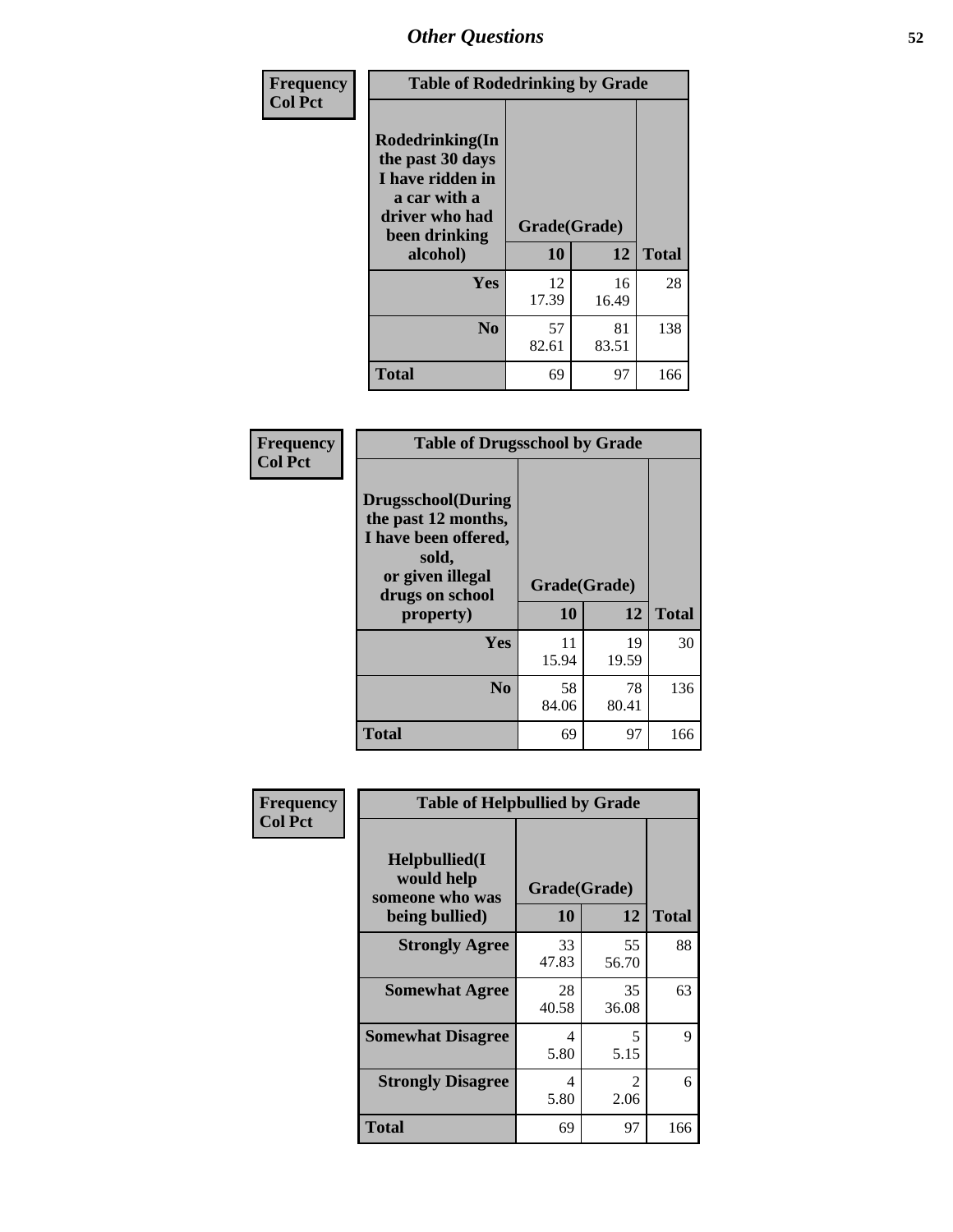## Other Questions

| Frequency<br>Col Pct |
|---|

| Table of Rodedrinking by Grade | | | |
|---|---|---|---|
| Rodedrinking(In the past 30 days I have ridden in a car with a driver who had been drinking alcohol) | Grade(Grade) | | |
| | 10 | 12 | Total |
| Yes | 12<br>17.39 | 16<br>16.49 | 28 |
| No | 57<br>82.61 | 81<br>83.51 | 138 |
| Total | 69 | 97 | 166 |

| Frequency<br>Col Pct |
|---|

| Table of Drugsschool by Grade | | | |
|---|---|---|---|
| Drugsschool(During the past 12 months, I have been offered, sold, or given illegal drugs on school property) | Grade(Grade) | | |
| | 10 | 12 | Total |
| Yes | 11<br>15.94 | 19<br>19.59 | 30 |
| No | 58<br>84.06 | 78<br>80.41 | 136 |
| Total | 69 | 97 | 166 |

| Frequency<br>Col Pct |
|---|

| Table of Helpbullied by Grade | | | |
|---|---|---|---|
| Helpbullied(I would help someone who was being bullied) | Grade(Grade) | | |
| | 10 | 12 | Total |
| Strongly Agree | 33<br>47.83 | 55<br>56.70 | 88 |
| Somewhat Agree | 28<br>40.58 | 35<br>36.08 | 63 |
| Somewhat Disagree | 4<br>5.80 | 5<br>5.15 | 9 |
| Strongly Disagree | 4<br>5.80 | 2<br>2.06 | 6 |
| Total | 69 | 97 | 166 |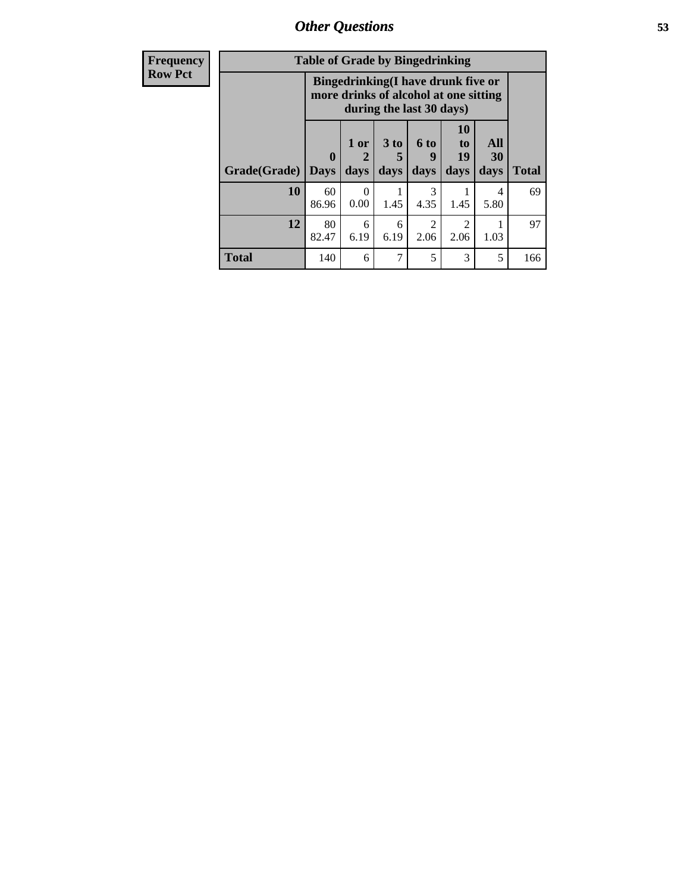| Frequency Row Pct |
|---|

| Table of Grade by Bingedrinking | | | | | | | |
|---|---|---|---|---|---|---|---|
| | Bingedrinking(I have drunk five or more drinks of alcohol at one sitting during the last 30 days) | | | | | | |
| Grade(Grade) | 0 Days | 1 or 2 days | 3 to 5 days | 6 to 9 days | 10 to 19 days | All 30 days | Total |
| **10** | 60<br>86.96 | 0<br>0.00 | 1<br>1.45 | 3<br>4.35 | 1<br>1.45 | 4<br>5.80 | 69 |
| **12** | 80<br>82.47 | 6<br>6.19 | 6<br>6.19 | 2<br>2.06 | 2<br>2.06 | 1<br>1.03 | 97 |
| **Total** | 140 | 6 | 7 | 5 | 3 | 5 | 166 |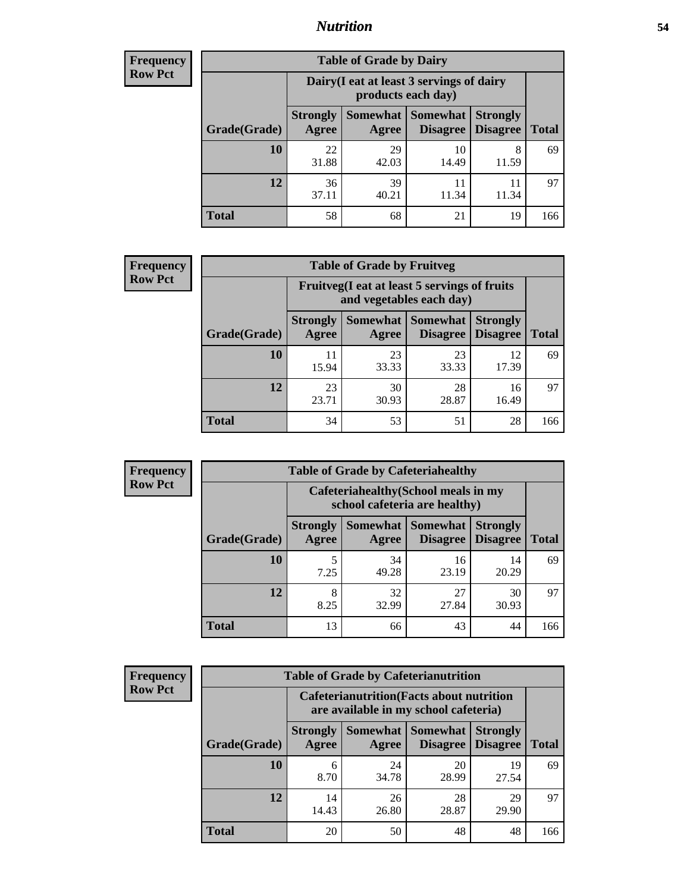## Nutrition

**Frequency**
**Row Pct**

| Table of Grade by Dairy | | | | | |
|---|---|---|---|---|---|
| | Dairy(I eat at least 3 servings of dairy products each day) | | | | |
| Grade(Grade) | Strongly Agree | Somewhat Agree | Somewhat Disagree | Strongly Disagree | Total |
| 10 | 22<br>31.88 | 29<br>42.03 | 10<br>14.49 | 8<br>11.59 | 69 |
| 12 | 36<br>37.11 | 39<br>40.21 | 11<br>11.34 | 11<br>11.34 | 97 |
| Total | 58 | 68 | 21 | 19 | 166 |

**Frequency**
**Row Pct**

| Table of Grade by Fruitveg | | | | | |
|---|---|---|---|---|---|
| | Fruitveg(I eat at least 5 servings of fruits and vegetables each day) | | | | |
| Grade(Grade) | Strongly Agree | Somewhat Agree | Somewhat Disagree | Strongly Disagree | Total |
| 10 | 11<br>15.94 | 23<br>33.33 | 23<br>33.33 | 12<br>17.39 | 69 |
| 12 | 23<br>23.71 | 30<br>30.93 | 28<br>28.87 | 16<br>16.49 | 97 |
| Total | 34 | 53 | 51 | 28 | 166 |

**Frequency**
**Row Pct**

| Table of Grade by Cafeteriahealthy | | | | | |
|---|---|---|---|---|---|
| | Cafeteriahealthy(School meals in my school cafeteria are healthy) | | | | |
| Grade(Grade) | Strongly Agree | Somewhat Agree | Somewhat Disagree | Strongly Disagree | Total |
| 10 | 5<br>7.25 | 34<br>49.28 | 16<br>23.19 | 14<br>20.29 | 69 |
| 12 | 8<br>8.25 | 32<br>32.99 | 27<br>27.84 | 30<br>30.93 | 97 |
| Total | 13 | 66 | 43 | 44 | 166 |

**Frequency**
**Row Pct**

| Table of Grade by Cafeterianutrition | | | | | |
|---|---|---|---|---|---|
| | Cafeterianutrition(Facts about nutrition are available in my school cafeteria) | | | | |
| Grade(Grade) | Strongly Agree | Somewhat Agree | Somewhat Disagree | Strongly Disagree | Total |
| 10 | 6<br>8.70 | 24<br>34.78 | 20<br>28.99 | 19<br>27.54 | 69 |
| 12 | 14<br>14.43 | 26<br>26.80 | 28<br>28.87 | 29<br>29.90 | 97 |
| Total | 20 | 50 | 48 | 48 | 166 |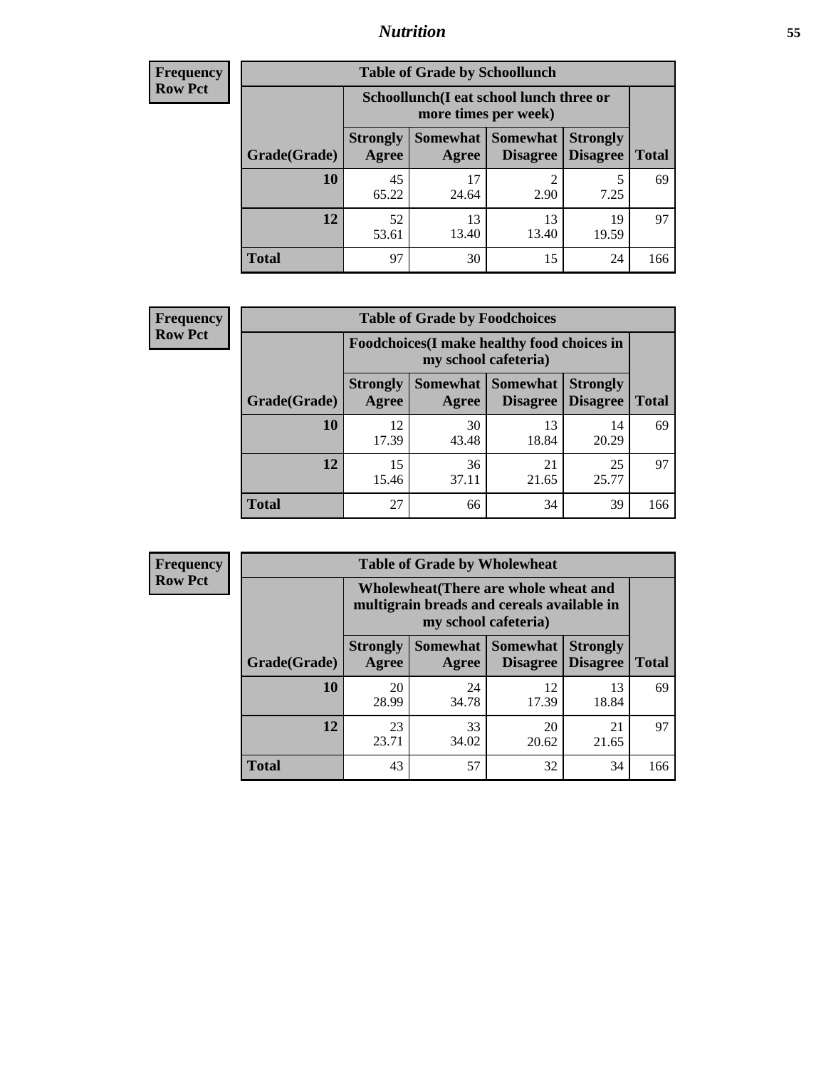| Frequency Row Pct |
|---|

| Table of Grade by Schoollunch | | | | | |
|---|---|---|---|---|---|
| | Schoollunch(I eat school lunch three or more times per week) | | | | |
| Grade(Grade) | Strongly Agree | Somewhat Agree | Somewhat Disagree | Strongly Disagree | Total |
| 10 | 45<br>65.22 | 17<br>24.64 | 2<br>2.90 | 5<br>7.25 | 69 |
| 12 | 52<br>53.61 | 13<br>13.40 | 13<br>13.40 | 19<br>19.59 | 97 |
| Total | 97 | 30 | 15 | 24 | 166 |

| Frequency Row Pct |
|---|

| Table of Grade by Foodchoices | | | | | |
|---|---|---|---|---|---|
| | Foodchoices(I make healthy food choices in my school cafeteria) | | | | |
| Grade(Grade) | Strongly Agree | Somewhat Agree | Somewhat Disagree | Strongly Disagree | Total |
| 10 | 12<br>17.39 | 30<br>43.48 | 13<br>18.84 | 14<br>20.29 | 69 |
| 12 | 15<br>15.46 | 36<br>37.11 | 21<br>21.65 | 25<br>25.77 | 97 |
| Total | 27 | 66 | 34 | 39 | 166 |

| Frequency Row Pct |
|---|

| Table of Grade by Wholewheat | | | | | |
|---|---|---|---|---|---|
| | Wholewheat(There are whole wheat and multigrain breads and cereals available in my school cafeteria) | | | | |
| Grade(Grade) | Strongly Agree | Somewhat Agree | Somewhat Disagree | Strongly Disagree | Total |
| 10 | 20<br>28.99 | 24<br>34.78 | 12<br>17.39 | 13<br>18.84 | 69 |
| 12 | 23<br>23.71 | 33<br>34.02 | 20<br>20.62 | 21<br>21.65 | 97 |
| Total | 43 | 57 | 32 | 34 | 166 |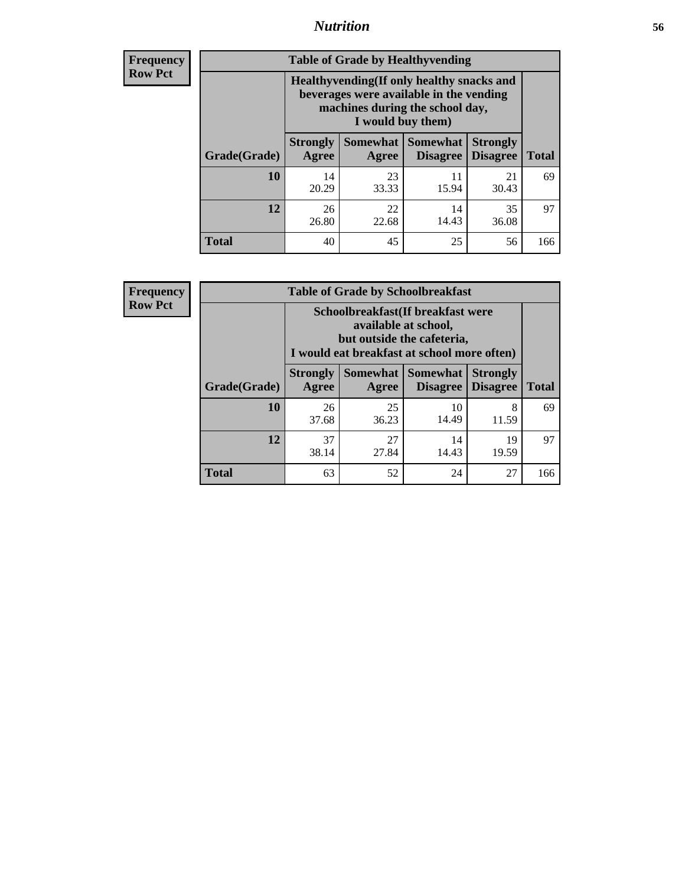**Frequency**
**Row Pct**

**Table of Grade by Healthyvending**

| Grade(Grade) | Healthyvending(If only healthy snacks and beverages were available in the vending machines during the school day, I would buy them) | | | | Total |
|---|---|---|---|---|---|
| | Strongly Agree | Somewhat Agree | Somewhat Disagree | Strongly Disagree | |
| **10** | 14<br>20.29 | 23<br>33.33 | 11<br>15.94 | 21<br>30.43 | 69 |
| **12** | 26<br>26.80 | 22<br>22.68 | 14<br>14.43 | 35<br>36.08 | 97 |
| **Total** | 40 | 45 | 25 | 56 | 166 |

**Frequency**
**Row Pct**

**Table of Grade by Schoolbreakfast**

| Grade(Grade) | Schoolbreakfast(If breakfast were available at school, but outside the cafeteria, I would eat breakfast at school more often) | | | | Total |
|---|---|---|---|---|---|
| | Strongly Agree | Somewhat Agree | Somewhat Disagree | Strongly Disagree | |
| **10** | 26<br>37.68 | 25<br>36.23 | 10<br>14.49 | 8<br>11.59 | 69 |
| **12** | 37<br>38.14 | 27<br>27.84 | 14<br>14.43 | 19<br>19.59 | 97 |
| **Total** | 63 | 52 | 24 | 27 | 166 |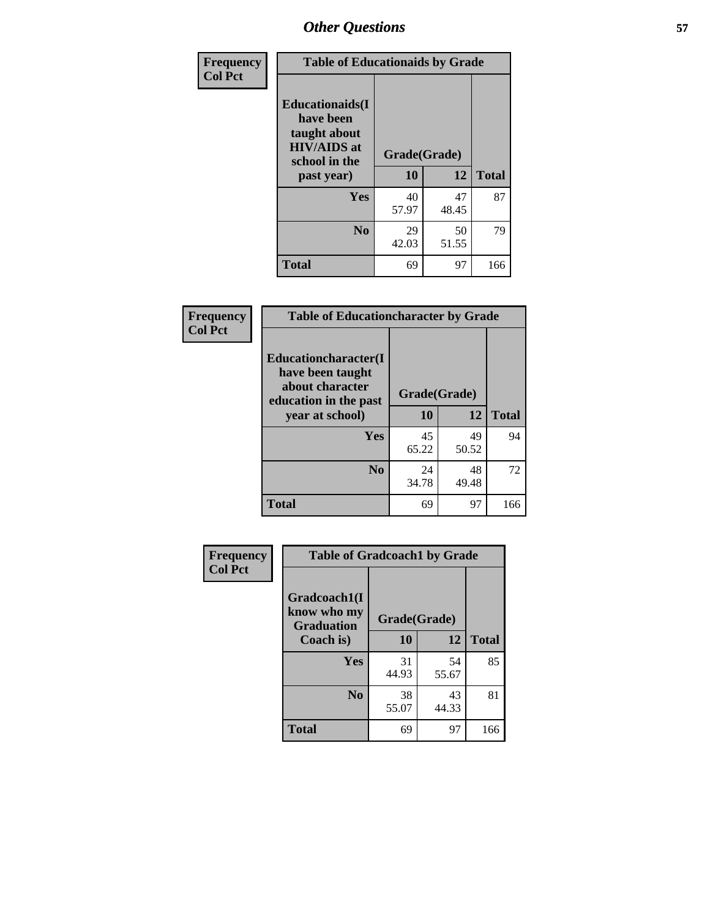## Other Questions

**Frequency / Col Pct**

| Table of Educationaids by Grade | | | |
|---|---|---|---|
| **Educationaids(I have been taught about HIV/AIDS at school in the past year)** | **Grade(Grade)** | | |
| | **10** | **12** | **Total** |
| **Yes** | 40<br>57.97 | 47<br>48.45 | 87 |
| **No** | 29<br>42.03 | 50<br>51.55 | 79 |
| **Total** | 69 | 97 | 166 |

**Frequency / Col Pct**

| Table of Educationcharacter by Grade | | | |
|---|---|---|---|
| **Educationcharacter(I have been taught about character education in the past year at school)** | **Grade(Grade)** | | |
| | **10** | **12** | **Total** |
| **Yes** | 45<br>65.22 | 49<br>50.52 | 94 |
| **No** | 24<br>34.78 | 48<br>49.48 | 72 |
| **Total** | 69 | 97 | 166 |

**Frequency / Col Pct**

| Table of Gradcoach1 by Grade | | | |
|---|---|---|---|
| **Gradcoach1(I know who my Graduation Coach is)** | **Grade(Grade)** | | |
| | **10** | **12** | **Total** |
| **Yes** | 31<br>44.93 | 54<br>55.67 | 85 |
| **No** | 38<br>55.07 | 43<br>44.33 | 81 |
| **Total** | 69 | 97 | 166 |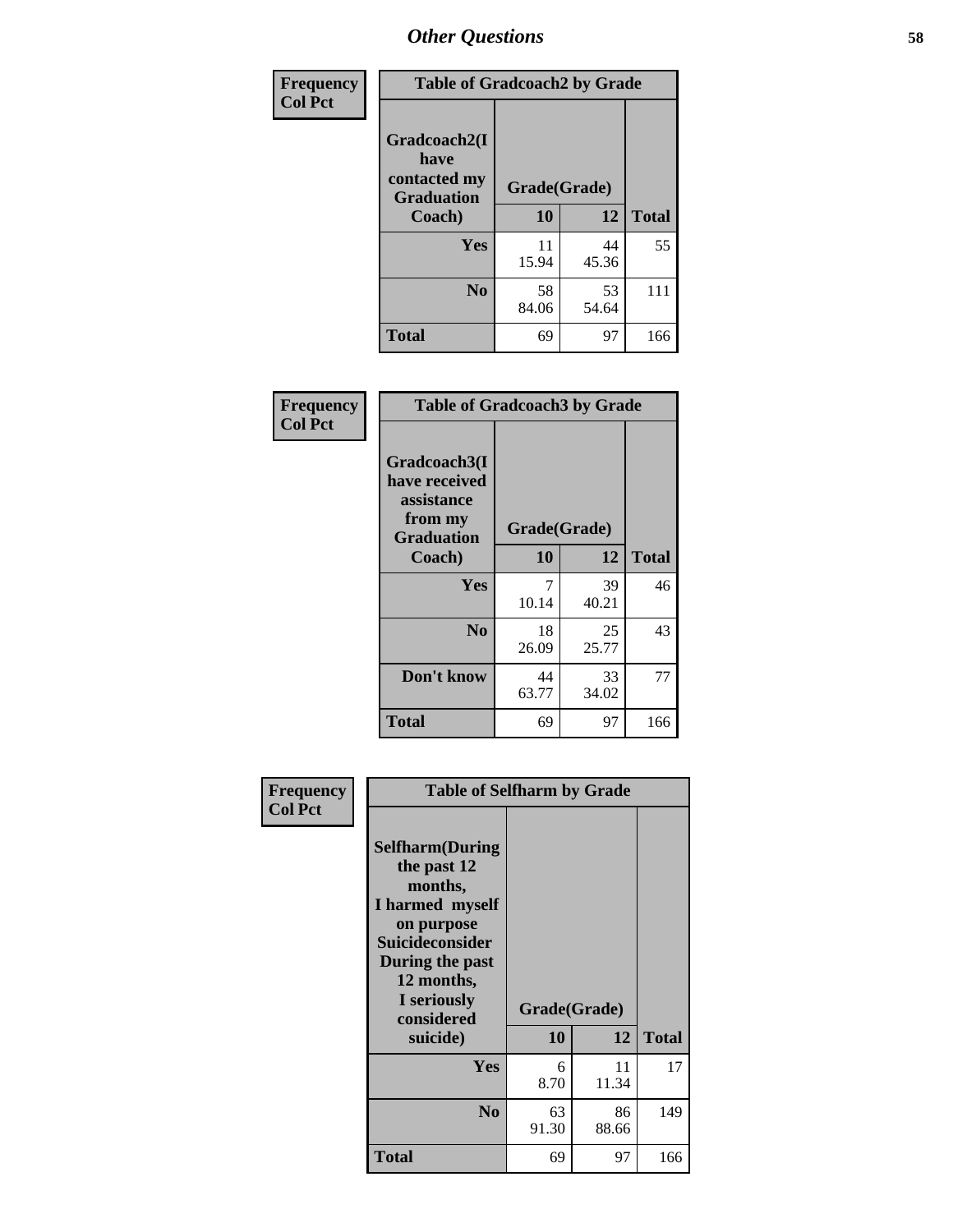## Other Questions

**Frequency / Col Pct**

| Table of Gradcoach2 by Grade | | | |
|---|---|---|---|
| Gradcoach2(I have contacted my Graduation Coach) | Grade(Grade) | | |
| | 10 | 12 | Total |
| Yes | 11<br>15.94 | 44<br>45.36 | 55 |
| No | 58<br>84.06 | 53<br>54.64 | 111 |
| Total | 69 | 97 | 166 |

**Frequency / Col Pct**

| Table of Gradcoach3 by Grade | | | |
|---|---|---|---|
| Gradcoach3(I have received assistance from my Graduation Coach) | Grade(Grade) | | |
| | 10 | 12 | Total |
| Yes | 7<br>10.14 | 39<br>40.21 | 46 |
| No | 18<br>26.09 | 25<br>25.77 | 43 |
| Don't know | 44<br>63.77 | 33<br>34.02 | 77 |
| Total | 69 | 97 | 166 |

**Frequency / Col Pct**

| Table of Selfharm by Grade | | | |
|---|---|---|---|
| Selfharm(During the past 12 months, I harmed myself on purpose Suicideconsider During the past 12 months, I seriously considered suicide) | Grade(Grade) | | |
| | 10 | 12 | Total |
| Yes | 6<br>8.70 | 11<br>11.34 | 17 |
| No | 63<br>91.30 | 86<br>88.66 | 149 |
| Total | 69 | 97 | 166 |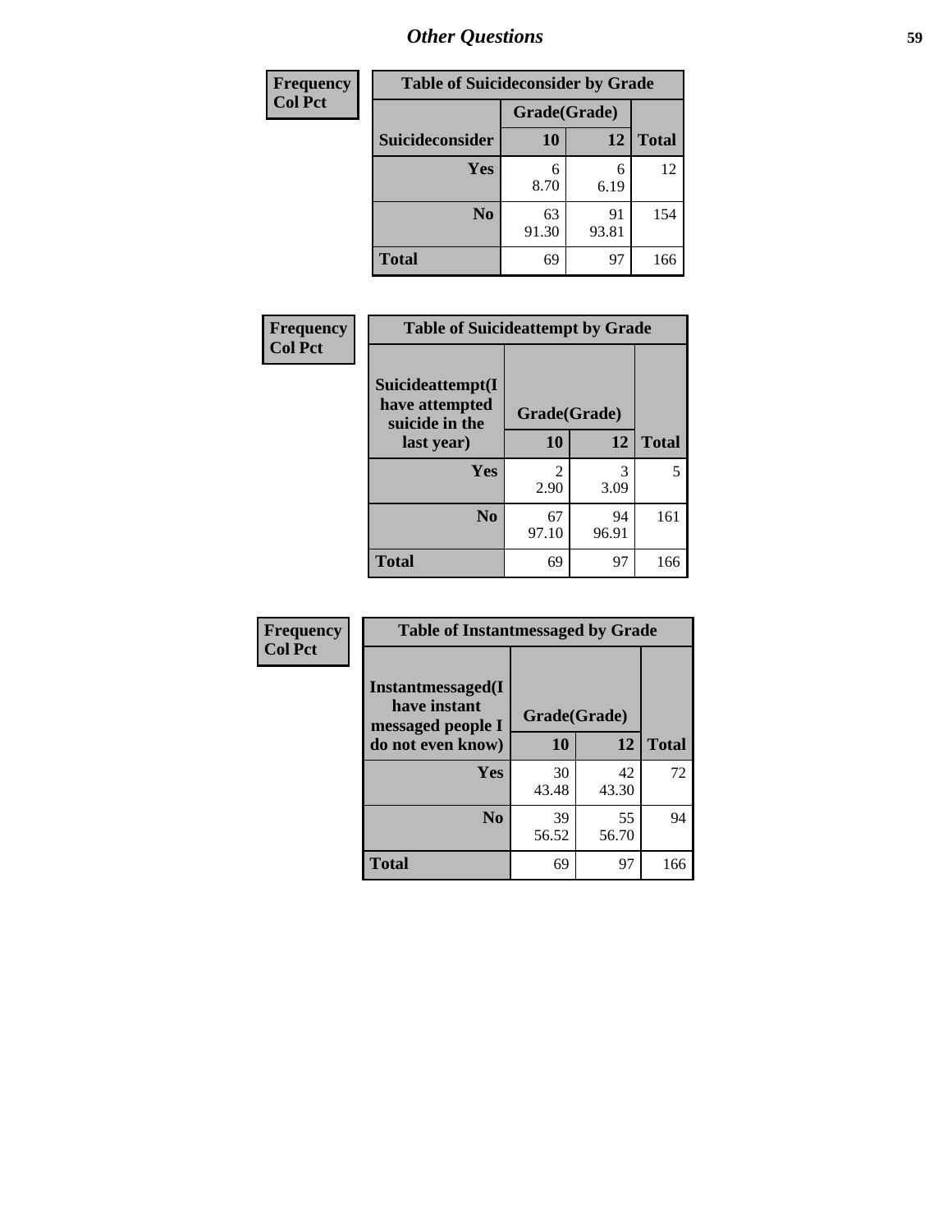| Frequency<br>Col Pct |
|---|

| Table of Suicideconsider by Grade | | | |
|---|---|---|---|
| | Grade(Grade) | | |
| Suicideconsider | 10 | 12 | Total |
| Yes | 6<br>8.70 | 6<br>6.19 | 12 |
| No | 63<br>91.30 | 91<br>93.81 | 154 |
| Total | 69 | 97 | 166 |

| Frequency<br>Col Pct |
|---|

| Table of Suicideattempt by Grade | | | |
|---|---|---|---|
| Suicideattempt(I have attempted suicide in the last year) | Grade(Grade) | | |
| | 10 | 12 | Total |
| Yes | 2<br>2.90 | 3<br>3.09 | 5 |
| No | 67<br>97.10 | 94<br>96.91 | 161 |
| Total | 69 | 97 | 166 |

| Frequency<br>Col Pct |
|---|

| Table of Instantmessaged by Grade | | | |
|---|---|---|---|
| Instantmessaged(I have instant messaged people I do not even know) | Grade(Grade) | | |
| | 10 | 12 | Total |
| Yes | 30<br>43.48 | 42<br>43.30 | 72 |
| No | 39<br>56.52 | 55<br>56.70 | 94 |
| Total | 69 | 97 | 166 |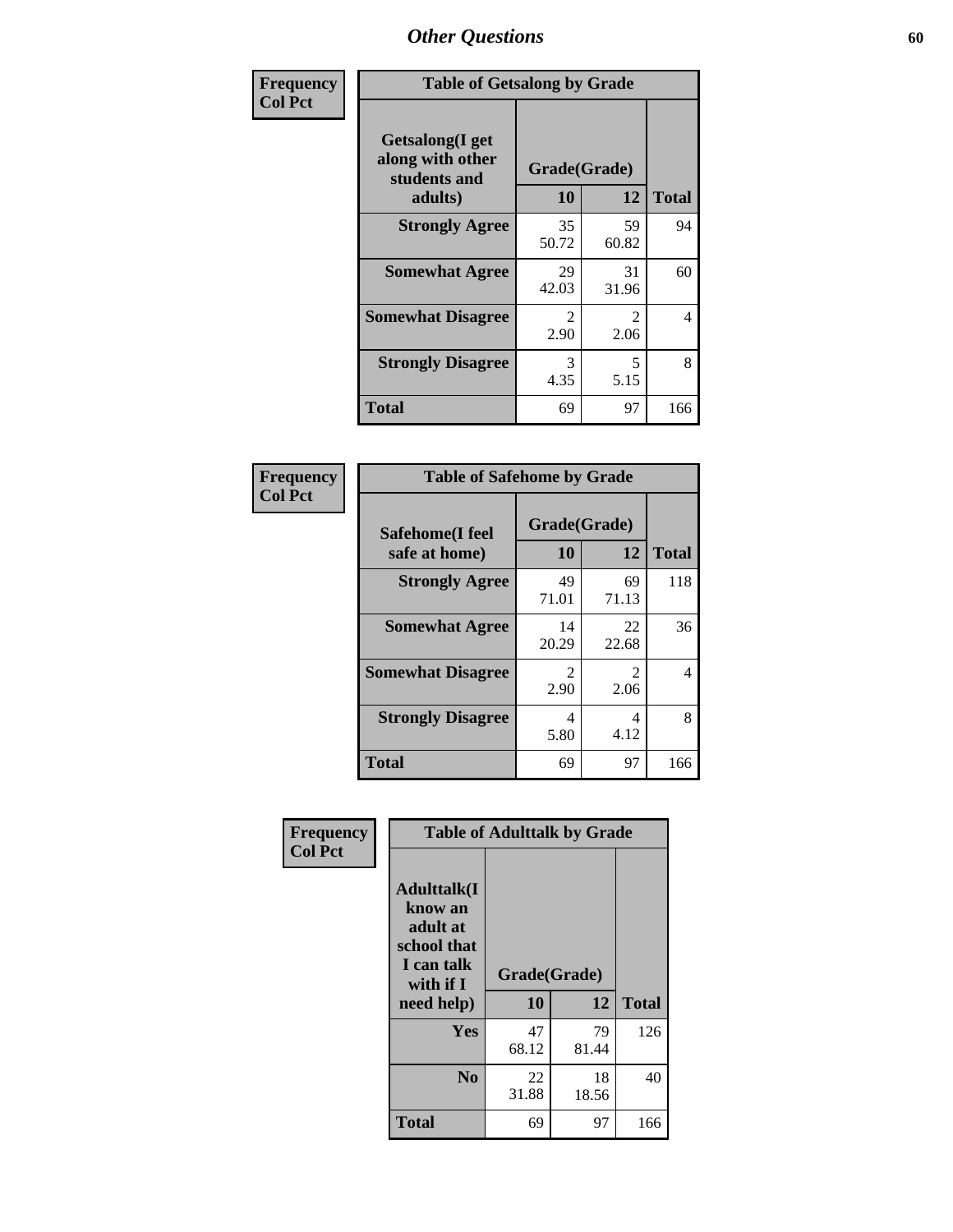| Frequency<br>Col Pct | | | |
|---|---|---|---|

**Table of Getsalong by Grade**

| Getsalong(I get along with other students and adults) | Grade(Grade) | | |
|---|---|---|---|
| | 10 | 12 | Total |
| **Strongly Agree** | 35<br>50.72 | 59<br>60.82 | 94 |
| **Somewhat Agree** | 29<br>42.03 | 31<br>31.96 | 60 |
| **Somewhat Disagree** | 2<br>2.90 | 2<br>2.06 | 4 |
| **Strongly Disagree** | 3<br>4.35 | 5<br>5.15 | 8 |
| **Total** | 69 | 97 | 166 |

| Frequency<br>Col Pct | | | |
|---|---|---|---|

**Table of Safehome by Grade**

| Safehome(I feel safe at home) | Grade(Grade) | | |
|---|---|---|---|
| | 10 | 12 | Total |
| **Strongly Agree** | 49<br>71.01 | 69<br>71.13 | 118 |
| **Somewhat Agree** | 14<br>20.29 | 22<br>22.68 | 36 |
| **Somewhat Disagree** | 2<br>2.90 | 2<br>2.06 | 4 |
| **Strongly Disagree** | 4<br>5.80 | 4<br>4.12 | 8 |
| **Total** | 69 | 97 | 166 |

| Frequency<br>Col Pct | | | |
|---|---|---|---|

**Table of Adulttalk by Grade**

| Adulttalk(I know an adult at school that I can talk with if I need help) | Grade(Grade) | | |
|---|---|---|---|
| | 10 | 12 | Total |
| **Yes** | 47<br>68.12 | 79<br>81.44 | 126 |
| **No** | 22<br>31.88 | 18<br>18.56 | 40 |
| **Total** | 69 | 97 | 166 |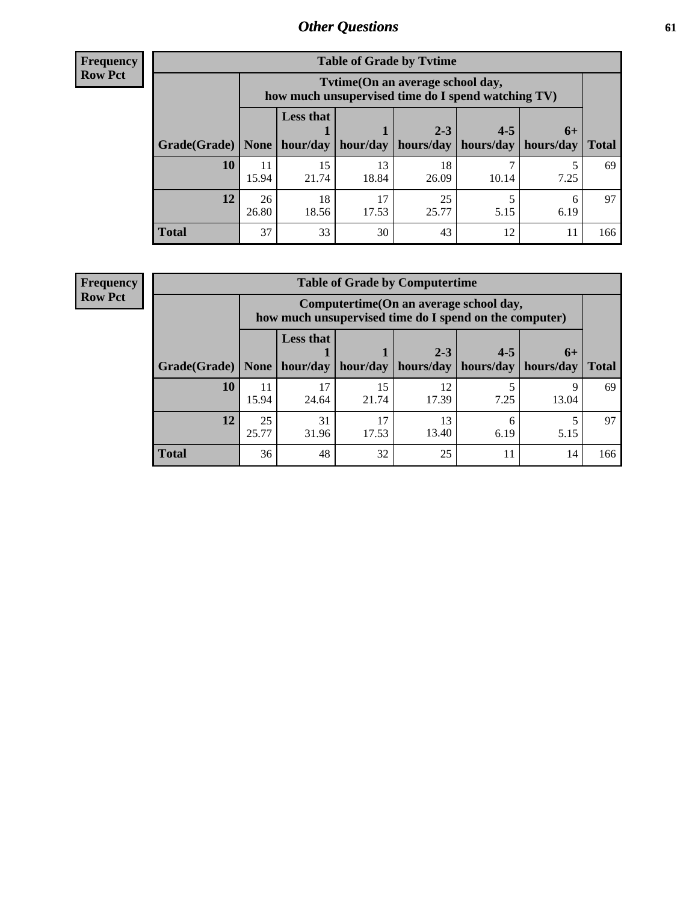# Other Questions

**Frequency Row Pct**

| Table of Grade by Tvtime | | | | | | | |
|---|---|---|---|---|---|---|---|
| | Tvtime(On an average school day, how much unsupervised time do I spend watching TV) | | | | | | |
| Grade(Grade) | None | Less that 1 hour/day | 1 hour/day | 2-3 hours/day | 4-5 hours/day | 6+ hours/day | Total |
| **10** | 11<br>15.94 | 15<br>21.74 | 13<br>18.84 | 18<br>26.09 | 7<br>10.14 | 5<br>7.25 | 69 |
| **12** | 26<br>26.80 | 18<br>18.56 | 17<br>17.53 | 25<br>25.77 | 5<br>5.15 | 6<br>6.19 | 97 |
| **Total** | 37 | 33 | 30 | 43 | 12 | 11 | 166 |

**Frequency Row Pct**

| Table of Grade by Computertime | | | | | | | |
|---|---|---|---|---|---|---|---|
| | Computertime(On an average school day, how much unsupervised time do I spend on the computer) | | | | | | |
| Grade(Grade) | None | Less that 1 hour/day | 1 hour/day | 2-3 hours/day | 4-5 hours/day | 6+ hours/day | Total |
| **10** | 11<br>15.94 | 17<br>24.64 | 15<br>21.74 | 12<br>17.39 | 5<br>7.25 | 9<br>13.04 | 69 |
| **12** | 25<br>25.77 | 31<br>31.96 | 17<br>17.53 | 13<br>13.40 | 6<br>6.19 | 5<br>5.15 | 97 |
| **Total** | 36 | 48 | 32 | 25 | 11 | 14 | 166 |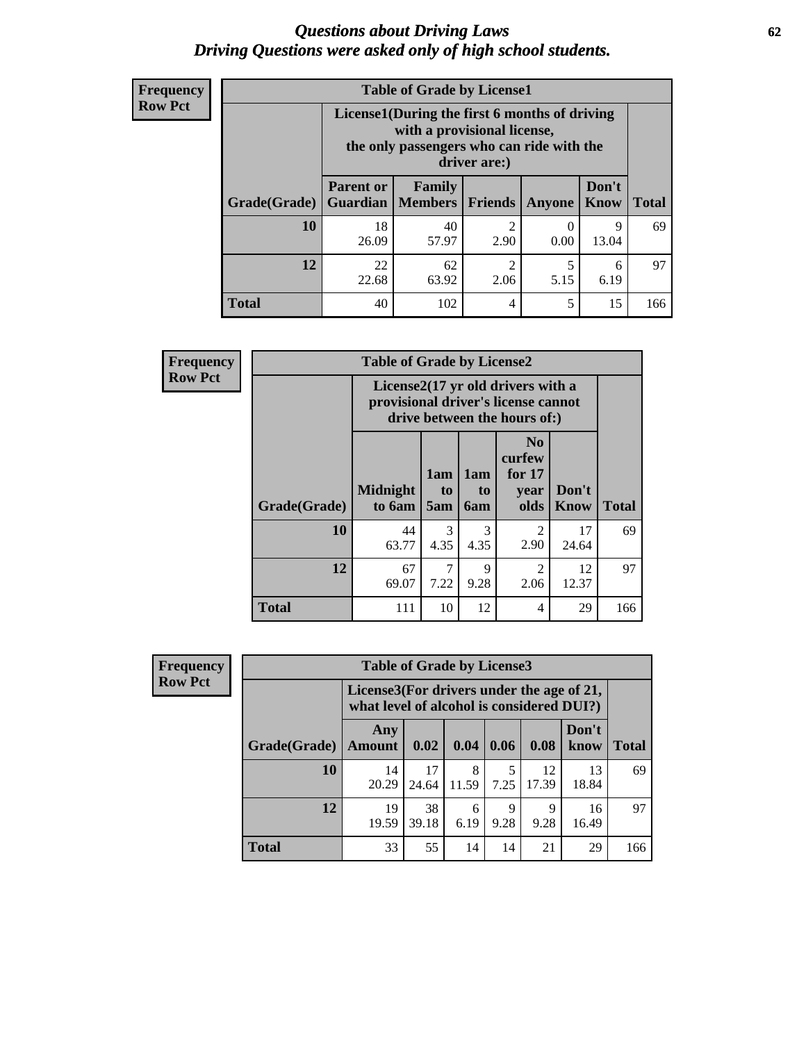# *Questions about Driving Laws*
## *Driving Questions were asked only of high school students.*

**Frequency**
**Row Pct**

| Table of Grade by License1 | | | | | | |
|---|---|---|---|---|---|---|
| | License1(During the first 6 months of driving with a provisional license, the only passengers who can ride with the driver are:) | | | | | |
| Grade(Grade) | Parent or Guardian | Family Members | Friends | Anyone | Don't Know | Total |
| 10 | 18<br>26.09 | 40<br>57.97 | 2<br>2.90 | 0<br>0.00 | 9<br>13.04 | 69 |
| 12 | 22<br>22.68 | 62<br>63.92 | 2<br>2.06 | 5<br>5.15 | 6<br>6.19 | 97 |
| Total | 40 | 102 | 4 | 5 | 15 | 166 |

**Frequency**
**Row Pct**

| Table of Grade by License2 | | | | | | |
|---|---|---|---|---|---|---|
| | License2(17 yr old drivers with a provisional driver's license cannot drive between the hours of:) | | | | | |
| Grade(Grade) | Midnight to 6am | 1am to 5am | 1am to 6am | No curfew for 17 year olds | Don't Know | Total |
| 10 | 44<br>63.77 | 3<br>4.35 | 3<br>4.35 | 2<br>2.90 | 17<br>24.64 | 69 |
| 12 | 67<br>69.07 | 7<br>7.22 | 9<br>9.28 | 2<br>2.06 | 12<br>12.37 | 97 |
| Total | 111 | 10 | 12 | 4 | 29 | 166 |

**Frequency**
**Row Pct**

| Table of Grade by License3 | | | | | | | |
|---|---|---|---|---|---|---|---|
| | License3(For drivers under the age of 21, what level of alcohol is considered DUI?) | | | | | | |
| Grade(Grade) | Any Amount | 0.02 | 0.04 | 0.06 | 0.08 | Don't know | Total |
| 10 | 14<br>20.29 | 17<br>24.64 | 8<br>11.59 | 5<br>7.25 | 12<br>17.39 | 13<br>18.84 | 69 |
| 12 | 19<br>19.59 | 38<br>39.18 | 6<br>6.19 | 9<br>9.28 | 9<br>9.28 | 16<br>16.49 | 97 |
| Total | 33 | 55 | 14 | 14 | 21 | 29 | 166 |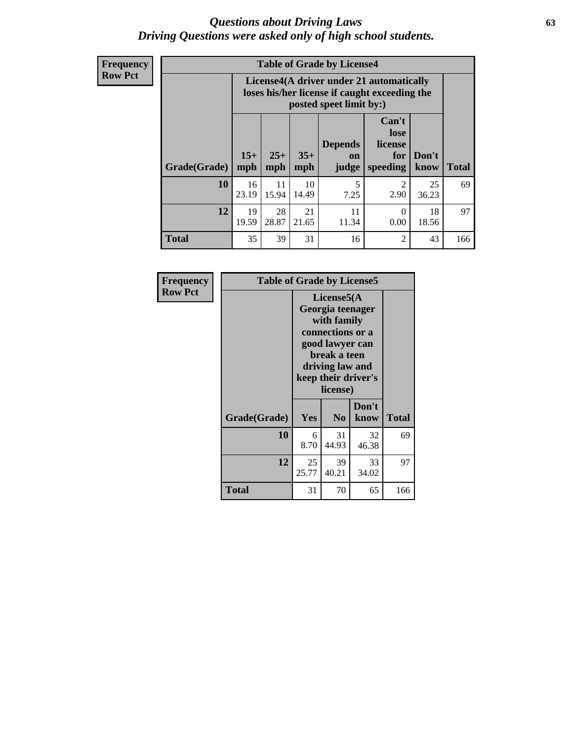# *Questions about Driving Laws*
## *Driving Questions were asked only of high school students.*

**Frequency**
**Row Pct**

**Table of Grade by License4**

| Grade(Grade) | License4(A driver under 21 automatically loses his/her license if caught exceeding the posted speet limit by:) | | | | | | Total |
|---|---|---|---|---|---|---|---|
| | 15+ mph | 25+ mph | 35+ mph | Depends on judge | Can't lose license for speeding | Don't know | |
| **10** | 16<br>23.19 | 11<br>15.94 | 10<br>14.49 | 5<br>7.25 | 2<br>2.90 | 25<br>36.23 | 69 |
| **12** | 19<br>19.59 | 28<br>28.87 | 21<br>21.65 | 11<br>11.34 | 0<br>0.00 | 18<br>18.56 | 97 |
| **Total** | 35 | 39 | 31 | 16 | 2 | 43 | 166 |

**Frequency**
**Row Pct**

**Table of Grade by License5**

| Grade(Grade) | License5(A Georgia teenager with family connections or a good lawyer can break a teen driving law and keep their driver's license) | | | Total |
|---|---|---|---|---|
| | Yes | No | Don't know | |
| **10** | 6<br>8.70 | 31<br>44.93 | 32<br>46.38 | 69 |
| **12** | 25<br>25.77 | 39<br>40.21 | 33<br>34.02 | 97 |
| **Total** | 31 | 70 | 65 | 166 |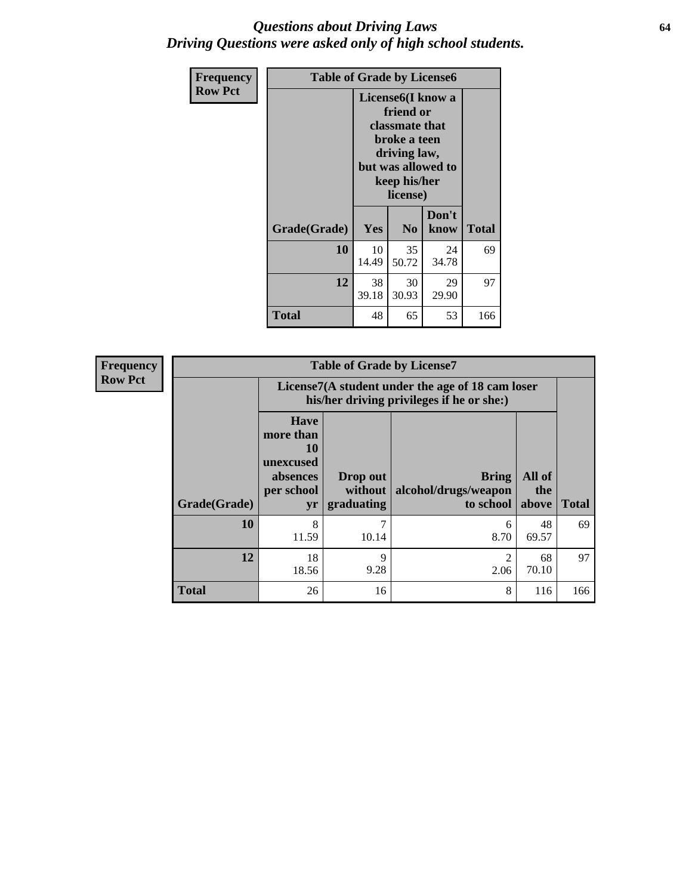# Questions about Driving Laws
## Driving Questions were asked only of high school students.

**Frequency**
**Row Pct**

| Table of Grade by License6 | | | | |
|---|---|---|---|---|
| | License6(I know a friend or classmate that broke a teen driving law, but was allowed to keep his/her license) | | | |
| Grade(Grade) | Yes | No | Don't know | Total |
| 10 | 10<br>14.49 | 35<br>50.72 | 24<br>34.78 | 69 |
| 12 | 38<br>39.18 | 30<br>30.93 | 29<br>29.90 | 97 |
| Total | 48 | 65 | 53 | 166 |

**Frequency**
**Row Pct**

| Table of Grade by License7 | | | | | |
|---|---|---|---|---|---|
| | License7(A student under the age of 18 cam loser his/her driving privileges if he or she:) | | | | |
| Grade(Grade) | Have more than 10 unexcused absences per school yr | Drop out without graduating | Bring alcohol/drugs/weapon to school | All of the above | Total |
| 10 | 8<br>11.59 | 7<br>10.14 | 6<br>8.70 | 48<br>69.57 | 69 |
| 12 | 18<br>18.56 | 9<br>9.28 | 2<br>2.06 | 68<br>70.10 | 97 |
| Total | 26 | 16 | 8 | 116 | 166 |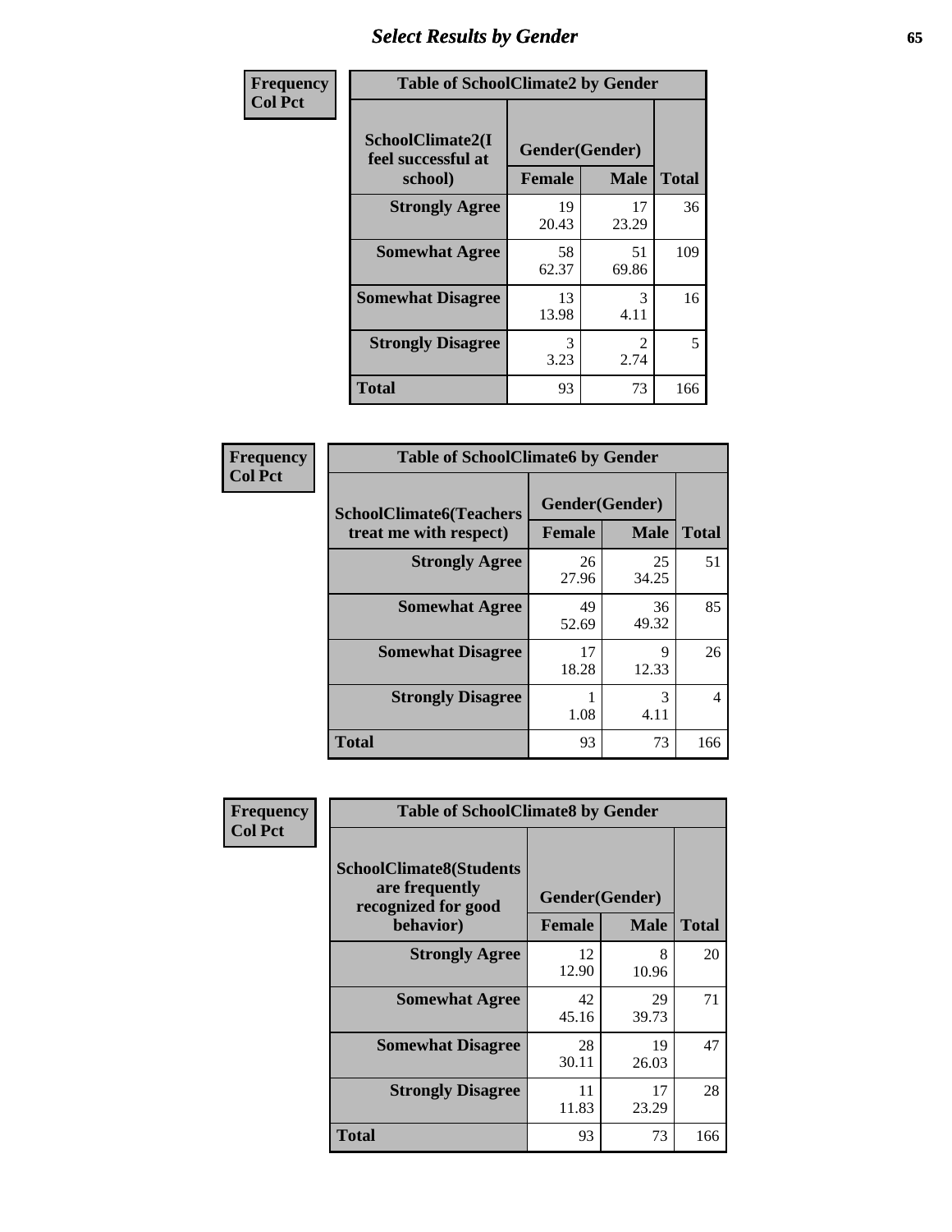## Select Results by Gender

**Frequency / Col Pct**

**Table of SchoolClimate2 by Gender**

| SchoolClimate2(I feel successful at school) | Gender(Gender) | | Total |
|---|---|---|---|
| | Female | Male | |
| Strongly Agree | 19<br>20.43 | 17<br>23.29 | 36 |
| Somewhat Agree | 58<br>62.37 | 51<br>69.86 | 109 |
| Somewhat Disagree | 13<br>13.98 | 3<br>4.11 | 16 |
| Strongly Disagree | 3<br>3.23 | 2<br>2.74 | 5 |
| Total | 93 | 73 | 166 |

**Frequency / Col Pct**

**Table of SchoolClimate6 by Gender**

| SchoolClimate6(Teachers treat me with respect) | Gender(Gender) | | Total |
|---|---|---|---|
| | Female | Male | |
| Strongly Agree | 26<br>27.96 | 25<br>34.25 | 51 |
| Somewhat Agree | 49<br>52.69 | 36<br>49.32 | 85 |
| Somewhat Disagree | 17<br>18.28 | 9<br>12.33 | 26 |
| Strongly Disagree | 1<br>1.08 | 3<br>4.11 | 4 |
| Total | 93 | 73 | 166 |

**Frequency / Col Pct**

**Table of SchoolClimate8 by Gender**

| SchoolClimate8(Students are frequently recognized for good behavior) | Gender(Gender) | | Total |
|---|---|---|---|
| | Female | Male | |
| Strongly Agree | 12<br>12.90 | 8<br>10.96 | 20 |
| Somewhat Agree | 42<br>45.16 | 29<br>39.73 | 71 |
| Somewhat Disagree | 28<br>30.11 | 19<br>26.03 | 47 |
| Strongly Disagree | 11<br>11.83 | 17<br>23.29 | 28 |
| Total | 93 | 73 | 166 |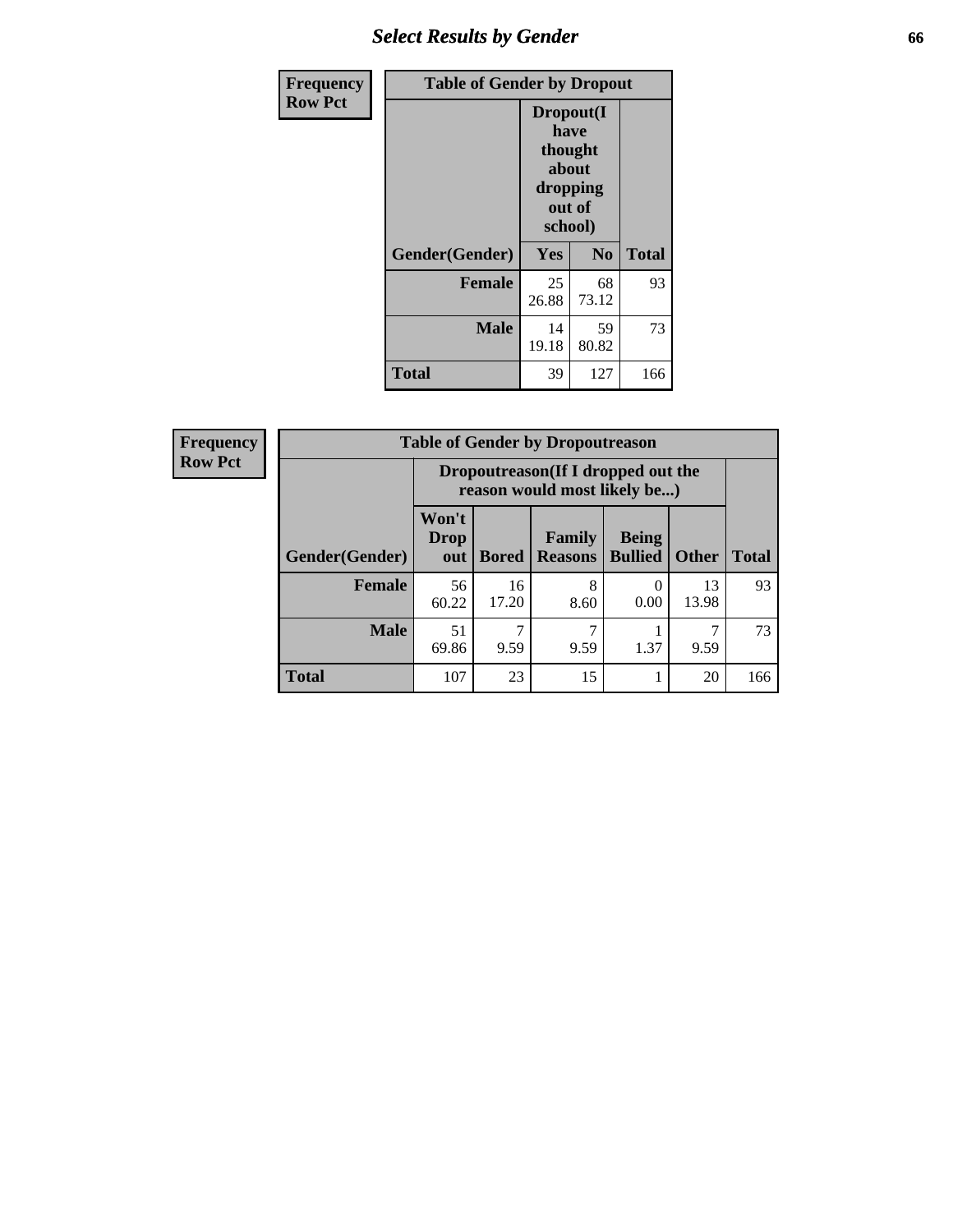# Select Results by Gender

**Frequency Row Pct**

| Table of Gender by Dropout | | | |
|---|---|---|---|
| | Dropout(I have thought about dropping out of school) | | |
| Gender(Gender) | Yes | No | Total |
| **Female** | 25<br>26.88 | 68<br>73.12 | 93 |
| **Male** | 14<br>19.18 | 59<br>80.82 | 73 |
| **Total** | 39 | 127 | 166 |

**Frequency Row Pct**

| Table of Gender by Dropoutreason | | | | | | |
|---|---|---|---|---|---|---|
| | Dropoutreason(If I dropped out the reason would most likely be...) | | | | | |
| Gender(Gender) | Won't Drop out | Bored | Family Reasons | Being Bullied | Other | Total |
| **Female** | 56<br>60.22 | 16<br>17.20 | 8<br>8.60 | 0<br>0.00 | 13<br>13.98 | 93 |
| **Male** | 51<br>69.86 | 7<br>9.59 | 7<br>9.59 | 1<br>1.37 | 7<br>9.59 | 73 |
| **Total** | 107 | 23 | 15 | 1 | 20 | 166 |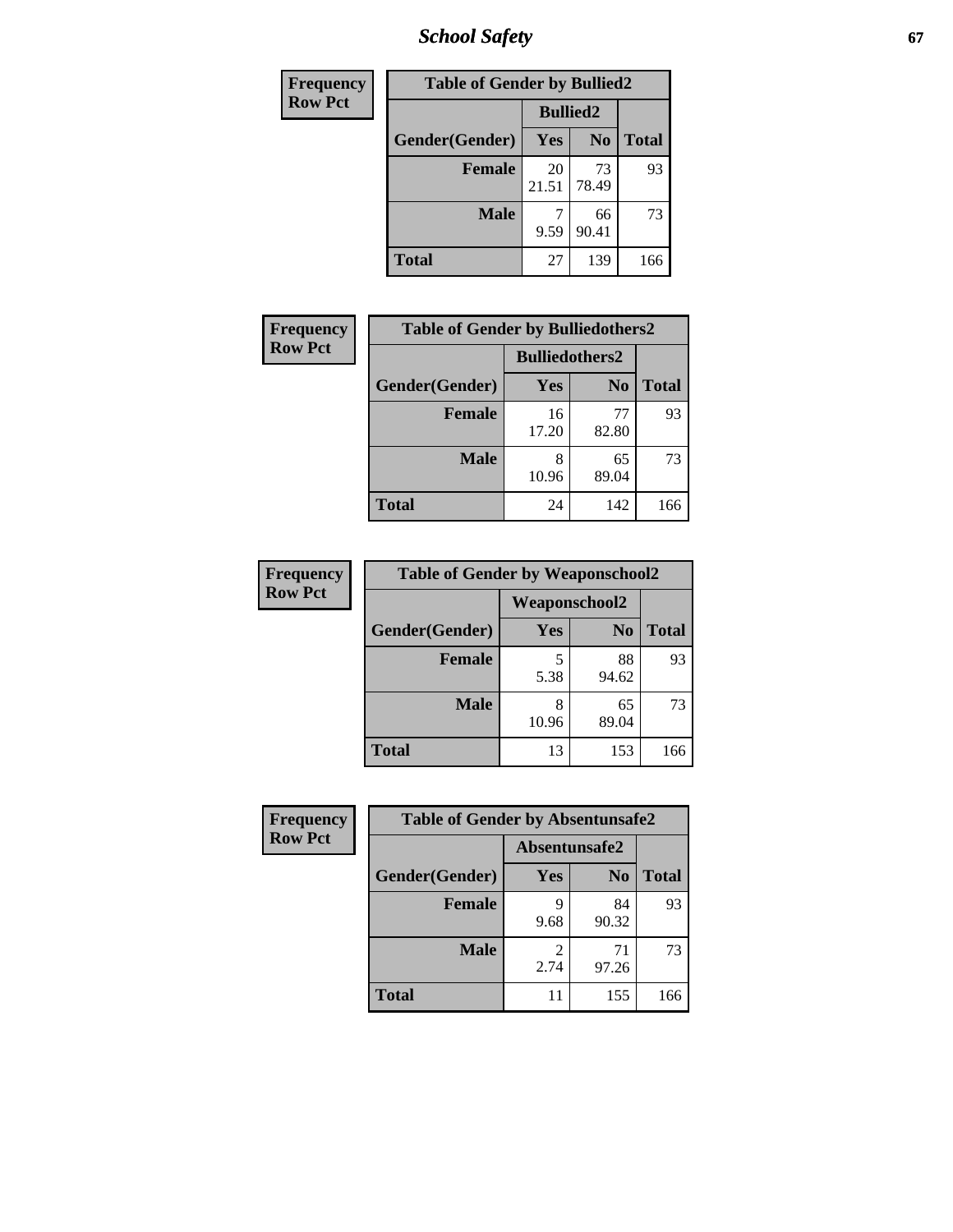| Frequency<br>Row Pct |
|---|

| Table of Gender by Bullied2 | | | |
|---|---|---|---|
| | Bullied2 | | |
| Gender(Gender) | Yes | No | Total |
| Female | 20<br>21.51 | 73<br>78.49 | 93 |
| Male | 7<br>9.59 | 66<br>90.41 | 73 |
| Total | 27 | 139 | 166 |

| Frequency<br>Row Pct |
|---|

| Table of Gender by Bulliedothers2 | | | |
|---|---|---|---|
| | Bulliedothers2 | | |
| Gender(Gender) | Yes | No | Total |
| Female | 16<br>17.20 | 77<br>82.80 | 93 |
| Male | 8<br>10.96 | 65<br>89.04 | 73 |
| Total | 24 | 142 | 166 |

| Frequency<br>Row Pct |
|---|

| Table of Gender by Weaponschool2 | | | |
|---|---|---|---|
| | Weaponschool2 | | |
| Gender(Gender) | Yes | No | Total |
| Female | 5<br>5.38 | 88<br>94.62 | 93 |
| Male | 8<br>10.96 | 65<br>89.04 | 73 |
| Total | 13 | 153 | 166 |

| Frequency<br>Row Pct |
|---|

| Table of Gender by Absentunsafe2 | | | |
|---|---|---|---|
| | Absentunsafe2 | | |
| Gender(Gender) | Yes | No | Total |
| Female | 9<br>9.68 | 84<br>90.32 | 93 |
| Male | 2<br>2.74 | 71<br>97.26 | 73 |
| Total | 11 | 155 | 166 |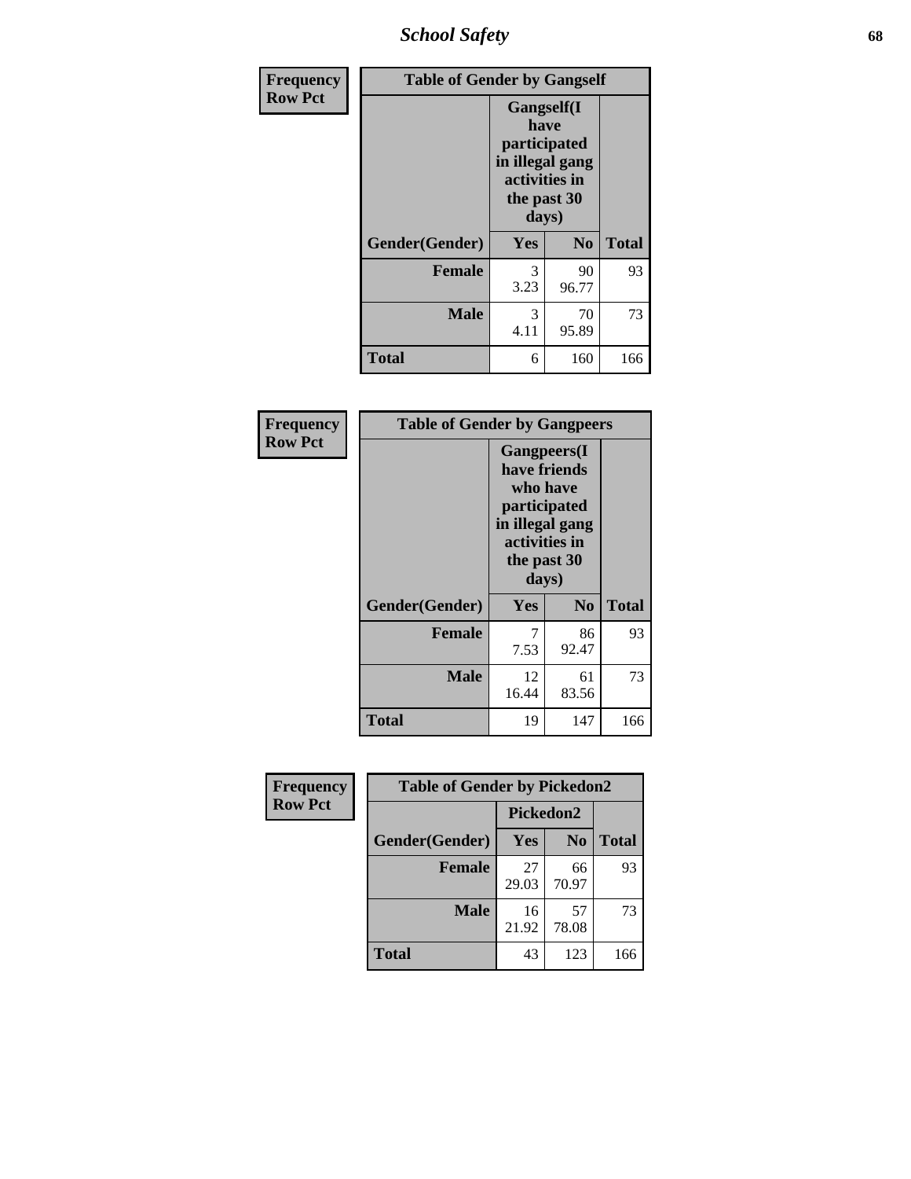| Frequency Row Pct | Table of Gender by Gangself | | |
|---|---|---|---|
| | Gangself(I have participated in illegal gang activities in the past 30 days) | | |
| Gender(Gender) | Yes | No | Total |
| Female | 3<br>3.23 | 90<br>96.77 | 93 |
| Male | 3<br>4.11 | 70<br>95.89 | 73 |
| Total | 6 | 160 | 166 |

| Frequency Row Pct | Table of Gender by Gangpeers | | |
|---|---|---|---|
| | Gangpeers(I have friends who have participated in illegal gang activities in the past 30 days) | | |
| Gender(Gender) | Yes | No | Total |
| Female | 7<br>7.53 | 86<br>92.47 | 93 |
| Male | 12<br>16.44 | 61<br>83.56 | 73 |
| Total | 19 | 147 | 166 |

| Frequency Row Pct | Table of Gender by Pickedon2 | | |
|---|---|---|---|
| | Pickedon2 | | |
| Gender(Gender) | Yes | No | Total |
| Female | 27<br>29.03 | 66<br>70.97 | 93 |
| Male | 16<br>21.92 | 57<br>78.08 | 73 |
| Total | 43 | 123 | 166 |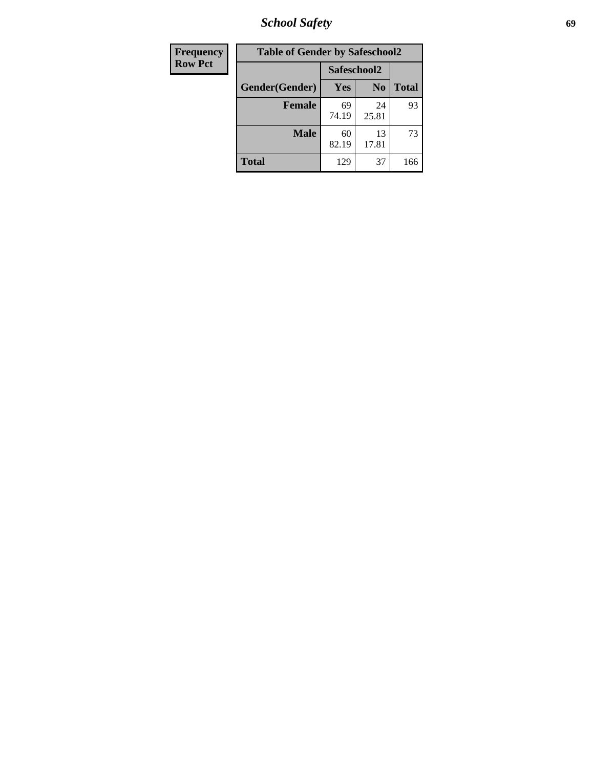| Frequency Row Pct |
|---|

**Table of Gender by Safeschool2**

| Gender(Gender) | Safeschool2 Yes | Safeschool2 No | Total |
|---|---|---|---|
| **Female** | 69<br>74.19 | 24<br>25.81 | 93 |
| **Male** | 60<br>82.19 | 13<br>17.81 | 73 |
| **Total** | 129 | 37 | 166 |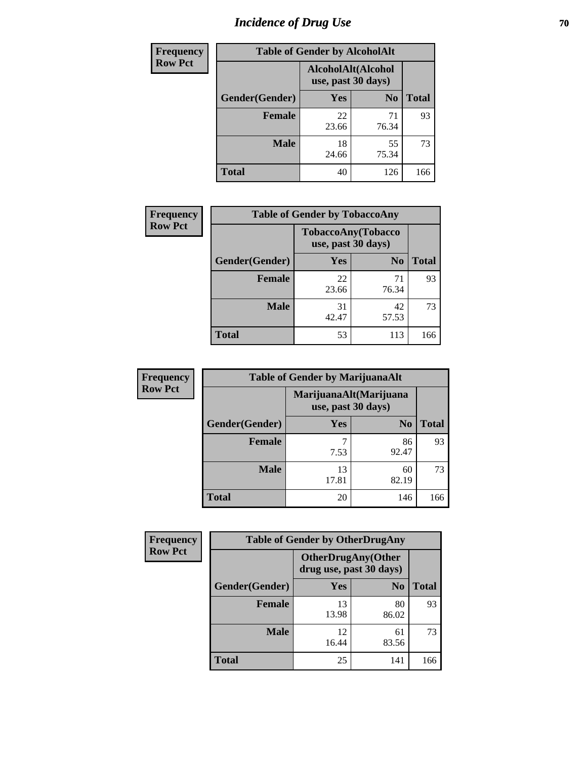# Incidence of Drug Use

**Frequency**
**Row Pct**

| Table of Gender by AlcoholAlt | | | |
|---|---|---|---|
| | AlcoholAlt(Alcohol use, past 30 days) | | |
| Gender(Gender) | Yes | No | Total |
| Female | 22<br>23.66 | 71<br>76.34 | 93 |
| Male | 18<br>24.66 | 55<br>75.34 | 73 |
| Total | 40 | 126 | 166 |

**Frequency**
**Row Pct**

| Table of Gender by TobaccoAny | | | |
|---|---|---|---|
| | TobaccoAny(Tobacco use, past 30 days) | | |
| Gender(Gender) | Yes | No | Total |
| Female | 22<br>23.66 | 71<br>76.34 | 93 |
| Male | 31<br>42.47 | 42<br>57.53 | 73 |
| Total | 53 | 113 | 166 |

**Frequency**
**Row Pct**

| Table of Gender by MarijuanaAlt | | | |
|---|---|---|---|
| | MarijuanaAlt(Marijuana use, past 30 days) | | |
| Gender(Gender) | Yes | No | Total |
| Female | 7<br>7.53 | 86<br>92.47 | 93 |
| Male | 13<br>17.81 | 60<br>82.19 | 73 |
| Total | 20 | 146 | 166 |

**Frequency**
**Row Pct**

| Table of Gender by OtherDrugAny | | | |
|---|---|---|---|
| | OtherDrugAny(Other drug use, past 30 days) | | |
| Gender(Gender) | Yes | No | Total |
| Female | 13<br>13.98 | 80<br>86.02 | 93 |
| Male | 12<br>16.44 | 61<br>83.56 | 73 |
| Total | 25 | 141 | 166 |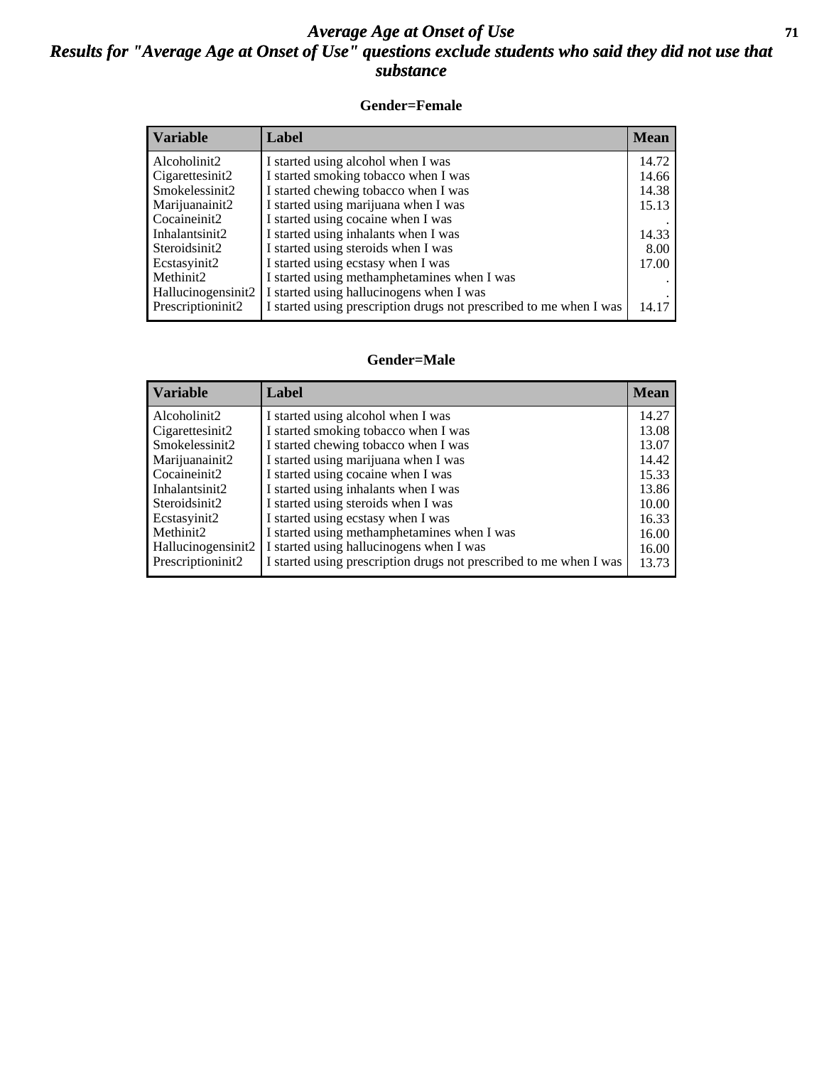# Average Age at Onset of Use

## Results for "Average Age at Onset of Use" questions exclude students who said they did not use that substance

### Gender=Female

| Variable | Label | Mean |
|---|---|---|
| Alcoholinit2 | I started using alcohol when I was | 14.72 |
| Cigarettesinit2 | I started smoking tobacco when I was | 14.66 |
| Smokelessinit2 | I started chewing tobacco when I was | 14.38 |
| Marijuanainit2 | I started using marijuana when I was | 15.13 |
| Cocaineinit2 | I started using cocaine when I was | . |
| Inhalantsinit2 | I started using inhalants when I was | 14.33 |
| Steroidsinit2 | I started using steroids when I was | 8.00 |
| Ecstasyinit2 | I started using ecstasy when I was | 17.00 |
| Methinit2 | I started using methamphetamines when I was | . |
| Hallucinogensinit2 | I started using hallucinogens when I was | . |
| Prescriptioninit2 | I started using prescription drugs not prescribed to me when I was | 14.17 |

### Gender=Male

| Variable | Label | Mean |
|---|---|---|
| Alcoholinit2 | I started using alcohol when I was | 14.27 |
| Cigarettesinit2 | I started smoking tobacco when I was | 13.08 |
| Smokelessinit2 | I started chewing tobacco when I was | 13.07 |
| Marijuanainit2 | I started using marijuana when I was | 14.42 |
| Cocaineinit2 | I started using cocaine when I was | 15.33 |
| Inhalantsinit2 | I started using inhalants when I was | 13.86 |
| Steroidsinit2 | I started using steroids when I was | 10.00 |
| Ecstasyinit2 | I started using ecstasy when I was | 16.33 |
| Methinit2 | I started using methamphetamines when I was | 16.00 |
| Hallucinogensinit2 | I started using hallucinogens when I was | 16.00 |
| Prescriptioninit2 | I started using prescription drugs not prescribed to me when I was | 13.73 |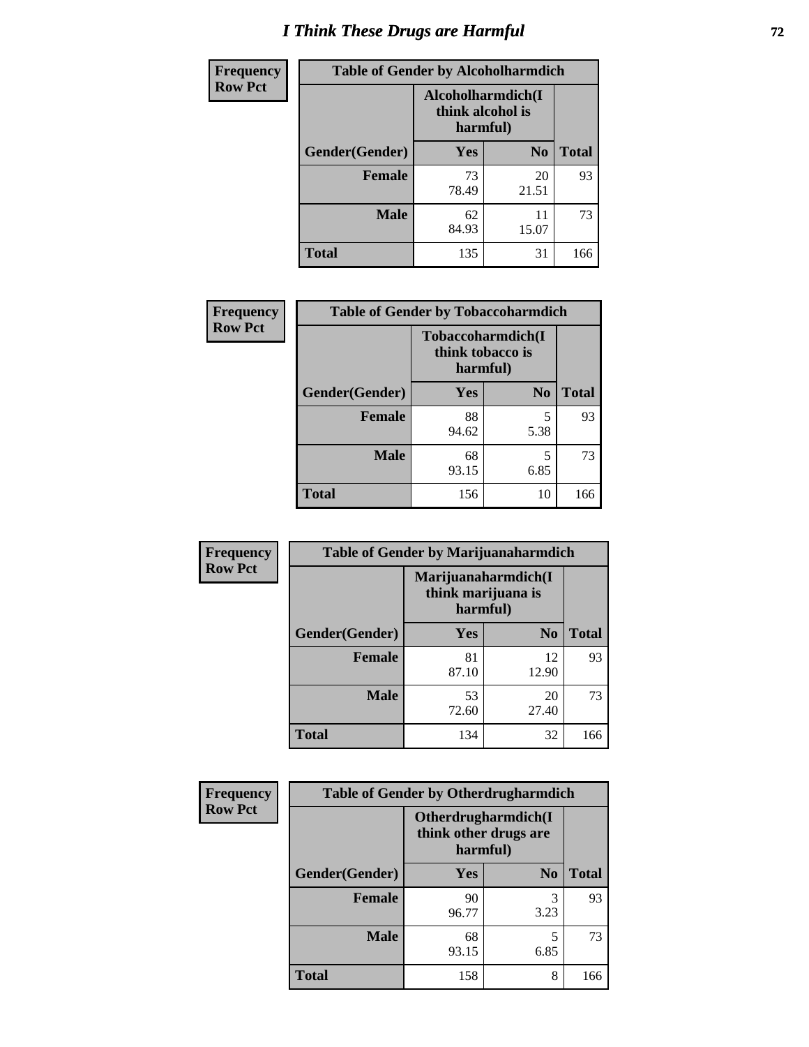# I Think These Drugs are Harmful

**Frequency**
**Row Pct**

| Table of Gender by Alcoholharmdich | | | |
|---|---|---|---|
| | Alcoholharmdich(I think alcohol is harmful) | | |
| Gender(Gender) | Yes | No | Total |
| **Female** | 73<br>78.49 | 20<br>21.51 | 93 |
| **Male** | 62<br>84.93 | 11<br>15.07 | 73 |
| **Total** | 135 | 31 | 166 |

**Frequency**
**Row Pct**

| Table of Gender by Tobaccoharmdich | | | |
|---|---|---|---|
| | Tobaccoharmdich(I think tobacco is harmful) | | |
| Gender(Gender) | Yes | No | Total |
| **Female** | 88<br>94.62 | 5<br>5.38 | 93 |
| **Male** | 68<br>93.15 | 5<br>6.85 | 73 |
| **Total** | 156 | 10 | 166 |

**Frequency**
**Row Pct**

| Table of Gender by Marijuanaharmdich | | | |
|---|---|---|---|
| | Marijuanaharmdich(I think marijuana is harmful) | | |
| Gender(Gender) | Yes | No | Total |
| **Female** | 81<br>87.10 | 12<br>12.90 | 93 |
| **Male** | 53<br>72.60 | 20<br>27.40 | 73 |
| **Total** | 134 | 32 | 166 |

**Frequency**
**Row Pct**

| Table of Gender by Otherdrugharmdich | | | |
|---|---|---|---|
| | Otherdrugharmdich(I think other drugs are harmful) | | |
| Gender(Gender) | Yes | No | Total |
| **Female** | 90<br>96.77 | 3<br>3.23 | 93 |
| **Male** | 68<br>93.15 | 5<br>6.85 | 73 |
| **Total** | 158 | 8 | 166 |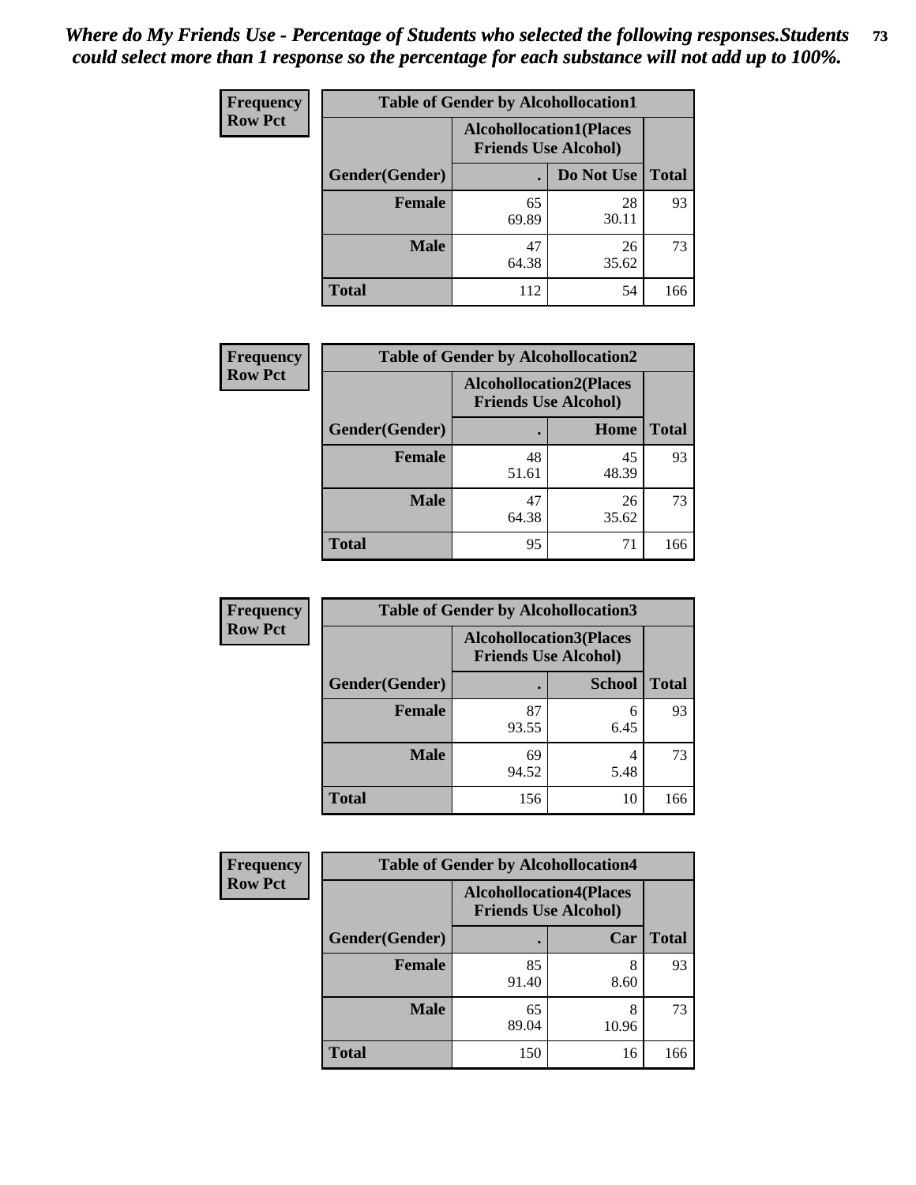*Where do My Friends Use - Percentage of Students who selected the following responses.Students could select more than 1 response so the percentage for each substance will not add up to 100%.*

**Frequency Row Pct**

| Table of Gender by Alcohollocation1 | | | |
|---|---|---|---|
| | Alcohollocation1(Places Friends Use Alcohol) | | |
| Gender(Gender) | . | Do Not Use | Total |
| Female | 65<br>69.89 | 28<br>30.11 | 93 |
| Male | 47<br>64.38 | 26<br>35.62 | 73 |
| Total | 112 | 54 | 166 |

**Frequency Row Pct**

| Table of Gender by Alcohollocation2 | | | |
|---|---|---|---|
| | Alcohollocation2(Places Friends Use Alcohol) | | |
| Gender(Gender) | . | Home | Total |
| Female | 48<br>51.61 | 45<br>48.39 | 93 |
| Male | 47<br>64.38 | 26<br>35.62 | 73 |
| Total | 95 | 71 | 166 |

**Frequency Row Pct**

| Table of Gender by Alcohollocation3 | | | |
|---|---|---|---|
| | Alcohollocation3(Places Friends Use Alcohol) | | |
| Gender(Gender) | . | School | Total |
| Female | 87<br>93.55 | 6<br>6.45 | 93 |
| Male | 69<br>94.52 | 4<br>5.48 | 73 |
| Total | 156 | 10 | 166 |

**Frequency Row Pct**

| Table of Gender by Alcohollocation4 | | | |
|---|---|---|---|
| | Alcohollocation4(Places Friends Use Alcohol) | | |
| Gender(Gender) | . | Car | Total |
| Female | 85<br>91.40 | 8<br>8.60 | 93 |
| Male | 65<br>89.04 | 8<br>10.96 | 73 |
| Total | 150 | 16 | 166 |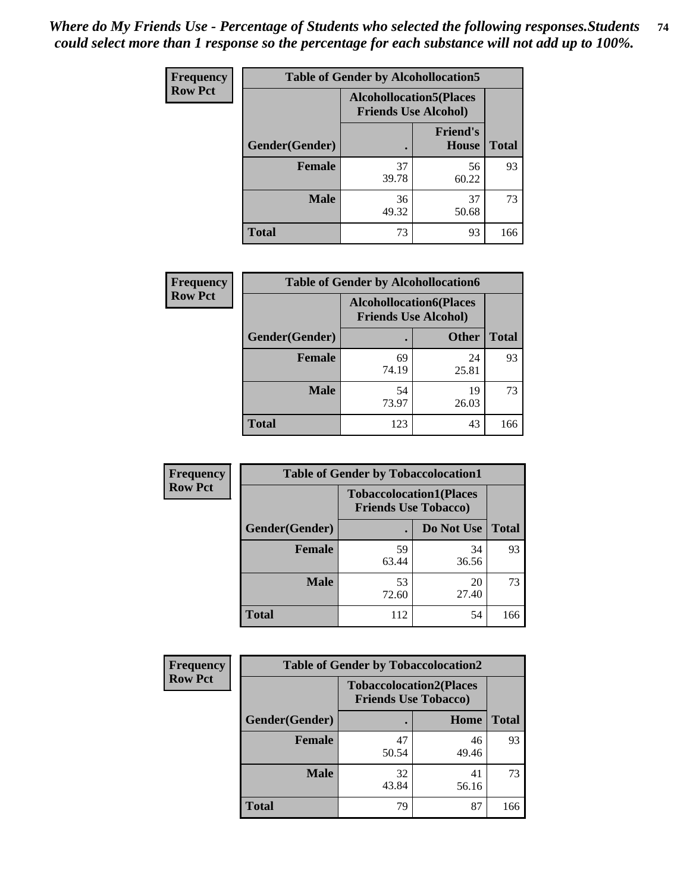*Where do My Friends Use - Percentage of Students who selected the following responses.Students could select more than 1 response so the percentage for each substance will not add up to 100%.*

**Frequency**
**Row Pct**

| Table of Gender by Alcohollocation5 | | | |
|---|---|---|---|
| | Alcohollocation5(Places Friends Use Alcohol) | | |
| Gender(Gender) | . | Friend's House | Total |
| Female | 37<br>39.78 | 56<br>60.22 | 93 |
| Male | 36<br>49.32 | 37<br>50.68 | 73 |
| Total | 73 | 93 | 166 |

**Frequency**
**Row Pct**

| Table of Gender by Alcohollocation6 | | | |
|---|---|---|---|
| | Alcohollocation6(Places Friends Use Alcohol) | | |
| Gender(Gender) | . | Other | Total |
| Female | 69<br>74.19 | 24<br>25.81 | 93 |
| Male | 54<br>73.97 | 19<br>26.03 | 73 |
| Total | 123 | 43 | 166 |

**Frequency**
**Row Pct**

| Table of Gender by Tobaccolocation1 | | | |
|---|---|---|---|
| | Tobaccolocation1(Places Friends Use Tobacco) | | |
| Gender(Gender) | . | Do Not Use | Total |
| Female | 59<br>63.44 | 34<br>36.56 | 93 |
| Male | 53<br>72.60 | 20<br>27.40 | 73 |
| Total | 112 | 54 | 166 |

**Frequency**
**Row Pct**

| Table of Gender by Tobaccolocation2 | | | |
|---|---|---|---|
| | Tobaccolocation2(Places Friends Use Tobacco) | | |
| Gender(Gender) | . | Home | Total |
| Female | 47<br>50.54 | 46<br>49.46 | 93 |
| Male | 32<br>43.84 | 41<br>56.16 | 73 |
| Total | 79 | 87 | 166 |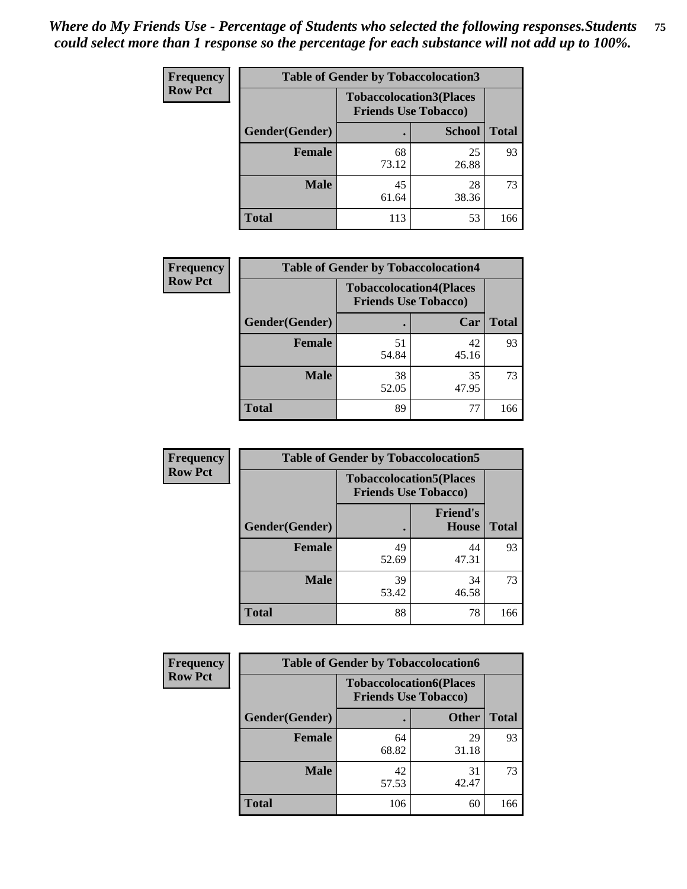*Where do My Friends Use - Percentage of Students who selected the following responses.Students could select more than 1 response so the percentage for each substance will not add up to 100%.*

**Frequency / Row Pct**

| Table of Gender by Tobaccolocation3 | | | |
|---|---|---|---|
| | Tobaccolocation3(Places Friends Use Tobacco) | | |
| Gender(Gender) | . | School | Total |
| Female | 68<br>73.12 | 25<br>26.88 | 93 |
| Male | 45<br>61.64 | 28<br>38.36 | 73 |
| Total | 113 | 53 | 166 |

**Frequency / Row Pct**

| Table of Gender by Tobaccolocation4 | | | |
|---|---|---|---|
| | Tobaccolocation4(Places Friends Use Tobacco) | | |
| Gender(Gender) | . | Car | Total |
| Female | 51<br>54.84 | 42<br>45.16 | 93 |
| Male | 38<br>52.05 | 35<br>47.95 | 73 |
| Total | 89 | 77 | 166 |

**Frequency / Row Pct**

| Table of Gender by Tobaccolocation5 | | | |
|---|---|---|---|
| | Tobaccolocation5(Places Friends Use Tobacco) | | |
| Gender(Gender) | . | Friend's House | Total |
| Female | 49<br>52.69 | 44<br>47.31 | 93 |
| Male | 39<br>53.42 | 34<br>46.58 | 73 |
| Total | 88 | 78 | 166 |

**Frequency / Row Pct**

| Table of Gender by Tobaccolocation6 | | | |
|---|---|---|---|
| | Tobaccolocation6(Places Friends Use Tobacco) | | |
| Gender(Gender) | . | Other | Total |
| Female | 64<br>68.82 | 29<br>31.18 | 93 |
| Male | 42<br>57.53 | 31<br>42.47 | 73 |
| Total | 106 | 60 | 166 |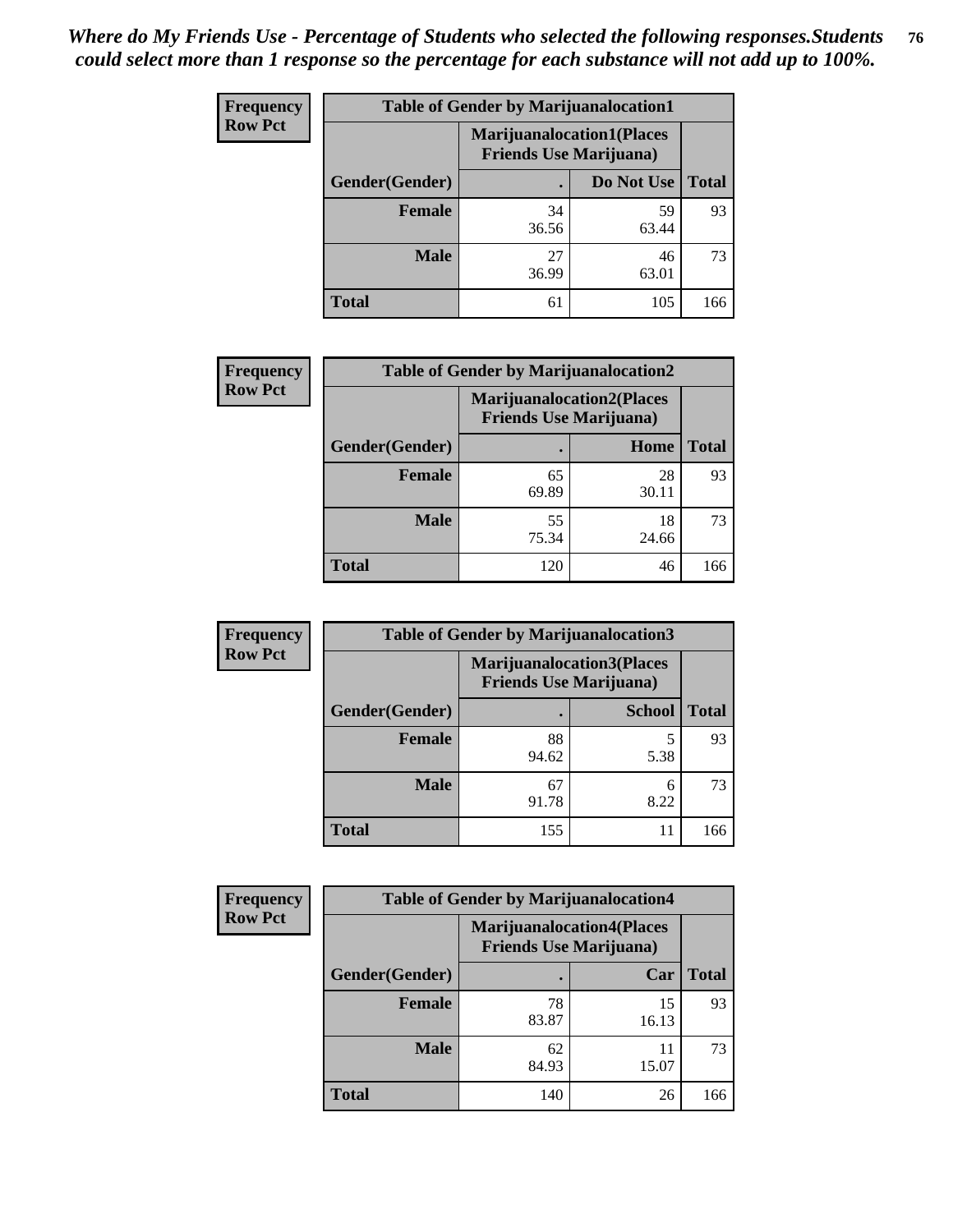*Where do My Friends Use - Percentage of Students who selected the following responses.Students could select more than 1 response so the percentage for each substance will not add up to 100%.*

**Frequency**
**Row Pct**

| Table of Gender by Marijuanalocation1 | | | |
|---|---|---|---|
| | Marijuanalocation1(Places Friends Use Marijuana) | | |
| Gender(Gender) | . | Do Not Use | Total |
| **Female** | 34<br>36.56 | 59<br>63.44 | 93 |
| **Male** | 27<br>36.99 | 46<br>63.01 | 73 |
| **Total** | 61 | 105 | 166 |

**Frequency**
**Row Pct**

| Table of Gender by Marijuanalocation2 | | | |
|---|---|---|---|
| | Marijuanalocation2(Places Friends Use Marijuana) | | |
| Gender(Gender) | . | Home | Total |
| **Female** | 65<br>69.89 | 28<br>30.11 | 93 |
| **Male** | 55<br>75.34 | 18<br>24.66 | 73 |
| **Total** | 120 | 46 | 166 |

**Frequency**
**Row Pct**

| Table of Gender by Marijuanalocation3 | | | |
|---|---|---|---|
| | Marijuanalocation3(Places Friends Use Marijuana) | | |
| Gender(Gender) | . | School | Total |
| **Female** | 88<br>94.62 | 5<br>5.38 | 93 |
| **Male** | 67<br>91.78 | 6<br>8.22 | 73 |
| **Total** | 155 | 11 | 166 |

**Frequency**
**Row Pct**

| Table of Gender by Marijuanalocation4 | | | |
|---|---|---|---|
| | Marijuanalocation4(Places Friends Use Marijuana) | | |
| Gender(Gender) | . | Car | Total |
| **Female** | 78<br>83.87 | 15<br>16.13 | 93 |
| **Male** | 62<br>84.93 | 11<br>15.07 | 73 |
| **Total** | 140 | 26 | 166 |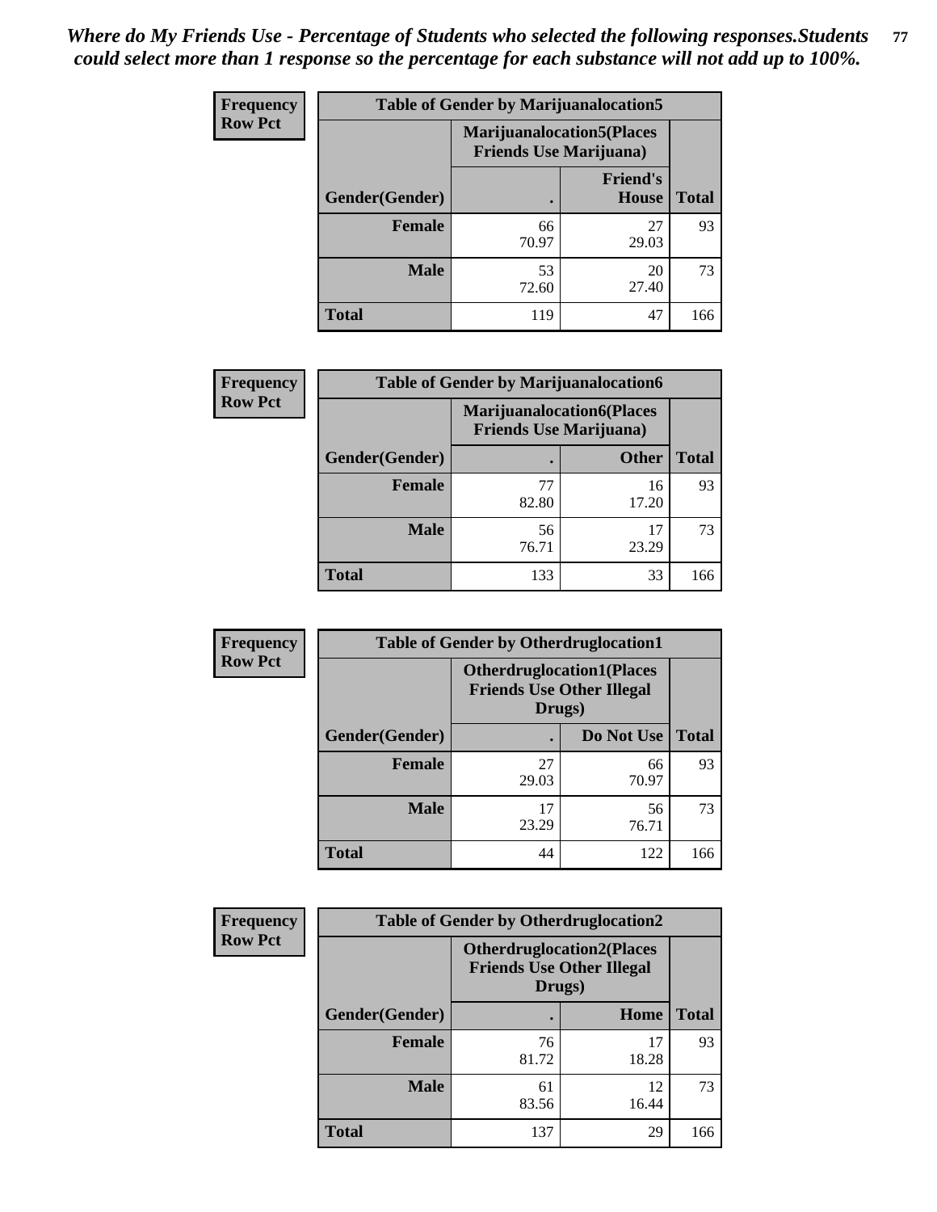*Where do My Friends Use - Percentage of Students who selected the following responses.Students could select more than 1 response so the percentage for each substance will not add up to 100%.*

**Frequency Row Pct**

| Table of Gender by Marijuanalocation5 | | | |
|---|---|---|---|
| | Marijuanalocation5(Places Friends Use Marijuana) | | |
| Gender(Gender) | . | Friend's House | Total |
| **Female** | 66<br>70.97 | 27<br>29.03 | 93 |
| **Male** | 53<br>72.60 | 20<br>27.40 | 73 |
| **Total** | 119 | 47 | 166 |

**Frequency Row Pct**

| Table of Gender by Marijuanalocation6 | | | |
|---|---|---|---|
| | Marijuanalocation6(Places Friends Use Marijuana) | | |
| Gender(Gender) | . | Other | Total |
| **Female** | 77<br>82.80 | 16<br>17.20 | 93 |
| **Male** | 56<br>76.71 | 17<br>23.29 | 73 |
| **Total** | 133 | 33 | 166 |

**Frequency Row Pct**

| Table of Gender by Otherdruglocation1 | | | |
|---|---|---|---|
| | Otherdruglocation1(Places Friends Use Other Illegal Drugs) | | |
| Gender(Gender) | . | Do Not Use | Total |
| **Female** | 27<br>29.03 | 66<br>70.97 | 93 |
| **Male** | 17<br>23.29 | 56<br>76.71 | 73 |
| **Total** | 44 | 122 | 166 |

**Frequency Row Pct**

| Table of Gender by Otherdruglocation2 | | | |
|---|---|---|---|
| | Otherdruglocation2(Places Friends Use Other Illegal Drugs) | | |
| Gender(Gender) | . | Home | Total |
| **Female** | 76<br>81.72 | 17<br>18.28 | 93 |
| **Male** | 61<br>83.56 | 12<br>16.44 | 73 |
| **Total** | 137 | 29 | 166 |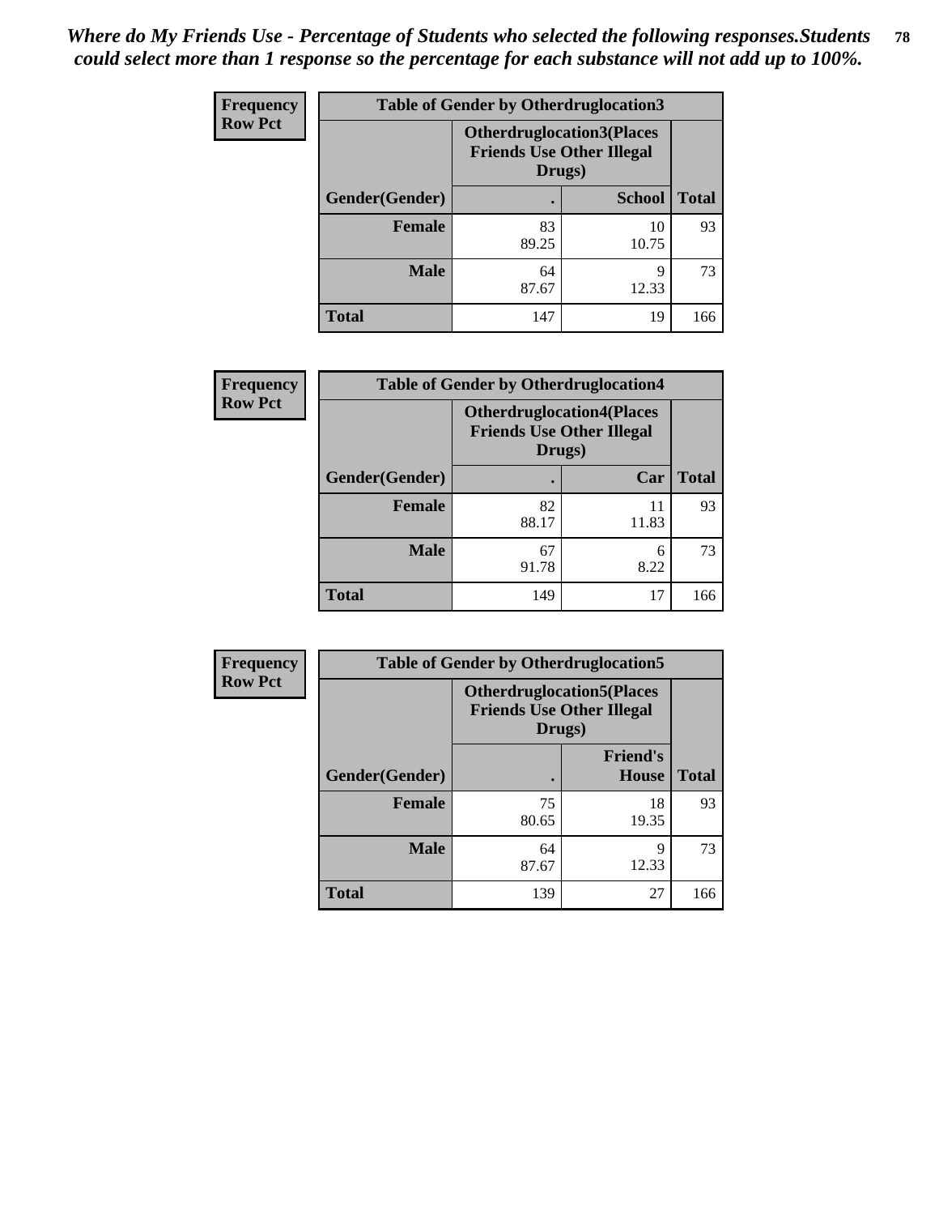*Where do My Friends Use - Percentage of Students who selected the following responses.Students could select more than 1 response so the percentage for each substance will not add up to 100%.*

**Frequency**
**Row Pct**

| Table of Gender by Otherdruglocation3 | | | |
|---|---|---|---|
| | Otherdruglocation3(Places Friends Use Other Illegal Drugs) | | |
| Gender(Gender) | . | School | Total |
| **Female** | 83<br>89.25 | 10<br>10.75 | 93 |
| **Male** | 64<br>87.67 | 9<br>12.33 | 73 |
| **Total** | 147 | 19 | 166 |

**Frequency**
**Row Pct**

| Table of Gender by Otherdruglocation4 | | | |
|---|---|---|---|
| | Otherdruglocation4(Places Friends Use Other Illegal Drugs) | | |
| Gender(Gender) | . | Car | Total |
| **Female** | 82<br>88.17 | 11<br>11.83 | 93 |
| **Male** | 67<br>91.78 | 6<br>8.22 | 73 |
| **Total** | 149 | 17 | 166 |

**Frequency**
**Row Pct**

| Table of Gender by Otherdruglocation5 | | | |
|---|---|---|---|
| | Otherdruglocation5(Places Friends Use Other Illegal Drugs) | | |
| Gender(Gender) | . | Friend's House | Total |
| **Female** | 75<br>80.65 | 18<br>19.35 | 93 |
| **Male** | 64<br>87.67 | 9<br>12.33 | 73 |
| **Total** | 139 | 27 | 166 |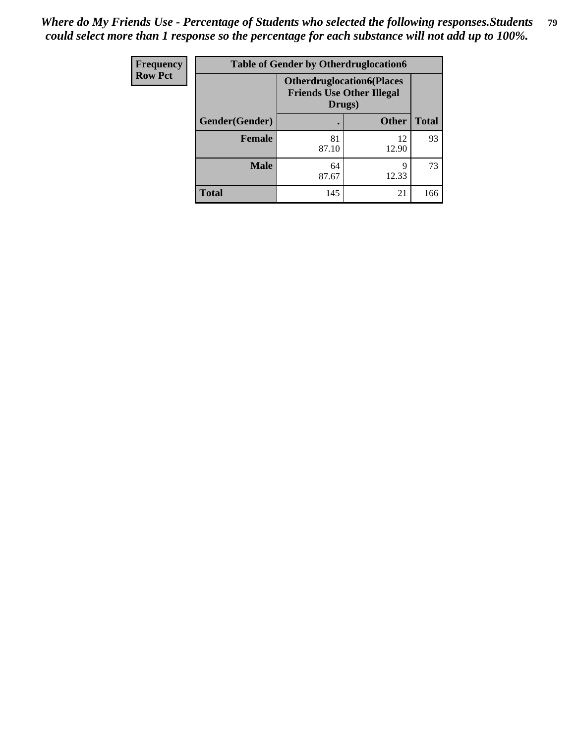*Where do My Friends Use - Percentage of Students who selected the following responses.Students could select more than 1 response so the percentage for each substance will not add up to 100%.*

| Frequency<br>Row Pct | Table of Gender by Otherdruglocation6 | | |
|---|---|---|---|
| | Otherdruglocation6(Places Friends Use Other Illegal Drugs) | | |
| Gender(Gender) | . | Other | Total |
| Female | 81<br>87.10 | 12<br>12.90 | 93 |
| Male | 64<br>87.67 | 9<br>12.33 | 73 |
| Total | 145 | 21 | 166 |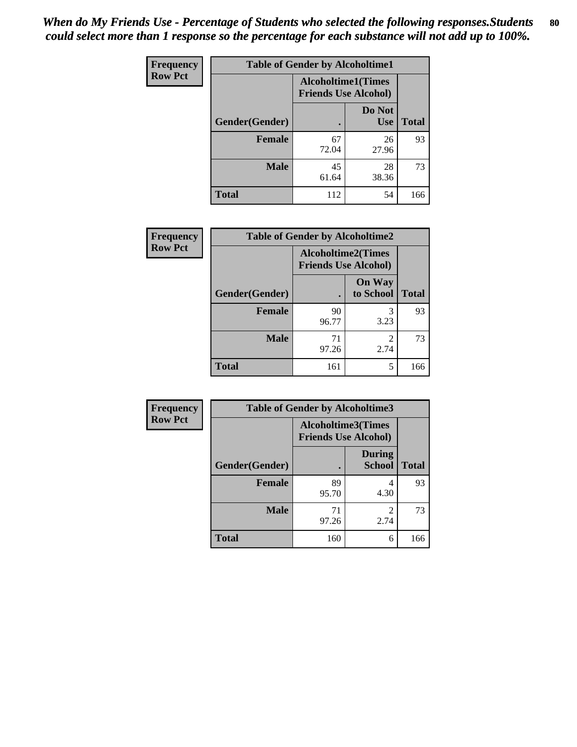*When do My Friends Use - Percentage of Students who selected the following responses.Students could select more than 1 response so the percentage for each substance will not add up to 100%.*

**Frequency**
**Row Pct**

| Table of Gender by Alcoholtime1 | | | |
|---|---|---|---|
| | Alcoholtime1(Times Friends Use Alcohol) | | |
| Gender(Gender) | . | Do Not Use | Total |
| **Female** | 67<br>72.04 | 26<br>27.96 | 93 |
| **Male** | 45<br>61.64 | 28<br>38.36 | 73 |
| **Total** | 112 | 54 | 166 |

**Frequency**
**Row Pct**

| Table of Gender by Alcoholtime2 | | | |
|---|---|---|---|
| | Alcoholtime2(Times Friends Use Alcohol) | | |
| Gender(Gender) | . | On Way to School | Total |
| **Female** | 90<br>96.77 | 3<br>3.23 | 93 |
| **Male** | 71<br>97.26 | 2<br>2.74 | 73 |
| **Total** | 161 | 5 | 166 |

**Frequency**
**Row Pct**

| Table of Gender by Alcoholtime3 | | | |
|---|---|---|---|
| | Alcoholtime3(Times Friends Use Alcohol) | | |
| Gender(Gender) | . | During School | Total |
| **Female** | 89<br>95.70 | 4<br>4.30 | 93 |
| **Male** | 71<br>97.26 | 2<br>2.74 | 73 |
| **Total** | 160 | 6 | 166 |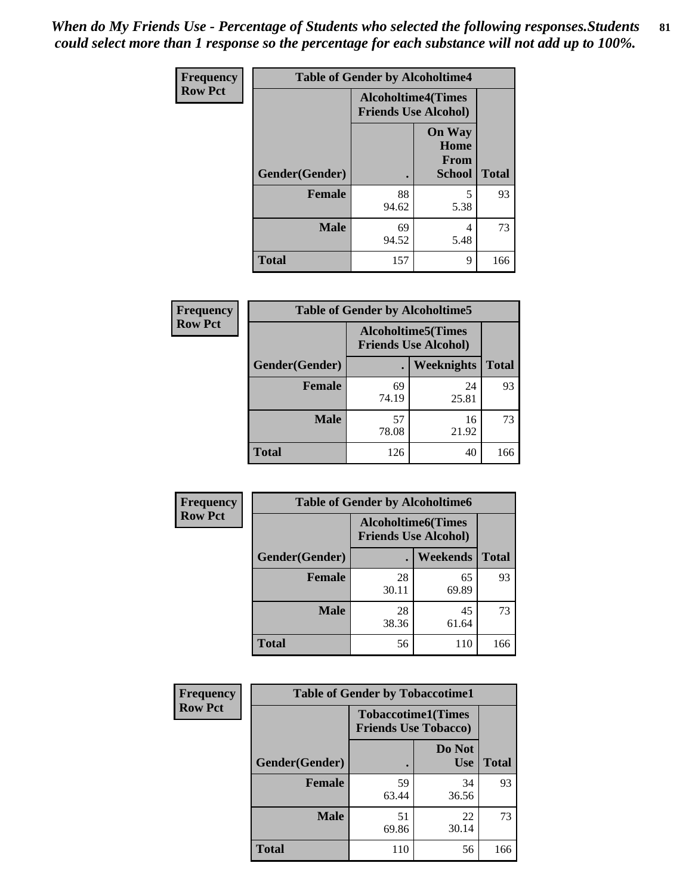*When do My Friends Use - Percentage of Students who selected the following responses.Students could select more than 1 response so the percentage for each substance will not add up to 100%.*

**Frequency**
**Row Pct**

| Table of Gender by Alcoholtime4 | | | |
|---|---|---|---|
| | Alcoholtime4(Times Friends Use Alcohol) | | |
| Gender(Gender) | . | On Way Home From School | Total |
| **Female** | 88<br>94.62 | 5<br>5.38 | 93 |
| **Male** | 69<br>94.52 | 4<br>5.48 | 73 |
| **Total** | 157 | 9 | 166 |

**Frequency**
**Row Pct**

| Table of Gender by Alcoholtime5 | | | |
|---|---|---|---|
| | Alcoholtime5(Times Friends Use Alcohol) | | |
| Gender(Gender) | . | Weeknights | Total |
| **Female** | 69<br>74.19 | 24<br>25.81 | 93 |
| **Male** | 57<br>78.08 | 16<br>21.92 | 73 |
| **Total** | 126 | 40 | 166 |

**Frequency**
**Row Pct**

| Table of Gender by Alcoholtime6 | | | |
|---|---|---|---|
| | Alcoholtime6(Times Friends Use Alcohol) | | |
| Gender(Gender) | . | Weekends | Total |
| **Female** | 28<br>30.11 | 65<br>69.89 | 93 |
| **Male** | 28<br>38.36 | 45<br>61.64 | 73 |
| **Total** | 56 | 110 | 166 |

**Frequency**
**Row Pct**

| Table of Gender by Tobaccotime1 | | | |
|---|---|---|---|
| | Tobaccotime1(Times Friends Use Tobacco) | | |
| Gender(Gender) | . | Do Not Use | Total |
| **Female** | 59<br>63.44 | 34<br>36.56 | 93 |
| **Male** | 51<br>69.86 | 22<br>30.14 | 73 |
| **Total** | 110 | 56 | 166 |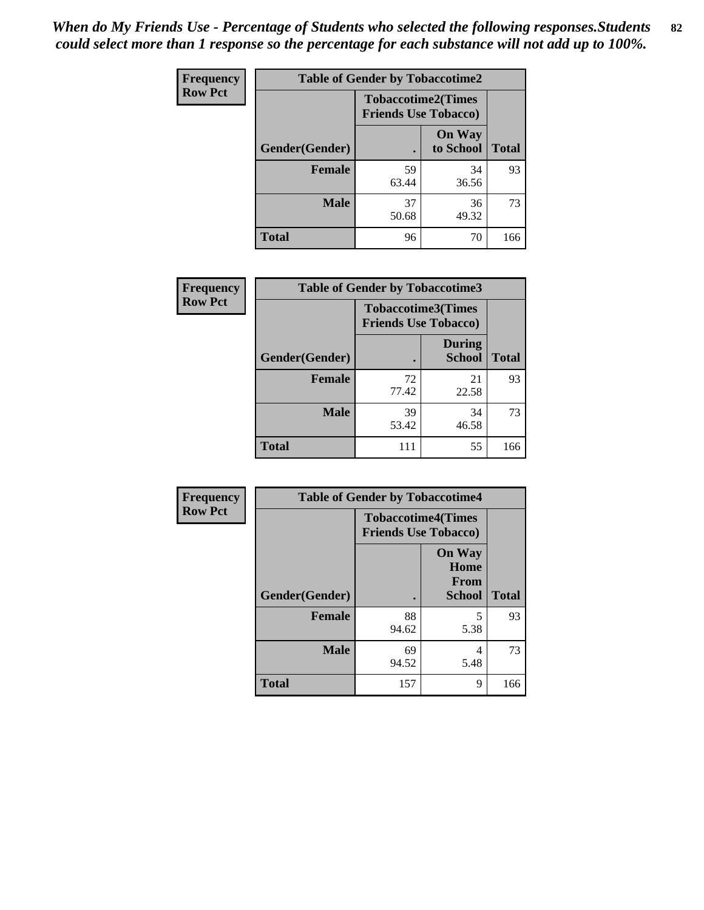*When do My Friends Use - Percentage of Students who selected the following responses.Students could select more than 1 response so the percentage for each substance will not add up to 100%.*

**Frequency**
**Row Pct**

| Table of Gender by Tobaccotime2 | | | |
|---|---|---|---|
| | Tobaccotime2(Times Friends Use Tobacco) | | |
| Gender(Gender) | . | On Way to School | Total |
| **Female** | 59<br>63.44 | 34<br>36.56 | 93 |
| **Male** | 37<br>50.68 | 36<br>49.32 | 73 |
| **Total** | 96 | 70 | 166 |

**Frequency**
**Row Pct**

| Table of Gender by Tobaccotime3 | | | |
|---|---|---|---|
| | Tobaccotime3(Times Friends Use Tobacco) | | |
| Gender(Gender) | . | During School | Total |
| **Female** | 72<br>77.42 | 21<br>22.58 | 93 |
| **Male** | 39<br>53.42 | 34<br>46.58 | 73 |
| **Total** | 111 | 55 | 166 |

**Frequency**
**Row Pct**

| Table of Gender by Tobaccotime4 | | | |
|---|---|---|---|
| | Tobaccotime4(Times Friends Use Tobacco) | | |
| Gender(Gender) | . | On Way Home From School | Total |
| **Female** | 88<br>94.62 | 5<br>5.38 | 93 |
| **Male** | 69<br>94.52 | 4<br>5.48 | 73 |
| **Total** | 157 | 9 | 166 |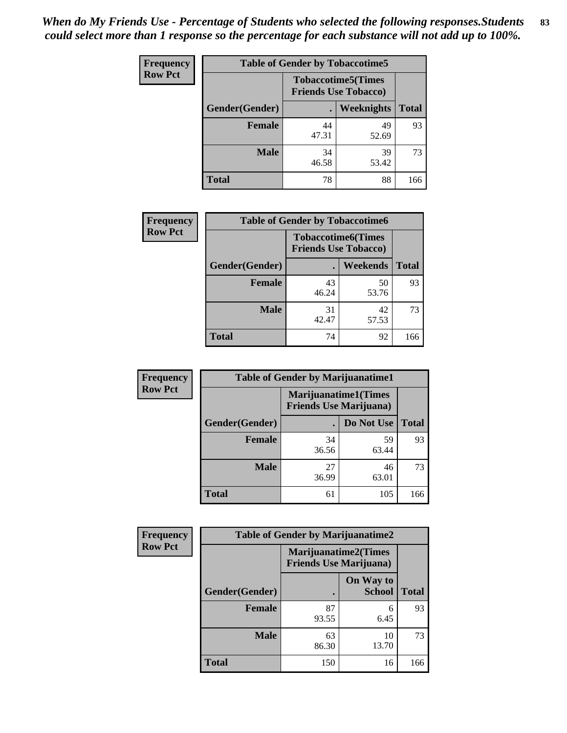*When do My Friends Use - Percentage of Students who selected the following responses.Students could select more than 1 response so the percentage for each substance will not add up to 100%.*

**Frequency**
**Row Pct**

| Table of Gender by Tobaccotime5 | | | |
|---|---|---|---|
| | Tobaccotime5(Times Friends Use Tobacco) | | |
| Gender(Gender) | . | Weeknights | Total |
| **Female** | 44<br>47.31 | 49<br>52.69 | 93 |
| **Male** | 34<br>46.58 | 39<br>53.42 | 73 |
| **Total** | 78 | 88 | 166 |

**Frequency**
**Row Pct**

| Table of Gender by Tobaccotime6 | | | |
|---|---|---|---|
| | Tobaccotime6(Times Friends Use Tobacco) | | |
| Gender(Gender) | . | Weekends | Total |
| **Female** | 43<br>46.24 | 50<br>53.76 | 93 |
| **Male** | 31<br>42.47 | 42<br>57.53 | 73 |
| **Total** | 74 | 92 | 166 |

**Frequency**
**Row Pct**

| Table of Gender by Marijuanatime1 | | | |
|---|---|---|---|
| | Marijuanatime1(Times Friends Use Marijuana) | | |
| Gender(Gender) | . | Do Not Use | Total |
| **Female** | 34<br>36.56 | 59<br>63.44 | 93 |
| **Male** | 27<br>36.99 | 46<br>63.01 | 73 |
| **Total** | 61 | 105 | 166 |

**Frequency**
**Row Pct**

| Table of Gender by Marijuanatime2 | | | |
|---|---|---|---|
| | Marijuanatime2(Times Friends Use Marijuana) | | |
| Gender(Gender) | . | On Way to School | Total |
| **Female** | 87<br>93.55 | 6<br>6.45 | 93 |
| **Male** | 63<br>86.30 | 10<br>13.70 | 73 |
| **Total** | 150 | 16 | 166 |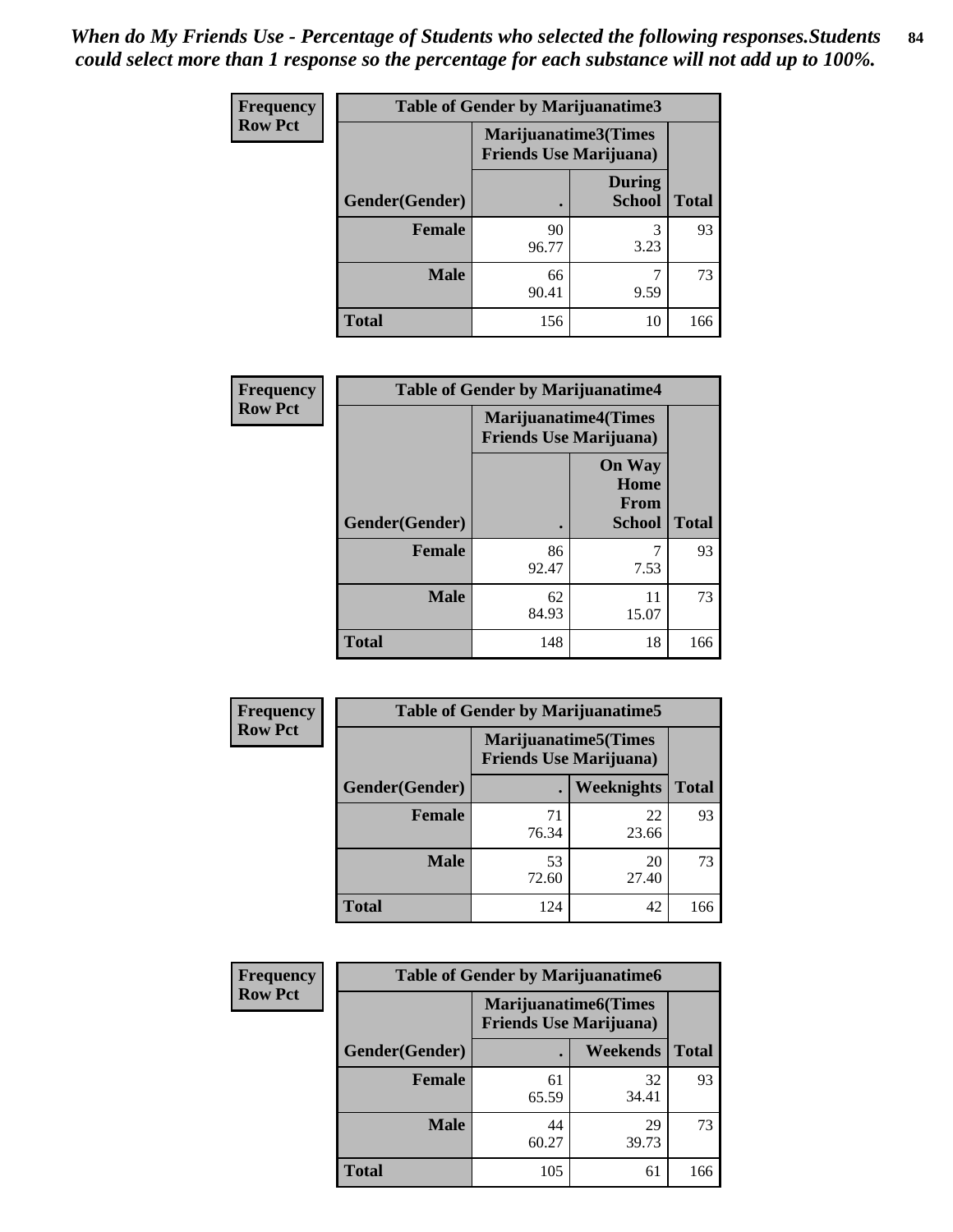*When do My Friends Use - Percentage of Students who selected the following responses.Students could select more than 1 response so the percentage for each substance will not add up to 100%.*

**Frequency**
**Row Pct**

| Table of Gender by Marijuanatime3 | | | |
|---|---|---|---|
| | Marijuanatime3(Times Friends Use Marijuana) | | |
| Gender(Gender) | . | During School | Total |
| **Female** | 90<br>96.77 | 3<br>3.23 | 93 |
| **Male** | 66<br>90.41 | 7<br>9.59 | 73 |
| **Total** | 156 | 10 | 166 |

**Frequency**
**Row Pct**

| Table of Gender by Marijuanatime4 | | | |
|---|---|---|---|
| | Marijuanatime4(Times Friends Use Marijuana) | | |
| Gender(Gender) | . | On Way Home From School | Total |
| **Female** | 86<br>92.47 | 7<br>7.53 | 93 |
| **Male** | 62<br>84.93 | 11<br>15.07 | 73 |
| **Total** | 148 | 18 | 166 |

**Frequency**
**Row Pct**

| Table of Gender by Marijuanatime5 | | | |
|---|---|---|---|
| | Marijuanatime5(Times Friends Use Marijuana) | | |
| Gender(Gender) | . | Weeknights | Total |
| **Female** | 71<br>76.34 | 22<br>23.66 | 93 |
| **Male** | 53<br>72.60 | 20<br>27.40 | 73 |
| **Total** | 124 | 42 | 166 |

**Frequency**
**Row Pct**

| Table of Gender by Marijuanatime6 | | | |
|---|---|---|---|
| | Marijuanatime6(Times Friends Use Marijuana) | | |
| Gender(Gender) | . | Weekends | Total |
| **Female** | 61<br>65.59 | 32<br>34.41 | 93 |
| **Male** | 44<br>60.27 | 29<br>39.73 | 73 |
| **Total** | 105 | 61 | 166 |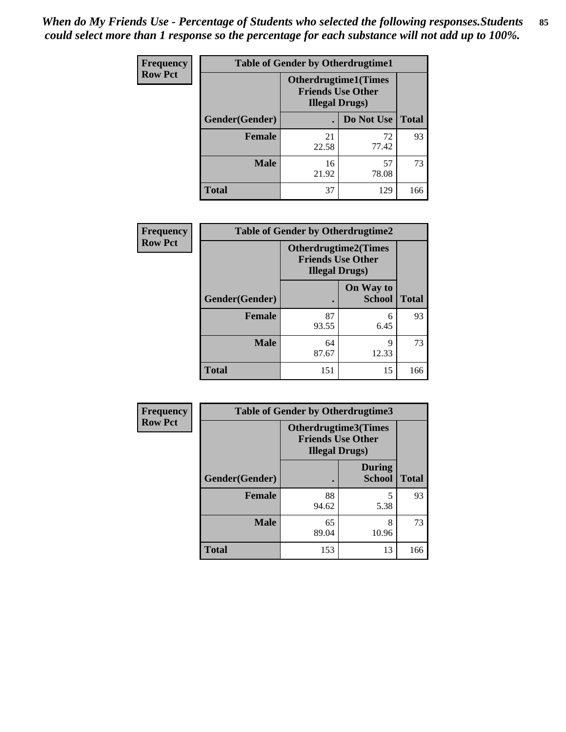*When do My Friends Use - Percentage of Students who selected the following responses.Students could select more than 1 response so the percentage for each substance will not add up to 100%.*

**Frequency**
**Row Pct**

| Table of Gender by Otherdrugtime1 | | | |
|---|---|---|---|
| | Otherdrugtime1(Times Friends Use Other Illegal Drugs) | | |
| Gender(Gender) | . | Do Not Use | Total |
| **Female** | 21<br>22.58 | 72<br>77.42 | 93 |
| **Male** | 16<br>21.92 | 57<br>78.08 | 73 |
| **Total** | 37 | 129 | 166 |

**Frequency**
**Row Pct**

| Table of Gender by Otherdrugtime2 | | | |
|---|---|---|---|
| | Otherdrugtime2(Times Friends Use Other Illegal Drugs) | | |
| Gender(Gender) | . | On Way to School | Total |
| **Female** | 87<br>93.55 | 6<br>6.45 | 93 |
| **Male** | 64<br>87.67 | 9<br>12.33 | 73 |
| **Total** | 151 | 15 | 166 |

**Frequency**
**Row Pct**

| Table of Gender by Otherdrugtime3 | | | |
|---|---|---|---|
| | Otherdrugtime3(Times Friends Use Other Illegal Drugs) | | |
| Gender(Gender) | . | During School | Total |
| **Female** | 88<br>94.62 | 5<br>5.38 | 93 |
| **Male** | 65<br>89.04 | 8<br>10.96 | 73 |
| **Total** | 153 | 13 | 166 |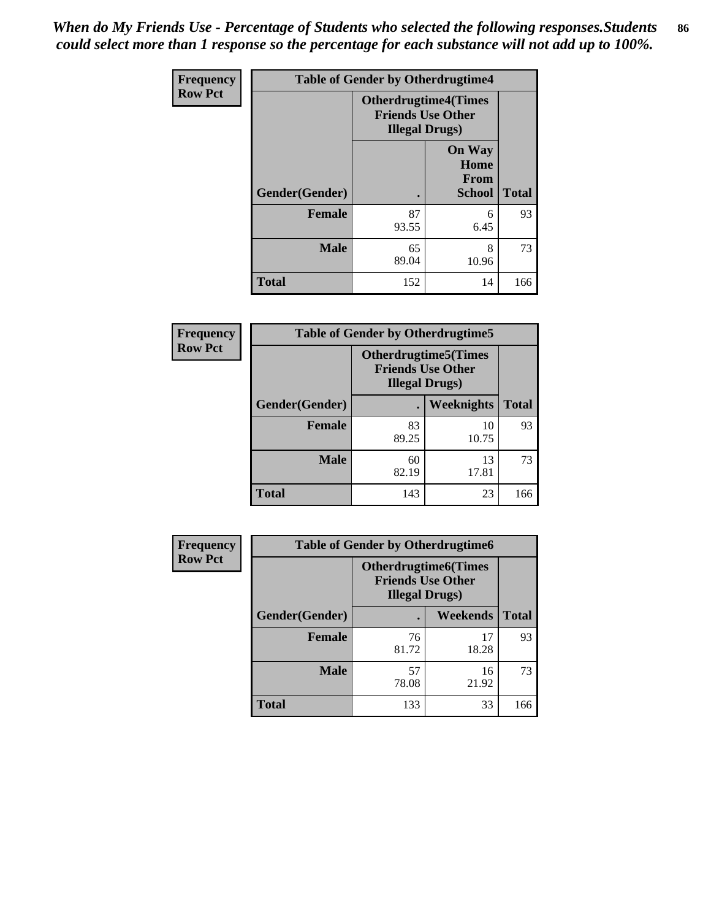*When do My Friends Use - Percentage of Students who selected the following responses.Students could select more than 1 response so the percentage for each substance will not add up to 100%.*

**Frequency**
**Row Pct**

| Table of Gender by Otherdrugtime4 | | | |
|---|---|---|---|
| | Otherdrugtime4(Times Friends Use Other Illegal Drugs) | | |
| Gender(Gender) | . | On Way Home From School | Total |
| **Female** | 87<br>93.55 | 6<br>6.45 | 93 |
| **Male** | 65<br>89.04 | 8<br>10.96 | 73 |
| **Total** | 152 | 14 | 166 |

**Frequency**
**Row Pct**

| Table of Gender by Otherdrugtime5 | | | |
|---|---|---|---|
| | Otherdrugtime5(Times Friends Use Other Illegal Drugs) | | |
| Gender(Gender) | . | Weeknights | Total |
| **Female** | 83<br>89.25 | 10<br>10.75 | 93 |
| **Male** | 60<br>82.19 | 13<br>17.81 | 73 |
| **Total** | 143 | 23 | 166 |

**Frequency**
**Row Pct**

| Table of Gender by Otherdrugtime6 | | | |
|---|---|---|---|
| | Otherdrugtime6(Times Friends Use Other Illegal Drugs) | | |
| Gender(Gender) | . | Weekends | Total |
| **Female** | 76<br>81.72 | 17<br>18.28 | 93 |
| **Male** | 57<br>78.08 | 16<br>21.92 | 73 |
| **Total** | 133 | 33 | 166 |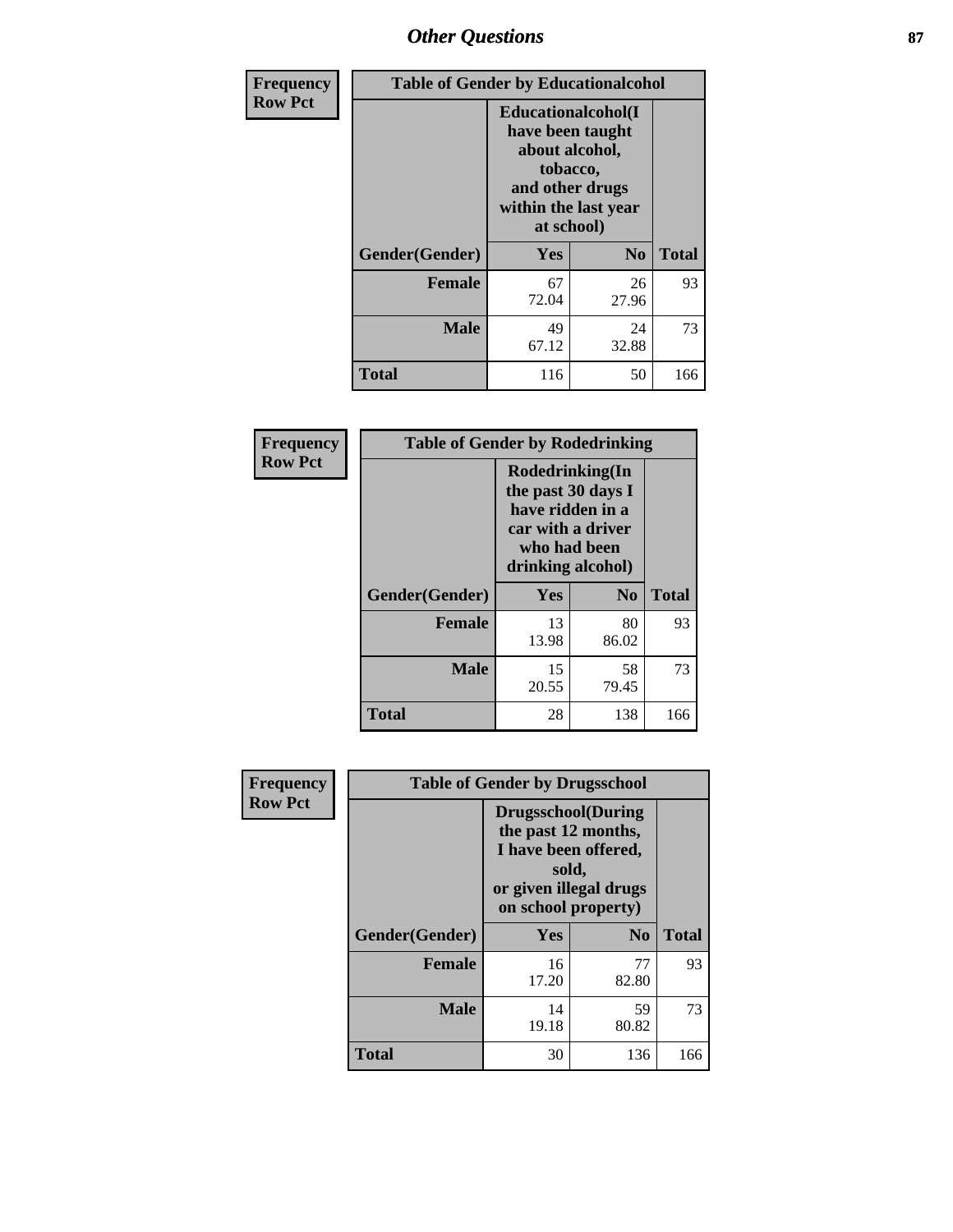| Frequency<br>Row Pct | Table of Gender by Educationalcohol | | |
|---|---|---|---|
| | Educationalcohol(I have been taught about alcohol, tobacco, and other drugs within the last year at school) | | |
| Gender(Gender) | Yes | No | Total |
| Female | 67<br>72.04 | 26<br>27.96 | 93 |
| Male | 49<br>67.12 | 24<br>32.88 | 73 |
| Total | 116 | 50 | 166 |

| Frequency<br>Row Pct | Table of Gender by Rodedrinking | | |
|---|---|---|---|
| | Rodedrinking(In the past 30 days I have ridden in a car with a driver who had been drinking alcohol) | | |
| Gender(Gender) | Yes | No | Total |
| Female | 13<br>13.98 | 80<br>86.02 | 93 |
| Male | 15<br>20.55 | 58<br>79.45 | 73 |
| Total | 28 | 138 | 166 |

| Frequency<br>Row Pct | Table of Gender by Drugsschool | | |
|---|---|---|---|
| | Drugsschool(During the past 12 months, I have been offered, sold, or given illegal drugs on school property) | | |
| Gender(Gender) | Yes | No | Total |
| Female | 16<br>17.20 | 77<br>82.80 | 93 |
| Male | 14<br>19.18 | 59<br>80.82 | 73 |
| Total | 30 | 136 | 166 |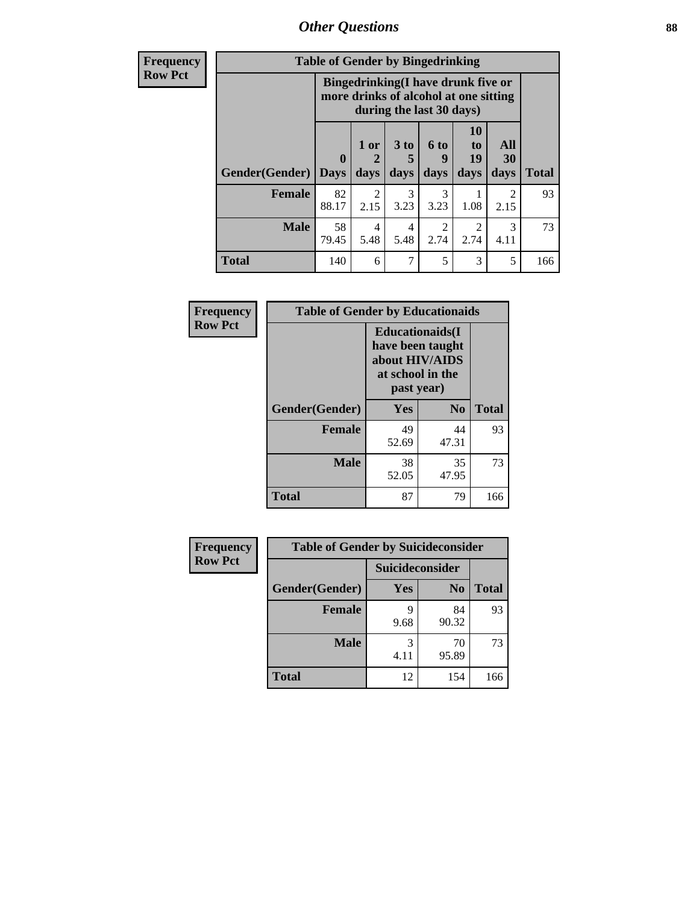## Other Questions

**Frequency**
**Row Pct**

| Table of Gender by Bingedrinking | | | | | | | |
|---|---|---|---|---|---|---|---|
| | Bingedrinking(I have drunk five or more drinks of alcohol at one sitting during the last 30 days) | | | | | | |
| Gender(Gender) | 0 Days | 1 or 2 days | 3 to 5 days | 6 to 9 days | 10 to 19 days | All 30 days | Total |
| **Female** | 82<br>88.17 | 2<br>2.15 | 3<br>3.23 | 3<br>3.23 | 1<br>1.08 | 2<br>2.15 | 93 |
| **Male** | 58<br>79.45 | 4<br>5.48 | 4<br>5.48 | 2<br>2.74 | 2<br>2.74 | 3<br>4.11 | 73 |
| **Total** | 140 | 6 | 7 | 5 | 3 | 5 | 166 |

**Frequency**
**Row Pct**

| Table of Gender by Educationaids | | | |
|---|---|---|---|
| | Educationaids(I have been taught about HIV/AIDS at school in the past year) | | |
| Gender(Gender) | Yes | No | Total |
| **Female** | 49<br>52.69 | 44<br>47.31 | 93 |
| **Male** | 38<br>52.05 | 35<br>47.95 | 73 |
| **Total** | 87 | 79 | 166 |

**Frequency**
**Row Pct**

| Table of Gender by Suicideconsider | | | |
|---|---|---|---|
| | Suicideconsider | | |
| Gender(Gender) | Yes | No | Total |
| **Female** | 9<br>9.68 | 84<br>90.32 | 93 |
| **Male** | 3<br>4.11 | 70<br>95.89 | 73 |
| **Total** | 12 | 154 | 166 |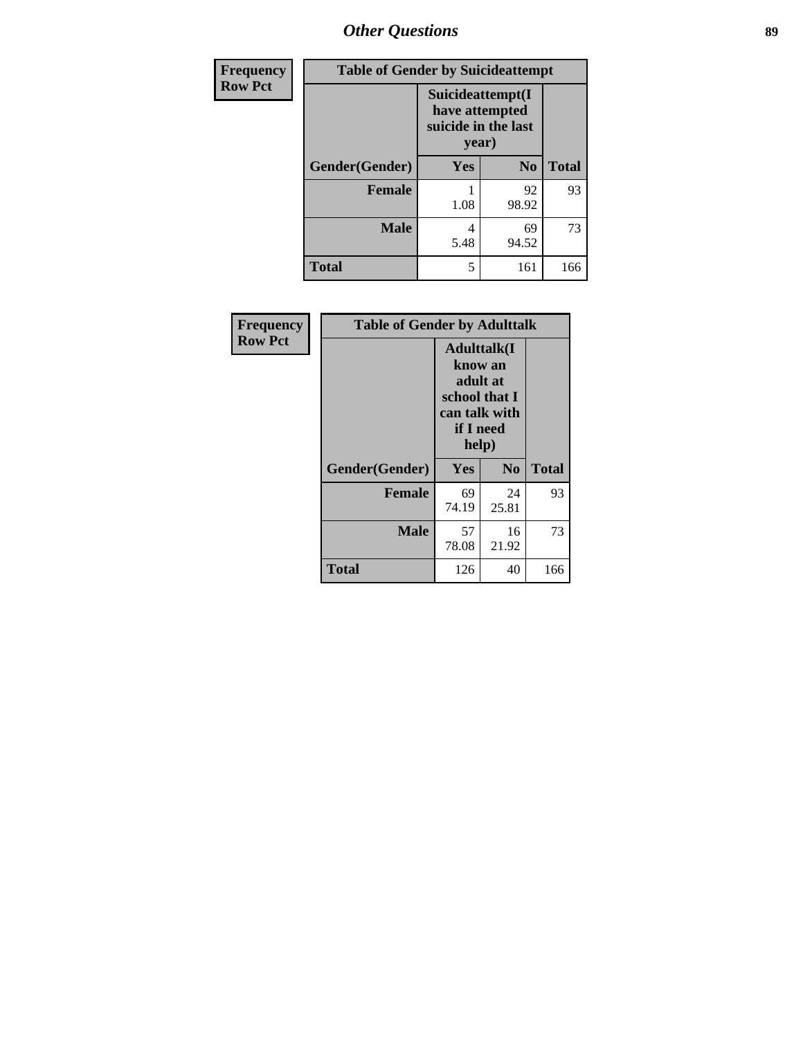## Other Questions

| Frequency<br>Row Pct | Table of Gender by Suicideattempt | | |
|---|---|---|---|
| | Suicideattempt(I have attempted suicide in the last year) | | |
| Gender(Gender) | Yes | No | Total |
| Female | 1<br>1.08 | 92<br>98.92 | 93 |
| Male | 4<br>5.48 | 69<br>94.52 | 73 |
| Total | 5 | 161 | 166 |

| Frequency<br>Row Pct | Table of Gender by Adulttalk | | |
|---|---|---|---|
| | Adulttalk(I know an adult at school that I can talk with if I need help) | | |
| Gender(Gender) | Yes | No | Total |
| Female | 69<br>74.19 | 24<br>25.81 | 93 |
| Male | 57<br>78.08 | 16<br>21.92 | 73 |
| Total | 126 | 40 | 166 |